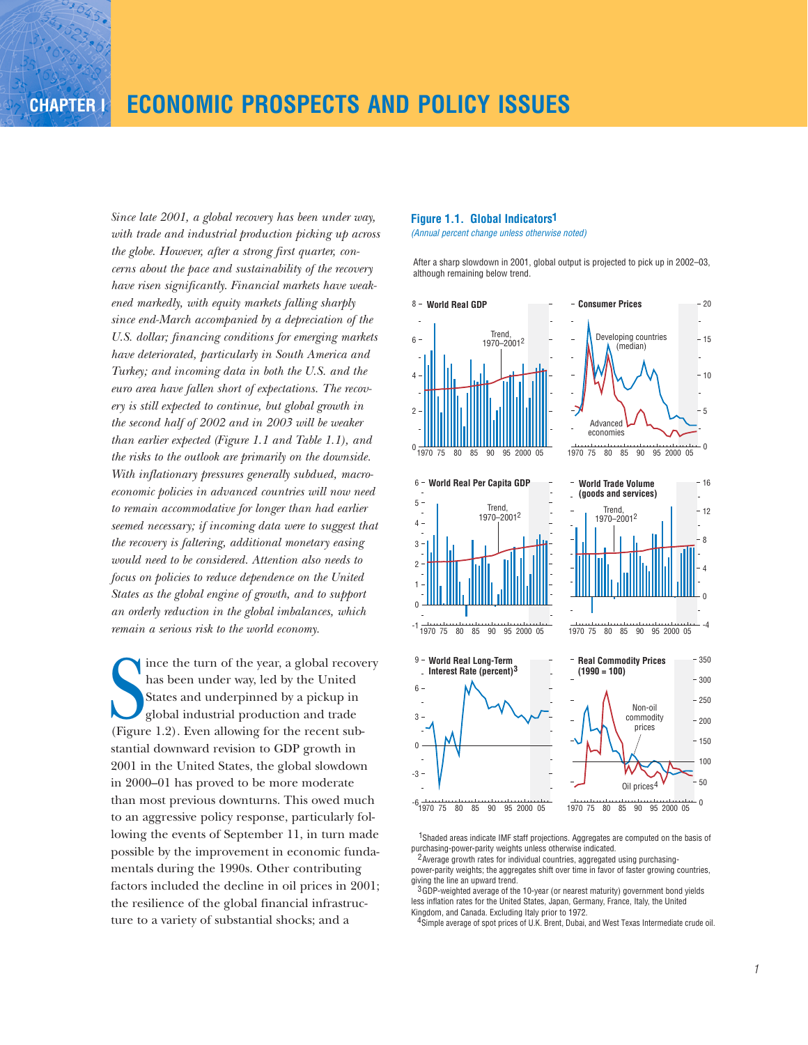# CHAPTER I ECONOMIC PROSPECTS AND POLICY ISSUES

*Since late 2001, a global recovery has been under way, with trade and industrial production picking up across the globe. However, after a strong first quarter, concerns about the pace and sustainability of the recovery have risen significantly. Financial markets have weakened markedly, with equity markets falling sharply since end-March accompanied by a depreciation of the U.S. dollar; financing conditions for emerging markets have deteriorated, particularly in South America and Turkey; and incoming data in both the U.S. and the euro area have fallen short of expectations. The recovery is still expected to continue, but global growth in the second half of 2002 and in 2003 will be weaker than earlier expected (Figure 1.1 and Table 1.1), and the risks to the outlook are primarily on the downside. With inflationary pressures generally subdued, macroeconomic policies in advanced countries will now need to remain accommodative for longer than had earlier seemed necessary; if incoming data were to suggest that the recovery is faltering, additional monetary easing would need to be considered. Attention also needs to focus on policies to reduce dependence on the United States as the global engine of growth, and to support an orderly reduction in the global imbalances, which remain a serious risk to the world economy.*

Since the turn of the year, a global recovery has been under way, led by the United States and underpinned by a pickup in global industrial production and trade (Figure 1.2). Even allowing for the recent substantial downward revision to GDP growth in 2001 in the United States, the global slowdown in 2000–01 has proved to be more moderate than most previous downturns. This owed much to an aggressive policy response, particularly following the events of September 11, in turn made possible by the improvement in economic fundamentals during the 1990s. Other contributing factors included the decline in oil prices in 2001; the resilience of the global financial infrastructure to a variety of substantial shocks; and a

**Figure 1.1. Global Indicators**[1]

*(Annual percent change unless otherwise noted)*

After a sharp slowdown in 2001, global output is projected to pick up in 2002–03, although remaining below trend.

[1]Shaded areas indicate IMF staff projections. Aggregates are computed on the basis of purchasing-power-parity weights unless otherwise indicated.

[2]Average growth rates for individual countries, aggregated using purchasing-power-parity weights; the aggregates shift over time in favor of faster growing countries, giving the line an upward trend.

[3]GDP-weighted average of the 10-year (or nearest maturity) government bond yields less inflation rates for the United States, Japan, Germany, France, Italy, the United Kingdom, and Canada. Excluding Italy prior to 1972.

[4]Simple average of spot prices of U.K. Brent, Dubai, and West Texas Intermediate crude oil.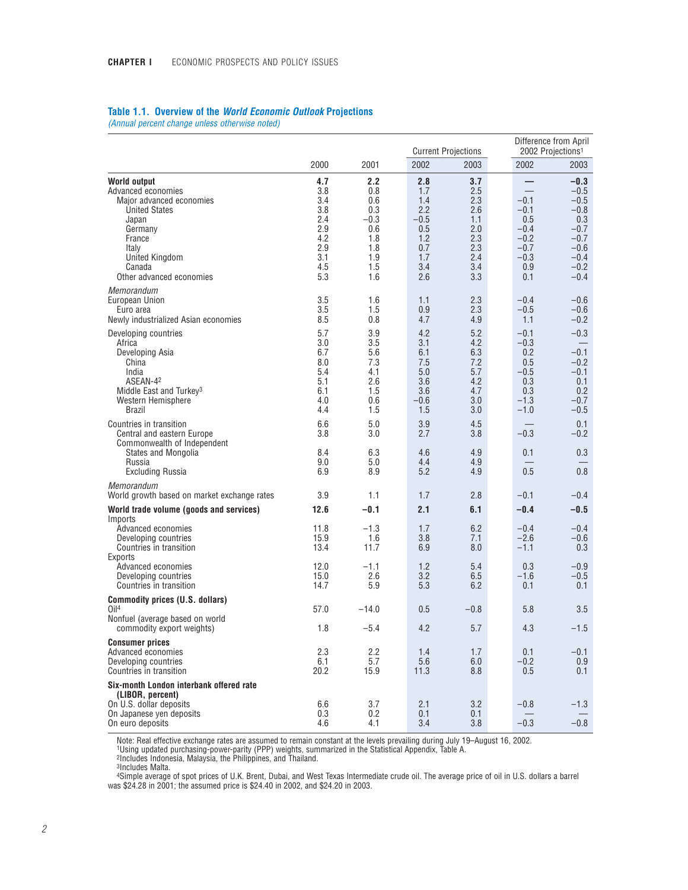### Table 1.1. Overview of the *World Economic Outlook* Projections

*(Annual percent change unless otherwise noted)*

| | | | Current Projections | | Difference from April 2002 Projections[1] | |
|---|---|---|---|---|---|---|
| | 2000 | 2001 | 2002 | 2003 | 2002 | 2003 |
| **World output** | **4.7** | **2.2** | **2.8** | **3.7** | **—** | **–0.3** |
| Advanced economies | 3.8 | 0.8 | 1.7 | 2.5 | — | –0.5 |
| Major advanced economies | 3.4 | 0.6 | 1.4 | 2.3 | –0.1 | –0.5 |
| United States | 3.8 | 0.3 | 2.2 | 2.6 | –0.1 | –0.8 |
| Japan | 2.4 | –0.3 | –0.5 | 1.1 | 0.5 | 0.3 |
| Germany | 2.9 | 0.6 | 0.5 | 2.0 | –0.4 | –0.7 |
| France | 4.2 | 1.8 | 1.2 | 2.3 | –0.2 | –0.7 |
| Italy | 2.9 | 1.8 | 0.7 | 2.3 | –0.7 | –0.6 |
| United Kingdom | 3.1 | 1.9 | 1.7 | 2.4 | –0.3 | –0.4 |
| Canada | 4.5 | 1.5 | 3.4 | 3.4 | 0.9 | –0.2 |
| Other advanced economies | 5.3 | 1.6 | 2.6 | 3.3 | 0.1 | –0.4 |
| *Memorandum* | | | | | | |
| European Union | 3.5 | 1.6 | 1.1 | 2.3 | –0.4 | –0.6 |
| Euro area | 3.5 | 1.5 | 0.9 | 2.3 | –0.5 | –0.6 |
| Newly industrialized Asian economies | 8.5 | 0.8 | 4.7 | 4.9 | 1.1 | –0.2 |
| Developing countries | 5.7 | 3.9 | 4.2 | 5.2 | –0.1 | –0.3 |
| Africa | 3.0 | 3.5 | 3.1 | 4.2 | –0.3 | — |
| Developing Asia | 6.7 | 5.6 | 6.1 | 6.3 | 0.2 | –0.1 |
| China | 8.0 | 7.3 | 7.5 | 7.2 | 0.5 | –0.2 |
| India | 5.4 | 4.1 | 5.0 | 5.7 | –0.5 | –0.1 |
| ASEAN-4[2] | 5.1 | 2.6 | 3.6 | 4.2 | 0.3 | 0.1 |
| Middle East and Turkey[3] | 6.1 | 1.5 | 3.6 | 4.7 | 0.3 | 0.2 |
| Western Hemisphere | 4.0 | 0.6 | –0.6 | 3.0 | –1.3 | –0.7 |
| Brazil | 4.4 | 1.5 | 1.5 | 3.0 | –1.0 | –0.5 |
| Countries in transition | 6.6 | 5.0 | 3.9 | 4.5 | — | 0.1 |
| Central and eastern Europe | 3.8 | 3.0 | 2.7 | 3.8 | –0.3 | –0.2 |
| Commonwealth of Independent States and Mongolia | 8.4 | 6.3 | 4.6 | 4.9 | 0.1 | 0.3 |
| Russia | 9.0 | 5.0 | 4.4 | 4.9 | — | — |
| Excluding Russia | 6.9 | 8.9 | 5.2 | 4.9 | 0.5 | 0.8 |
| *Memorandum* | | | | | | |
| World growth based on market exchange rates | 3.9 | 1.1 | 1.7 | 2.8 | –0.1 | –0.4 |
| **World trade volume (goods and services)** | **12.6** | **–0.1** | **2.1** | **6.1** | **–0.4** | **–0.5** |
| Imports | | | | | | |
| Advanced economies | 11.8 | –1.3 | 1.7 | 6.2 | –0.4 | –0.4 |
| Developing countries | 15.9 | 1.6 | 3.8 | 7.1 | –2.6 | –0.6 |
| Countries in transition | 13.4 | 11.7 | 6.9 | 8.0 | –1.1 | 0.3 |
| Exports | | | | | | |
| Advanced economies | 12.0 | –1.1 | 1.2 | 5.4 | 0.3 | –0.9 |
| Developing countries | 15.0 | 2.6 | 3.2 | 6.5 | –1.6 | –0.5 |
| Countries in transition | 14.7 | 5.9 | 5.3 | 6.2 | 0.1 | 0.1 |
| **Commodity prices (U.S. dollars)** | | | | | | |
| Oil[4] | 57.0 | –14.0 | 0.5 | –0.8 | 5.8 | 3.5 |
| Nonfuel (average based on world commodity export weights) | 1.8 | –5.4 | 4.2 | 5.7 | 4.3 | –1.5 |
| **Consumer prices** | | | | | | |
| Advanced economies | 2.3 | 2.2 | 1.4 | 1.7 | 0.1 | –0.1 |
| Developing countries | 6.1 | 5.7 | 5.6 | 6.0 | –0.2 | 0.9 |
| Countries in transition | 20.2 | 15.9 | 11.3 | 8.8 | 0.5 | 0.1 |
| **Six-month London interbank offered rate (LIBOR, percent)** | | | | | | |
| On U.S. dollar deposits | 6.6 | 3.7 | 2.1 | 3.2 | –0.8 | –1.3 |
| On Japanese yen deposits | 0.3 | 0.2 | 0.1 | 0.1 | — | — |
| On euro deposits | 4.6 | 4.1 | 3.4 | 3.8 | –0.3 | –0.8 |

Note: Real effective exchange rates are assumed to remain constant at the levels prevailing during July 19–August 16, 2002.

[1]Using updated purchasing-power-parity (PPP) weights, summarized in the Statistical Appendix, Table A.

[2]Includes Indonesia, Malaysia, the Philippines, and Thailand.

[3]Includes Malta.

[4]Simple average of spot prices of U.K. Brent, Dubai, and West Texas Intermediate crude oil. The average price of oil in U.S. dollars a barrel was $24.28 in 2001; the assumed price is $24.40 in 2002, and $24.20 in 2003.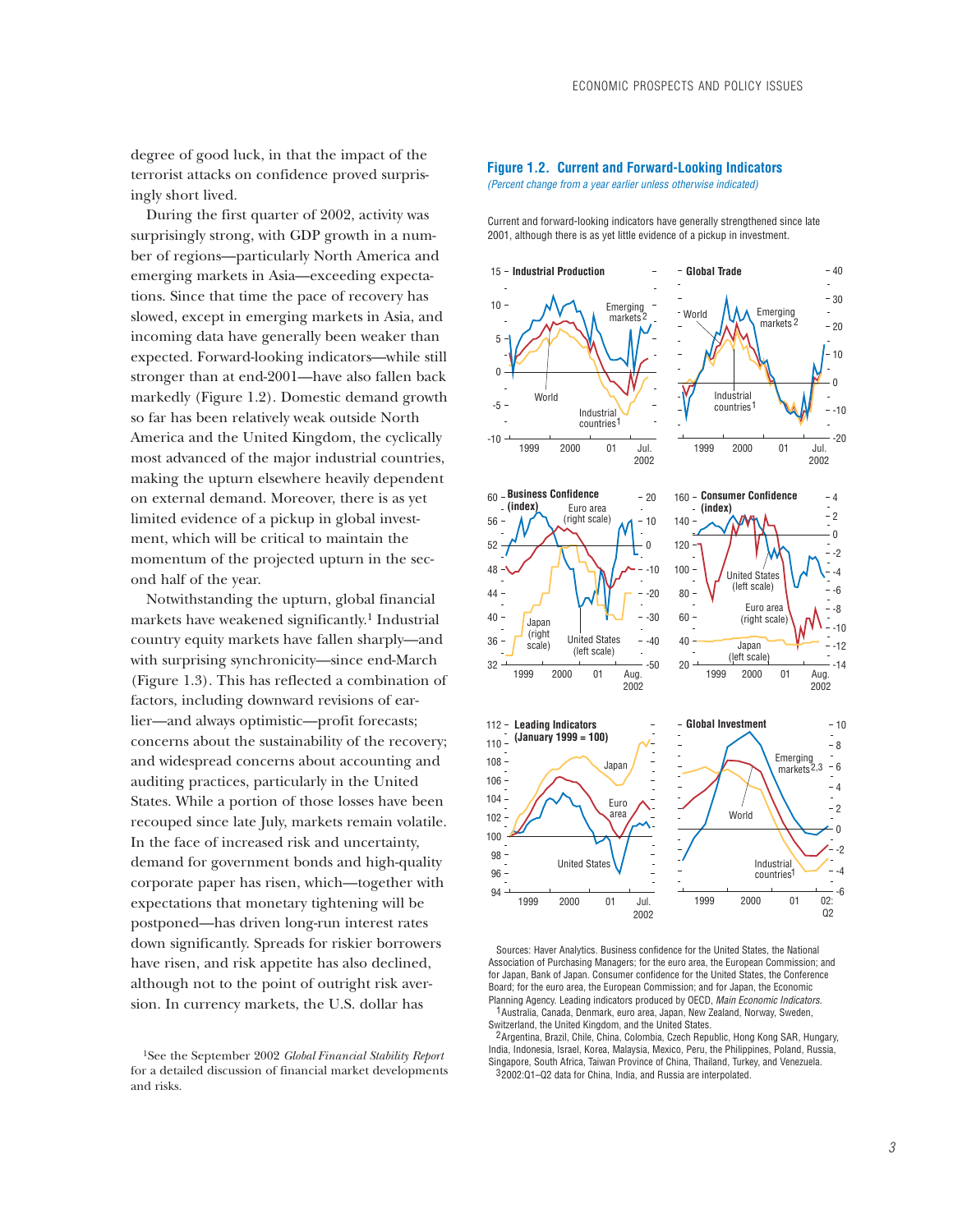degree of good luck, in that the impact of the terrorist attacks on confidence proved surprisingly short lived.

During the first quarter of 2002, activity was surprisingly strong, with GDP growth in a number of regions—particularly North America and emerging markets in Asia—exceeding expectations. Since that time the pace of recovery has slowed, except in emerging markets in Asia, and incoming data have generally been weaker than expected. Forward-looking indicators—while still stronger than at end-2001—have also fallen back markedly (Figure 1.2). Domestic demand growth so far has been relatively weak outside North America and the United Kingdom, the cyclically most advanced of the major industrial countries, making the upturn elsewhere heavily dependent on external demand. Moreover, there is as yet limited evidence of a pickup in global investment, which will be critical to maintain the momentum of the projected upturn in the second half of the year.

Notwithstanding the upturn, global financial markets have weakened significantly.[1] Industrial country equity markets have fallen sharply—and with surprising synchronicity—since end-March (Figure 1.3). This has reflected a combination of factors, including downward revisions of earlier—and always optimistic—profit forecasts; concerns about the sustainability of the recovery; and widespread concerns about accounting and auditing practices, particularly in the United States. While a portion of those losses have been recouped since late July, markets remain volatile. In the face of increased risk and uncertainty, demand for government bonds and high-quality corporate paper has risen, which—together with expectations that monetary tightening will be postponed—has driven long-run interest rates down significantly. Spreads for riskier borrowers have risen, and risk appetite has also declined, although not to the point of outright risk aversion. In currency markets, the U.S. dollar has

[1]See the September 2002 *Global Financial Stability Report* for a detailed discussion of financial market developments and risks.

**Figure 1.2. Current and Forward-Looking Indicators**

*(Percent change from a year earlier unless otherwise indicated)*

Current and forward-looking indicators have generally strengthened since late 2001, although there is as yet little evidence of a pickup in investment.

Sources: Haver Analytics. Business confidence for the United States, the National Association of Purchasing Managers; for the euro area, the European Commission; and for Japan, Bank of Japan. Consumer confidence for the United States, the Conference Board; for the euro area, the European Commission; and for Japan, the Economic Planning Agency. Leading indicators produced by OECD, *Main Economic Indicators*.

[1]Australia, Canada, Denmark, euro area, Japan, New Zealand, Norway, Sweden, Switzerland, the United Kingdom, and the United States.

[2]Argentina, Brazil, Chile, China, Colombia, Czech Republic, Hong Kong SAR, Hungary, India, Indonesia, Israel, Korea, Malaysia, Mexico, Peru, the Philippines, Poland, Russia, Singapore, South Africa, Taiwan Province of China, Thailand, Turkey, and Venezuela.

[3]2002:Q1–Q2 data for China, India, and Russia are interpolated.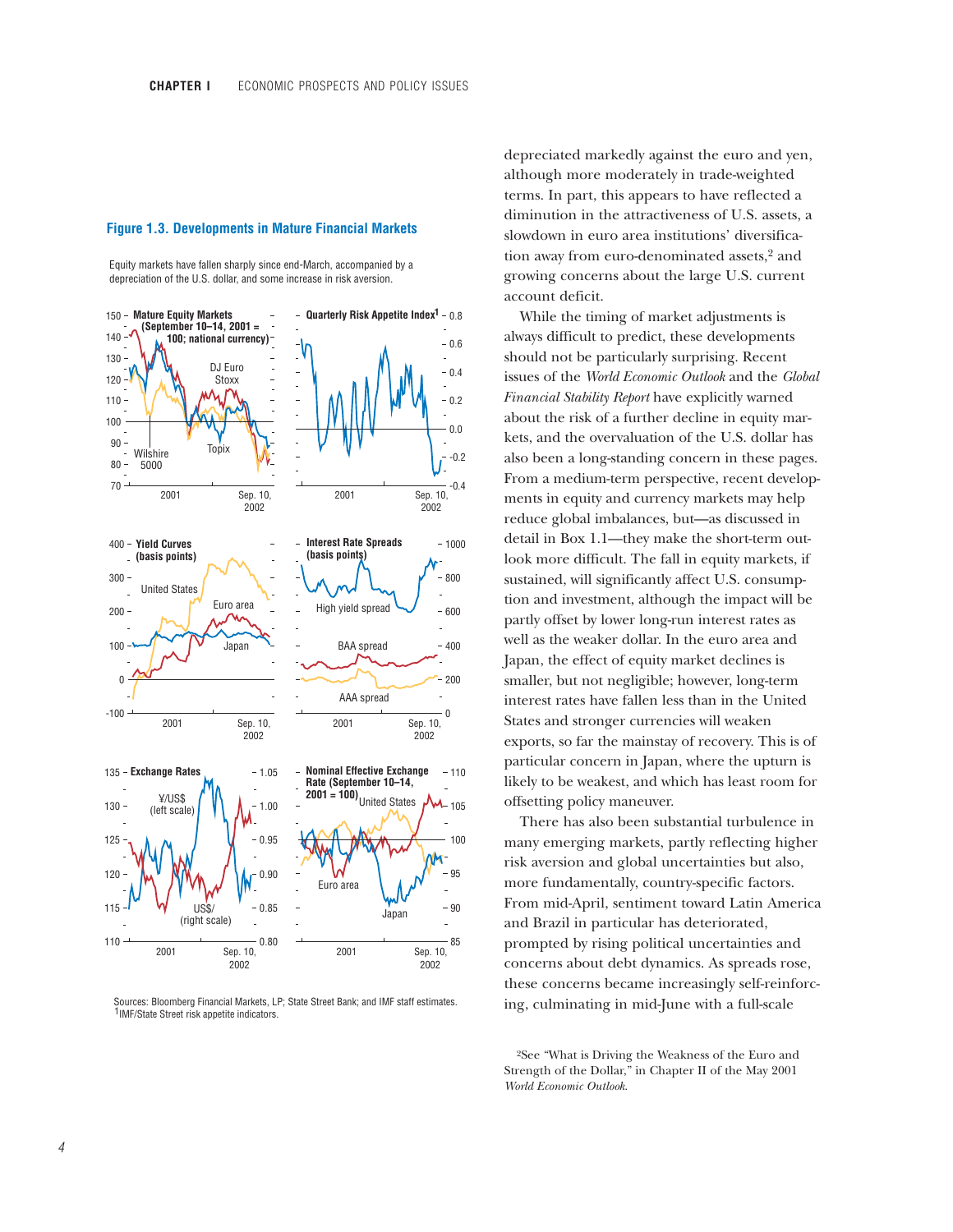### Figure 1.3. Developments in Mature Financial Markets

Equity markets have fallen sharply since end-March, accompanied by a depreciation of the U.S. dollar, and some increase in risk aversion.

Sources: Bloomberg Financial Markets, LP; State Street Bank; and IMF staff estimates.
[1]IMF/State Street risk appetite indicators.

depreciated markedly against the euro and yen, although more moderately in trade-weighted terms. In part, this appears to have reflected a diminution in the attractiveness of U.S. assets, a slowdown in euro area institutions' diversification away from euro-denominated assets,[2] and growing concerns about the large U.S. current account deficit.

While the timing of market adjustments is always difficult to predict, these developments should not be particularly surprising. Recent issues of the *World Economic Outlook* and the *Global Financial Stability Report* have explicitly warned about the risk of a further decline in equity markets, and the overvaluation of the U.S. dollar has also been a long-standing concern in these pages. From a medium-term perspective, recent developments in equity and currency markets may help reduce global imbalances, but—as discussed in detail in Box 1.1—they make the short-term outlook more difficult. The fall in equity markets, if sustained, will significantly affect U.S. consumption and investment, although the impact will be partly offset by lower long-run interest rates as well as the weaker dollar. In the euro area and Japan, the effect of equity market declines is smaller, but not negligible; however, long-term interest rates have fallen less than in the United States and stronger currencies will weaken exports, so far the mainstay of recovery. This is of particular concern in Japan, where the upturn is likely to be weakest, and which has least room for offsetting policy maneuver.

There has also been substantial turbulence in many emerging markets, partly reflecting higher risk aversion and global uncertainties but also, more fundamentally, country-specific factors. From mid-April, sentiment toward Latin America and Brazil in particular has deteriorated, prompted by rising political uncertainties and concerns about debt dynamics. As spreads rose, these concerns became increasingly self-reinforcing, culminating in mid-June with a full-scale

[2]See "What is Driving the Weakness of the Euro and Strength of the Dollar," in Chapter II of the May 2001 *World Economic Outlook*.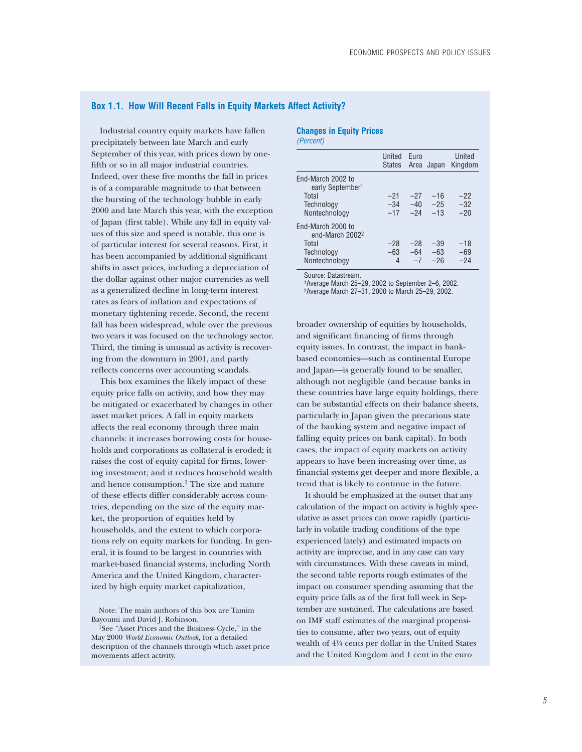### Box 1.1. How Will Recent Falls in Equity Markets Affect Activity?

Industrial country equity markets have fallen precipitately between late March and early September of this year, with prices down by one-fifth or so in all major industrial countries. Indeed, over these five months the fall in prices is of a comparable magnitude to that between the bursting of the technology bubble in early 2000 and late March this year, with the exception of Japan (first table). While any fall in equity values of this size and speed is notable, this one is of particular interest for several reasons. First, it has been accompanied by additional significant shifts in asset prices, including a depreciation of the dollar against other major currencies as well as a generalized decline in long-term interest rates as fears of inflation and expectations of monetary tightening recede. Second, the recent fall has been widespread, while over the previous two years it was focused on the technology sector. Third, the timing is unusual as activity is recovering from the downturn in 2001, and partly reflects concerns over accounting scandals.

This box examines the likely impact of these equity price falls on activity, and how they may be mitigated or exacerbated by changes in other asset market prices. A fall in equity markets affects the real economy through three main channels: it increases borrowing costs for households and corporations as collateral is eroded; it raises the cost of equity capital for firms, lowering investment; and it reduces household wealth and hence consumption.[1] The size and nature of these effects differ considerably across countries, depending on the size of the equity market, the proportion of equities held by households, and the extent to which corporations rely on equity markets for funding. In general, it is found to be largest in countries with market-based financial systems, including North America and the United Kingdom, characterized by high equity market capitalization, broader ownership of equities by households, and significant financing of firms through equity issues. In contrast, the impact in bank-based economies—such as continental Europe and Japan—is generally found to be smaller, although not negligible (and because banks in these countries have large equity holdings, there can be substantial effects on their balance sheets, particularly in Japan given the precarious state of the banking system and negative impact of falling equity prices on bank capital). In both cases, the impact of equity markets on activity appears to have been increasing over time, as financial systems get deeper and more flexible, a trend that is likely to continue in the future.

**Changes in Equity Prices**
*(Percent)*

| | United States | Euro Area | Japan | United Kingdom |
|---|---|---|---|---|
| End-March 2002 to early September[1] | | | | |
| Total | –21 | –27 | –16 | –22 |
| Technology | –34 | –40 | –25 | –32 |
| Nontechnology | –17 | –24 | –13 | –20 |
| End-March 2000 to end-March 2002[2] | | | | |
| Total | –28 | –28 | –39 | –18 |
| Technology | –63 | –64 | –63 | –69 |
| Nontechnology | 4 | –7 | –26 | –24 |

Source: Datastream.
[1]Average March 25–29, 2002 to September 2–6, 2002.
[2]Average March 27–31, 2000 to March 25–29, 2002.

It should be emphasized at the outset that any calculation of the impact on activity is highly speculative as asset prices can move rapidly (particularly in volatile trading conditions of the type experienced lately) and estimated impacts on activity are imprecise, and in any case can vary with circumstances. With these caveats in mind, the second table reports rough estimates of the impact on consumer spending assuming that the equity price falls as of the first full week in September are sustained. The calculations are based on IMF staff estimates of the marginal propensities to consume, after two years, out of equity wealth of 4¼ cents per dollar in the United States and the United Kingdom and 1 cent in the euro

Note: The main authors of this box are Tamim Bayoumi and David J. Robinson.

[1]See "Asset Prices and the Business Cycle," in the May 2000 *World Economic Outlook,* for a detailed description of the channels through which asset price movements affect activity.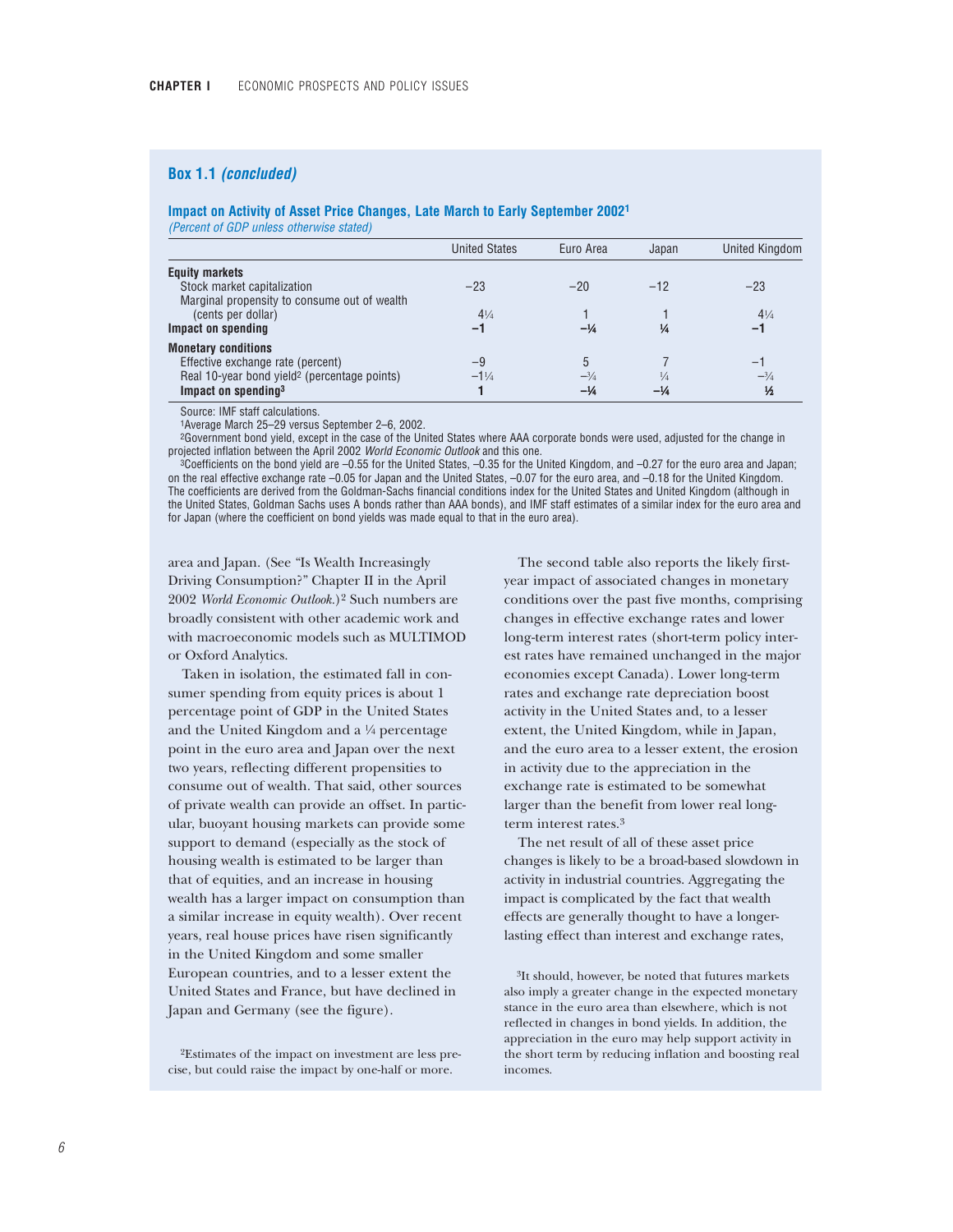## Box 1.1 *(concluded)*

### Impact on Activity of Asset Price Changes, Late March to Early September 2002[1]

*(Percent of GDP unless otherwise stated)*

| | United States | Euro Area | Japan | United Kingdom |
|---|---|---|---|---|
| **Equity markets** | | | | |
| Stock market capitalization | −23 | −20 | −12 | −23 |
| Marginal propensity to consume out of wealth (cents per dollar) | 4¼ | 1 | 1 | 4¼ |
| **Impact on spending** | **−1** | **−¼** | **¼** | **−1** |
| **Monetary conditions** | | | | |
| Effective exchange rate (percent) | −9 | 5 | 7 | −1 |
| Real 10-year bond yield[2] (percentage points) | −1¼ | −¾ | ¼ | −¾ |
| **Impact on spending[3]** | **1** | **−¼** | **−¼** | **½** |

Source: IMF staff calculations.

[1]Average March 25–29 versus September 2–6, 2002.

[2]Government bond yield, except in the case of the United States where AAA corporate bonds were used, adjusted for the change in projected inflation between the April 2002 *World Economic Outlook* and this one.

[3]Coefficients on the bond yield are −0.55 for the United States, −0.35 for the United Kingdom, and −0.27 for the euro area and Japan; on the real effective exchange rate −0.05 for Japan and the United States, −0.07 for the euro area, and −0.18 for the United Kingdom. The coefficients are derived from the Goldman-Sachs financial conditions index for the United States and United Kingdom (although in the United States, Goldman Sachs uses A bonds rather than AAA bonds), and IMF staff estimates of a similar index for the euro area and for Japan (where the coefficient on bond yields was made equal to that in the euro area).

area and Japan. (See "Is Wealth Increasingly Driving Consumption?" Chapter II in the April 2002 *World Economic Outlook.*)[2] Such numbers are broadly consistent with other academic work and with macroeconomic models such as MULTIMOD or Oxford Analytics.

Taken in isolation, the estimated fall in consumer spending from equity prices is about 1 percentage point of GDP in the United States and the United Kingdom and a ¼ percentage point in the euro area and Japan over the next two years, reflecting different propensities to consume out of wealth. That said, other sources of private wealth can provide an offset. In particular, buoyant housing markets can provide some support to demand (especially as the stock of housing wealth is estimated to be larger than that of equities, and an increase in housing wealth has a larger impact on consumption than a similar increase in equity wealth). Over recent years, real house prices have risen significantly in the United Kingdom and some smaller European countries, and to a lesser extent the United States and France, but have declined in Japan and Germany (see the figure).

[2]Estimates of the impact on investment are less precise, but could raise the impact by one-half or more.

The second table also reports the likely first-year impact of associated changes in monetary conditions over the past five months, comprising changes in effective exchange rates and lower long-term interest rates (short-term policy interest rates have remained unchanged in the major economies except Canada). Lower long-term rates and exchange rate depreciation boost activity in the United States and, to a lesser extent, the United Kingdom, while in Japan, and the euro area to a lesser extent, the erosion in activity due to the appreciation in the exchange rate is estimated to be somewhat larger than the benefit from lower real long-term interest rates.[3]

The net result of all of these asset price changes is likely to be a broad-based slowdown in activity in industrial countries. Aggregating the impact is complicated by the fact that wealth effects are generally thought to have a longer-lasting effect than interest and exchange rates,

[3]It should, however, be noted that futures markets also imply a greater change in the expected monetary stance in the euro area than elsewhere, which is not reflected in changes in bond yields. In addition, the appreciation in the euro may help support activity in the short term by reducing inflation and boosting real incomes.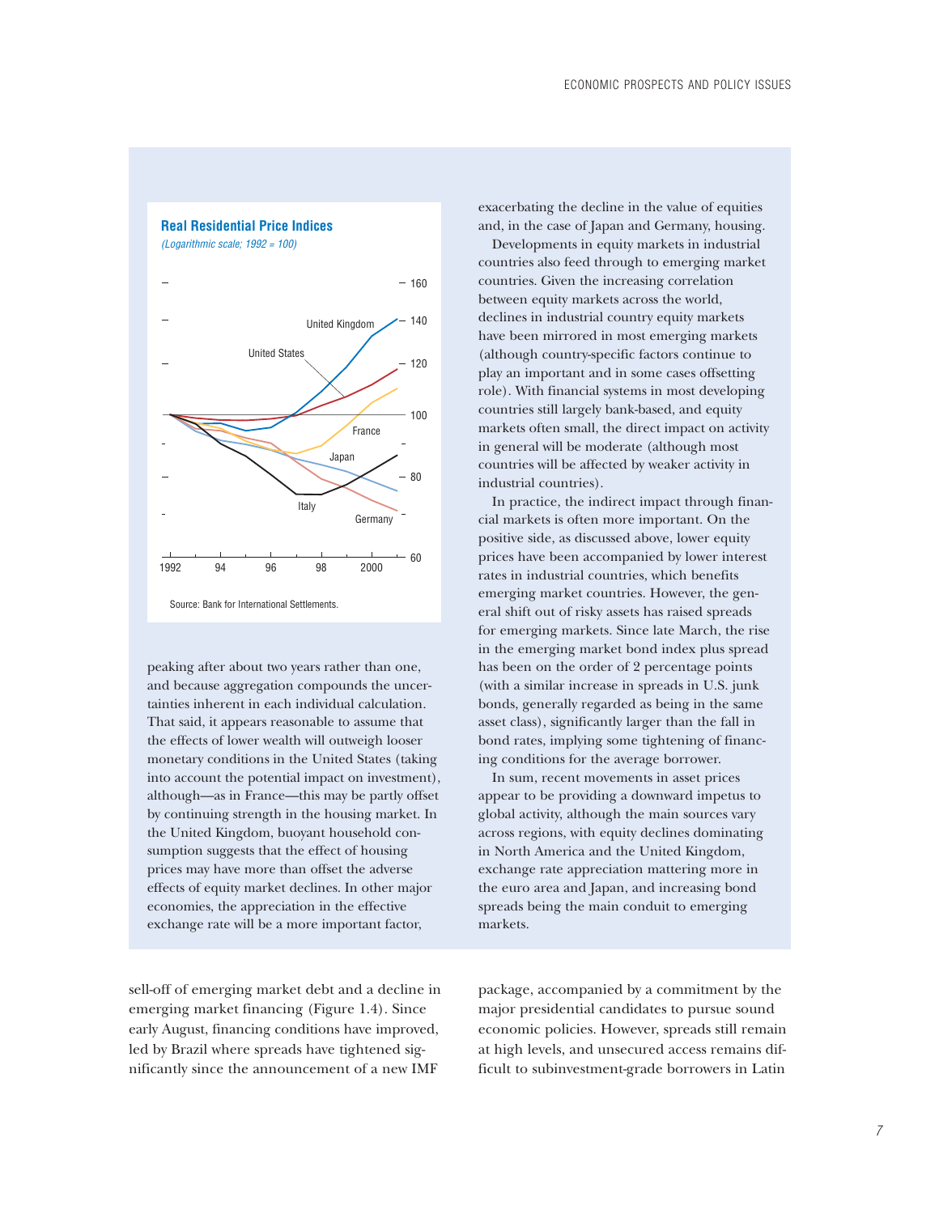**Real Residential Price Indices**

*(Logarithmic scale; 1992 = 100)*

Source: Bank for International Settlements.

peaking after about two years rather than one, and because aggregation compounds the uncertainties inherent in each individual calculation. That said, it appears reasonable to assume that the effects of lower wealth will outweigh looser monetary conditions in the United States (taking into account the potential impact on investment), although—as in France—this may be partly offset by continuing strength in the housing market. In the United Kingdom, buoyant household consumption suggests that the effect of housing prices may have more than offset the adverse effects of equity market declines. In other major economies, the appreciation in the effective exchange rate will be a more important factor, exacerbating the decline in the value of equities and, in the case of Japan and Germany, housing.

Developments in equity markets in industrial countries also feed through to emerging market countries. Given the increasing correlation between equity markets across the world, declines in industrial country equity markets have been mirrored in most emerging markets (although country-specific factors continue to play an important and in some cases offsetting role). With financial systems in most developing countries still largely bank-based, and equity markets often small, the direct impact on activity in general will be moderate (although most countries will be affected by weaker activity in industrial countries).

In practice, the indirect impact through financial markets is often more important. On the positive side, as discussed above, lower equity prices have been accompanied by lower interest rates in industrial countries, which benefits emerging market countries. However, the general shift out of risky assets has raised spreads for emerging markets. Since late March, the rise in the emerging market bond index plus spread has been on the order of 2 percentage points (with a similar increase in spreads in U.S. junk bonds, generally regarded as being in the same asset class), significantly larger than the fall in bond rates, implying some tightening of financing conditions for the average borrower.

In sum, recent movements in asset prices appear to be providing a downward impetus to global activity, although the main sources vary across regions, with equity declines dominating in North America and the United Kingdom, exchange rate appreciation mattering more in the euro area and Japan, and increasing bond spreads being the main conduit to emerging markets.

sell-off of emerging market debt and a decline in emerging market financing (Figure 1.4). Since early August, financing conditions have improved, led by Brazil where spreads have tightened significantly since the announcement of a new IMF package, accompanied by a commitment by the major presidential candidates to pursue sound economic policies. However, spreads still remain at high levels, and unsecured access remains difficult to subinvestment-grade borrowers in Latin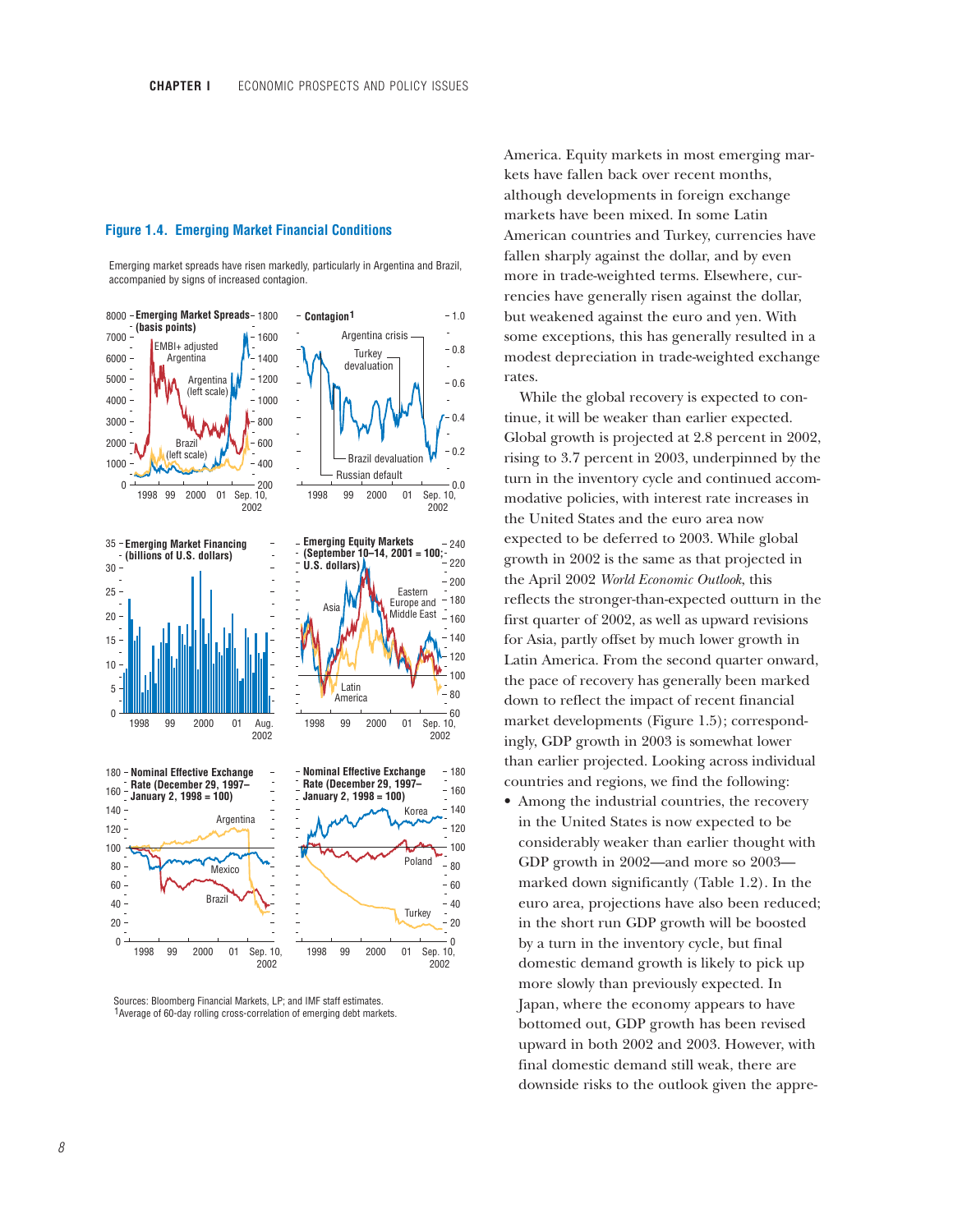**Figure 1.4. Emerging Market Financial Conditions**

Emerging market spreads have risen markedly, particularly in Argentina and Brazil, accompanied by signs of increased contagion.

Sources: Bloomberg Financial Markets, LP; and IMF staff estimates.
[1]Average of 60-day rolling cross-correlation of emerging debt markets.

America. Equity markets in most emerging markets have fallen back over recent months, although developments in foreign exchange markets have been mixed. In some Latin American countries and Turkey, currencies have fallen sharply against the dollar, and by even more in trade-weighted terms. Elsewhere, currencies have generally risen against the dollar, but weakened against the euro and yen. With some exceptions, this has generally resulted in a modest depreciation in trade-weighted exchange rates.

While the global recovery is expected to continue, it will be weaker than earlier expected. Global growth is projected at 2.8 percent in 2002, rising to 3.7 percent in 2003, underpinned by the turn in the inventory cycle and continued accommodative policies, with interest rate increases in the United States and the euro area now expected to be deferred to 2003. While global growth in 2002 is the same as that projected in the April 2002 *World Economic Outlook*, this reflects the stronger-than-expected outturn in the first quarter of 2002, as well as upward revisions for Asia, partly offset by much lower growth in Latin America. From the second quarter onward, the pace of recovery has generally been marked down to reflect the impact of recent financial market developments (Figure 1.5); correspondingly, GDP growth in 2003 is somewhat lower than earlier projected. Looking across individual countries and regions, we find the following:

- Among the industrial countries, the recovery in the United States is now expected to be considerably weaker than earlier thought with GDP growth in 2002—and more so 2003—marked down significantly (Table 1.2). In the euro area, projections have also been reduced; in the short run GDP growth will be boosted by a turn in the inventory cycle, but final domestic demand growth is likely to pick up more slowly than previously expected. In Japan, where the economy appears to have bottomed out, GDP growth has been revised upward in both 2002 and 2003. However, with final domestic demand still weak, there are downside risks to the outlook given the appre-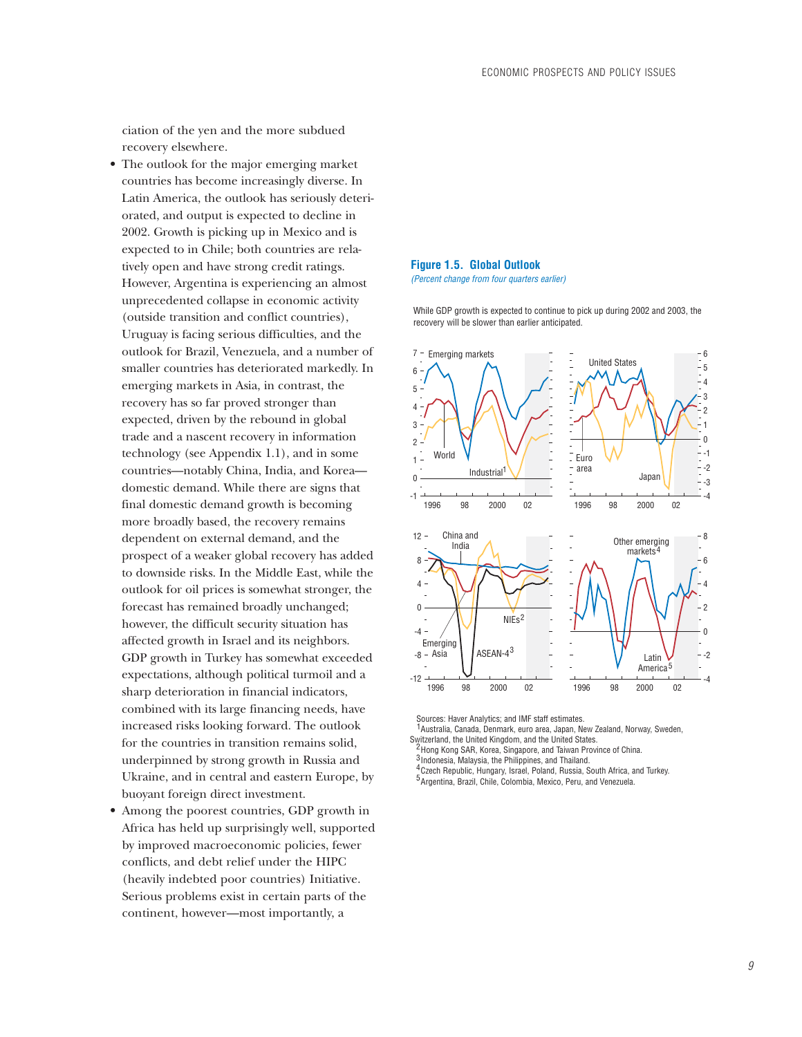ciation of the yen and the more subdued recovery elsewhere.

- The outlook for the major emerging market countries has become increasingly diverse. In Latin America, the outlook has seriously deteriorated, and output is expected to decline in 2002. Growth is picking up in Mexico and is expected to in Chile; both countries are relatively open and have strong credit ratings. However, Argentina is experiencing an almost unprecedented collapse in economic activity (outside transition and conflict countries), Uruguay is facing serious difficulties, and the outlook for Brazil, Venezuela, and a number of smaller countries has deteriorated markedly. In emerging markets in Asia, in contrast, the recovery has so far proved stronger than expected, driven by the rebound in global trade and a nascent recovery in information technology (see Appendix 1.1), and in some countries—notably China, India, and Korea—domestic demand. While there are signs that final domestic demand growth is becoming more broadly based, the recovery remains dependent on external demand, and the prospect of a weaker global recovery has added to downside risks. In the Middle East, while the outlook for oil prices is somewhat stronger, the forecast has remained broadly unchanged; however, the difficult security situation has affected growth in Israel and its neighbors. GDP growth in Turkey has somewhat exceeded expectations, although political turmoil and a sharp deterioration in financial indicators, combined with its large financing needs, have increased risks looking forward. The outlook for the countries in transition remains solid, underpinned by strong growth in Russia and Ukraine, and in central and eastern Europe, by buoyant foreign direct investment.
- Among the poorest countries, GDP growth in Africa has held up surprisingly well, supported by improved macroeconomic policies, fewer conflicts, and debt relief under the HIPC (heavily indebted poor countries) Initiative. Serious problems exist in certain parts of the continent, however—most importantly, a

**Figure 1.5. Global Outlook**

*(Percent change from four quarters earlier)*

While GDP growth is expected to continue to pick up during 2002 and 2003, the recovery will be slower than earlier anticipated.

Sources: Haver Analytics; and IMF staff estimates.
[1]Australia, Canada, Denmark, euro area, Japan, New Zealand, Norway, Sweden, Switzerland, the United Kingdom, and the United States.
[2]Hong Kong SAR, Korea, Singapore, and Taiwan Province of China.
[3]Indonesia, Malaysia, the Philippines, and Thailand.
[4]Czech Republic, Hungary, Israel, Poland, Russia, South Africa, and Turkey.
[5]Argentina, Brazil, Chile, Colombia, Mexico, Peru, and Venezuela.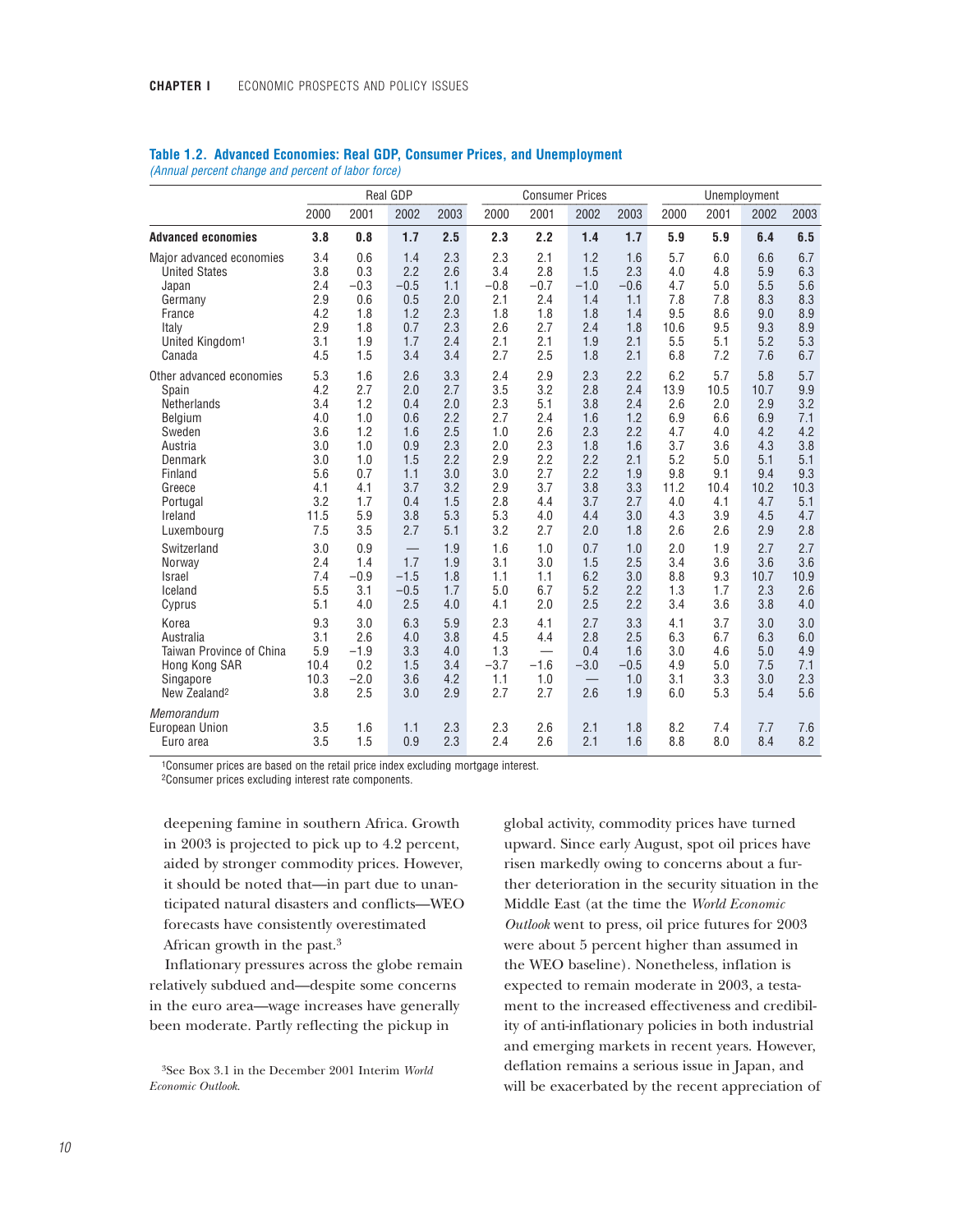**Table 1.2. Advanced Economies: Real GDP, Consumer Prices, and Unemployment**
*(Annual percent change and percent of labor force)*

| | Real GDP | | | | Consumer Prices | | | | Unemployment | | | |
|---|---|---|---|---|---|---|---|---|---|---|---|---|
| | 2000 | 2001 | 2002 | 2003 | 2000 | 2001 | 2002 | 2003 | 2000 | 2001 | 2002 | 2003 |
| **Advanced economies** | **3.8** | **0.8** | **1.7** | **2.5** | **2.3** | **2.2** | **1.4** | **1.7** | **5.9** | **5.9** | **6.4** | **6.5** |
| Major advanced economies | 3.4 | 0.6 | 1.4 | 2.3 | 2.3 | 2.1 | 1.2 | 1.6 | 5.7 | 6.0 | 6.6 | 6.7 |
| United States | 3.8 | 0.3 | 2.2 | 2.6 | 3.4 | 2.8 | 1.5 | 2.3 | 4.0 | 4.8 | 5.9 | 6.3 |
| Japan | 2.4 | −0.3 | −0.5 | 1.1 | −0.8 | −0.7 | −1.0 | −0.6 | 4.7 | 5.0 | 5.5 | 5.6 |
| Germany | 2.9 | 0.6 | 0.5 | 2.0 | 2.1 | 2.4 | 1.4 | 1.1 | 7.8 | 7.8 | 8.3 | 8.3 |
| France | 4.2 | 1.8 | 1.2 | 2.3 | 1.8 | 1.8 | 1.8 | 1.4 | 9.5 | 8.6 | 9.0 | 8.9 |
| Italy | 2.9 | 1.8 | 0.7 | 2.3 | 2.6 | 2.7 | 2.4 | 1.8 | 10.6 | 9.5 | 9.3 | 8.9 |
| United Kingdom[1] | 3.1 | 1.9 | 1.7 | 2.4 | 2.1 | 2.1 | 1.9 | 2.1 | 5.5 | 5.1 | 5.2 | 5.3 |
| Canada | 4.5 | 1.5 | 3.4 | 3.4 | 2.7 | 2.5 | 1.8 | 2.1 | 6.8 | 7.2 | 7.6 | 6.7 |
| Other advanced economies | 5.3 | 1.6 | 2.6 | 3.3 | 2.4 | 2.9 | 2.3 | 2.2 | 6.2 | 5.7 | 5.8 | 5.7 |
| Spain | 4.2 | 2.7 | 2.0 | 2.7 | 3.5 | 3.2 | 2.8 | 2.4 | 13.9 | 10.5 | 10.7 | 9.9 |
| Netherlands | 3.4 | 1.2 | 0.4 | 2.0 | 2.3 | 5.1 | 3.8 | 2.4 | 2.6 | 2.0 | 2.9 | 3.2 |
| Belgium | 4.0 | 1.0 | 0.6 | 2.2 | 2.7 | 2.4 | 1.6 | 1.2 | 6.9 | 6.6 | 6.9 | 7.1 |
| Sweden | 3.6 | 1.2 | 1.6 | 2.5 | 1.0 | 2.6 | 2.3 | 2.2 | 4.7 | 4.0 | 4.2 | 4.2 |
| Austria | 3.0 | 1.0 | 0.9 | 2.3 | 2.0 | 2.3 | 1.8 | 1.6 | 3.7 | 3.6 | 4.3 | 3.8 |
| Denmark | 3.0 | 1.0 | 1.5 | 2.2 | 2.9 | 2.2 | 2.2 | 2.1 | 5.2 | 5.0 | 5.1 | 5.1 |
| Finland | 5.6 | 0.7 | 1.1 | 3.0 | 3.0 | 2.7 | 2.2 | 1.9 | 9.8 | 9.1 | 9.4 | 9.3 |
| Greece | 4.1 | 4.1 | 3.7 | 3.2 | 2.9 | 3.7 | 3.8 | 3.3 | 11.2 | 10.4 | 10.2 | 10.3 |
| Portugal | 3.2 | 1.7 | 0.4 | 1.5 | 2.8 | 4.4 | 3.7 | 2.7 | 4.0 | 4.1 | 4.7 | 5.1 |
| Ireland | 11.5 | 5.9 | 3.8 | 5.3 | 5.3 | 4.0 | 4.4 | 3.0 | 4.3 | 3.9 | 4.5 | 4.7 |
| Luxembourg | 7.5 | 3.5 | 2.7 | 5.1 | 3.2 | 2.7 | 2.0 | 1.8 | 2.6 | 2.6 | 2.9 | 2.8 |
| Switzerland | 3.0 | 0.9 | — | 1.9 | 1.6 | 1.0 | 0.7 | 1.0 | 2.0 | 1.9 | 2.7 | 2.7 |
| Norway | 2.4 | 1.4 | 1.7 | 1.9 | 3.1 | 3.0 | 1.5 | 2.5 | 3.4 | 3.6 | 3.6 | 3.6 |
| Israel | 7.4 | −0.9 | −1.5 | 1.8 | 1.1 | 1.1 | 6.2 | 3.0 | 8.8 | 9.3 | 10.7 | 10.9 |
| Iceland | 5.5 | 3.1 | −0.5 | 1.7 | 5.0 | 6.7 | 5.2 | 2.2 | 1.3 | 1.7 | 2.3 | 2.6 |
| Cyprus | 5.1 | 4.0 | 2.5 | 4.0 | 4.1 | 2.0 | 2.5 | 2.2 | 3.4 | 3.6 | 3.8 | 4.0 |
| Korea | 9.3 | 3.0 | 6.3 | 5.9 | 2.3 | 4.1 | 2.7 | 3.3 | 4.1 | 3.7 | 3.0 | 3.0 |
| Australia | 3.1 | 2.6 | 4.0 | 3.8 | 4.5 | 4.4 | 2.8 | 2.5 | 6.3 | 6.7 | 6.3 | 6.0 |
| Taiwan Province of China | 5.9 | −1.9 | 3.3 | 4.0 | 1.3 | — | 0.4 | 1.6 | 3.0 | 4.6 | 5.0 | 4.9 |
| Hong Kong SAR | 10.4 | 0.2 | 1.5 | 3.4 | −3.7 | −1.6 | −3.0 | −0.5 | 4.9 | 5.0 | 7.5 | 7.1 |
| Singapore | 10.3 | −2.0 | 3.6 | 4.2 | 1.1 | 1.0 | — | 1.0 | 3.1 | 3.3 | 3.0 | 2.3 |
| New Zealand[2] | 3.8 | 2.5 | 3.0 | 2.9 | 2.7 | 2.7 | 2.6 | 1.9 | 6.0 | 5.3 | 5.4 | 5.6 |
| *Memorandum* | | | | | | | | | | | | |
| European Union | 3.5 | 1.6 | 1.1 | 2.3 | 2.3 | 2.6 | 2.1 | 1.8 | 8.2 | 7.4 | 7.7 | 7.6 |
| Euro area | 3.5 | 1.5 | 0.9 | 2.3 | 2.4 | 2.6 | 2.1 | 1.6 | 8.8 | 8.0 | 8.4 | 8.2 |

[1]Consumer prices are based on the retail price index excluding mortgage interest.
[2]Consumer prices excluding interest rate components.

deepening famine in southern Africa. Growth in 2003 is projected to pick up to 4.2 percent, aided by stronger commodity prices. However, it should be noted that—in part due to unanticipated natural disasters and conflicts—WEO forecasts have consistently overestimated African growth in the past.[3]

Inflationary pressures across the globe remain relatively subdued and—despite some concerns in the euro area—wage increases have generally been moderate. Partly reflecting the pickup in global activity, commodity prices have turned upward. Since early August, spot oil prices have risen markedly owing to concerns about a further deterioration in the security situation in the Middle East (at the time the *World Economic Outlook* went to press, oil price futures for 2003 were about 5 percent higher than assumed in the WEO baseline). Nonetheless, inflation is expected to remain moderate in 2003, a testament to the increased effectiveness and credibility of anti-inflationary policies in both industrial and emerging markets in recent years. However, deflation remains a serious issue in Japan, and will be exacerbated by the recent appreciation of

[3]See Box 3.1 in the December 2001 Interim *World Economic Outlook*.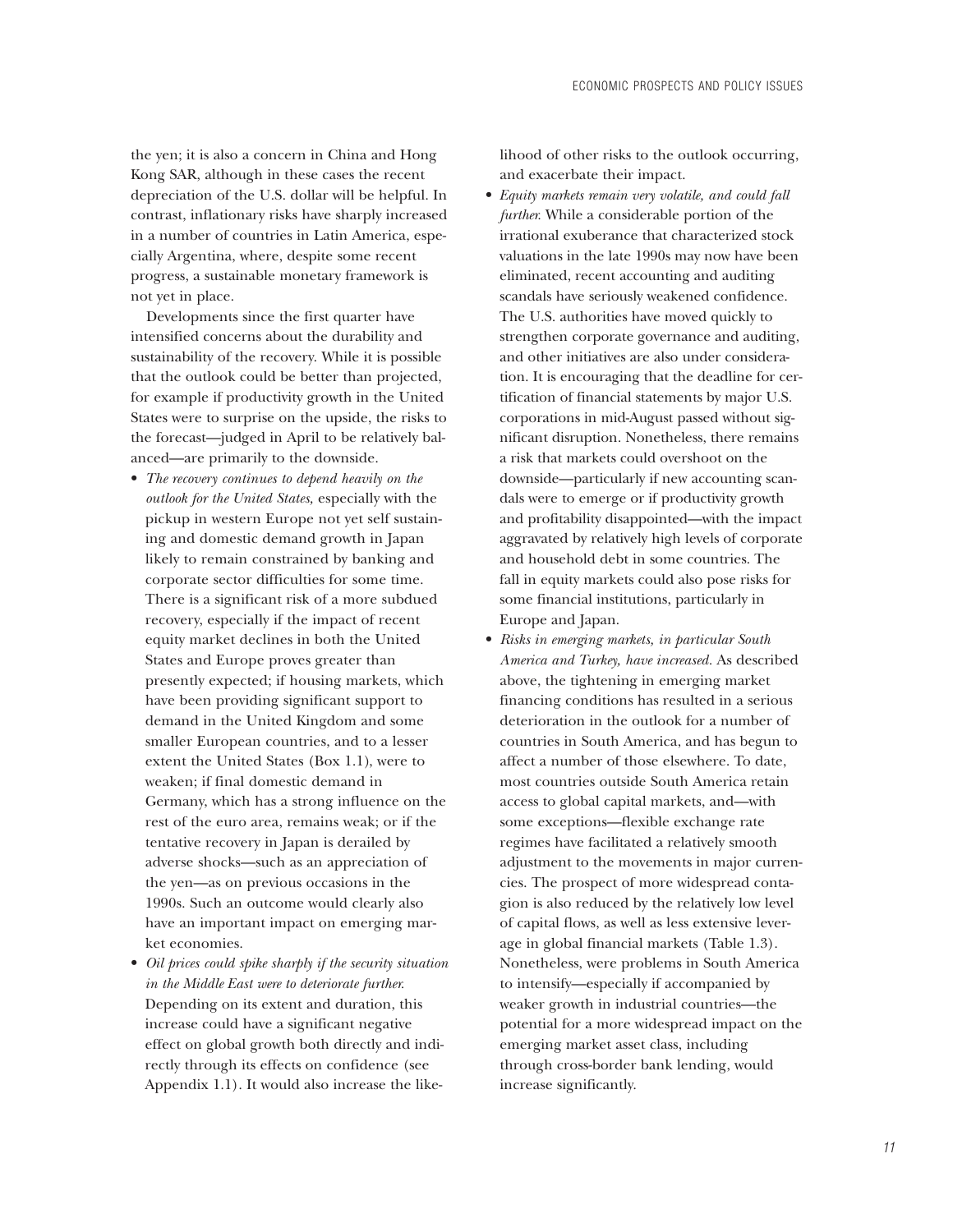the yen; it is also a concern in China and Hong Kong SAR, although in these cases the recent depreciation of the U.S. dollar will be helpful. In contrast, inflationary risks have sharply increased in a number of countries in Latin America, especially Argentina, where, despite some recent progress, a sustainable monetary framework is not yet in place.

Developments since the first quarter have intensified concerns about the durability and sustainability of the recovery. While it is possible that the outlook could be better than projected, for example if productivity growth in the United States were to surprise on the upside, the risks to the forecast—judged in April to be relatively balanced—are primarily to the downside.

- *The recovery continues to depend heavily on the outlook for the United States,* especially with the pickup in western Europe not yet self sustaining and domestic demand growth in Japan likely to remain constrained by banking and corporate sector difficulties for some time. There is a significant risk of a more subdued recovery, especially if the impact of recent equity market declines in both the United States and Europe proves greater than presently expected; if housing markets, which have been providing significant support to demand in the United Kingdom and some smaller European countries, and to a lesser extent the United States (Box 1.1), were to weaken; if final domestic demand in Germany, which has a strong influence on the rest of the euro area, remains weak; or if the tentative recovery in Japan is derailed by adverse shocks—such as an appreciation of the yen—as on previous occasions in the 1990s. Such an outcome would clearly also have an important impact on emerging market economies.
- *Oil prices could spike sharply if the security situation in the Middle East were to deteriorate further.* Depending on its extent and duration, this increase could have a significant negative effect on global growth both directly and indirectly through its effects on confidence (see Appendix 1.1). It would also increase the likelihood of other risks to the outlook occurring, and exacerbate their impact.
- *Equity markets remain very volatile, and could fall further.* While a considerable portion of the irrational exuberance that characterized stock valuations in the late 1990s may now have been eliminated, recent accounting and auditing scandals have seriously weakened confidence. The U.S. authorities have moved quickly to strengthen corporate governance and auditing, and other initiatives are also under consideration. It is encouraging that the deadline for certification of financial statements by major U.S. corporations in mid-August passed without significant disruption. Nonetheless, there remains a risk that markets could overshoot on the downside—particularly if new accounting scandals were to emerge or if productivity growth and profitability disappointed—with the impact aggravated by relatively high levels of corporate and household debt in some countries. The fall in equity markets could also pose risks for some financial institutions, particularly in Europe and Japan.
- *Risks in emerging markets, in particular South America and Turkey, have increased.* As described above, the tightening in emerging market financing conditions has resulted in a serious deterioration in the outlook for a number of countries in South America, and has begun to affect a number of those elsewhere. To date, most countries outside South America retain access to global capital markets, and—with some exceptions—flexible exchange rate regimes have facilitated a relatively smooth adjustment to the movements in major currencies. The prospect of more widespread contagion is also reduced by the relatively low level of capital flows, as well as less extensive leverage in global financial markets (Table 1.3). Nonetheless, were problems in South America to intensify—especially if accompanied by weaker growth in industrial countries—the potential for a more widespread impact on the emerging market asset class, including through cross-border bank lending, would increase significantly.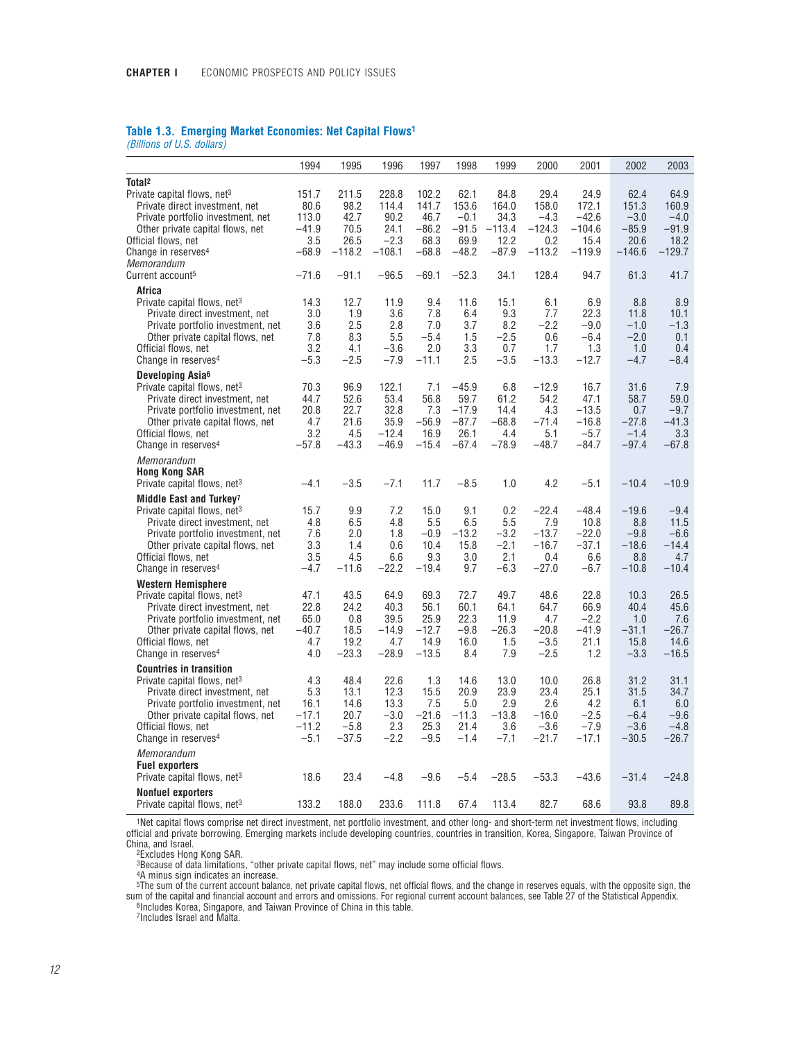**Table 1.3. Emerging Market Economies: Net Capital Flows[1]**
*(Billions of U.S. dollars)*

| | 1994 | 1995 | 1996 | 1997 | 1998 | 1999 | 2000 | 2001 | 2002 | 2003 |
|---|---|---|---|---|---|---|---|---|---|---|
| **Total[2]** | | | | | | | | | | |
| Private capital flows, net[3] | 151.7 | 211.5 | 228.8 | 102.2 | 62.1 | 84.8 | 29.4 | 24.9 | 62.4 | 64.9 |
| Private direct investment, net | 80.6 | 98.2 | 114.4 | 141.7 | 153.6 | 164.0 | 158.0 | 172.1 | 151.3 | 160.9 |
| Private portfolio investment, net | 113.0 | 42.7 | 90.2 | 46.7 | –0.1 | 34.3 | –4.3 | –42.6 | –3.0 | –4.0 |
| Other private capital flows, net | –41.9 | 70.5 | 24.1 | –86.2 | –91.5 | –113.4 | –124.3 | –104.6 | –85.9 | –91.9 |
| Official flows, net | 3.5 | 26.5 | –2.3 | 68.3 | 69.9 | 12.2 | 0.2 | 15.4 | 20.6 | 18.2 |
| Change in reserves[4] | –68.9 | –118.2 | –108.1 | –68.8 | –48.2 | –87.9 | –113.2 | –119.9 | –146.6 | –129.7 |
| *Memorandum* | | | | | | | | | | |
| Current account[5] | –71.6 | –91.1 | –96.5 | –69.1 | –52.3 | 34.1 | 128.4 | 94.7 | 61.3 | 41.7 |
| **Africa** | | | | | | | | | | |
| Private capital flows, net[3] | 14.3 | 12.7 | 11.9 | 9.4 | 11.6 | 15.1 | 6.1 | 6.9 | 8.8 | 8.9 |
| Private direct investment, net | 3.0 | 1.9 | 3.6 | 7.8 | 6.4 | 9.3 | 7.7 | 22.3 | 11.8 | 10.1 |
| Private portfolio investment, net | 3.6 | 2.5 | 2.8 | 7.0 | 3.7 | 8.2 | –2.2 | –9.0 | –1.0 | –1.3 |
| Other private capital flows, net | 7.8 | 8.3 | 5.5 | –5.4 | 1.5 | –2.5 | 0.6 | –6.4 | –2.0 | 0.1 |
| Official flows, net | 3.2 | 4.1 | –3.6 | 2.0 | 3.3 | 0.7 | 1.7 | 1.3 | 1.0 | 0.4 |
| Change in reserves[4] | –5.3 | –2.5 | –7.9 | –11.1 | 2.5 | –3.5 | –13.3 | –12.7 | –4.7 | –8.4 |
| **Developing Asia[6]** | | | | | | | | | | |
| Private capital flows, net[3] | 70.3 | 96.9 | 122.1 | 7.1 | –45.9 | 6.8 | –12.9 | 16.7 | 31.6 | 7.9 |
| Private direct investment, net | 44.7 | 52.6 | 53.4 | 56.8 | 59.7 | 61.2 | 54.2 | 47.1 | 58.7 | 59.0 |
| Private portfolio investment, net | 20.8 | 22.7 | 32.8 | 7.3 | –17.9 | 14.4 | 4.3 | –13.5 | 0.7 | –9.7 |
| Other private capital flows, net | 4.7 | 21.6 | 35.9 | –56.9 | –87.7 | –68.8 | –71.4 | –16.8 | –27.8 | –41.3 |
| Official flows, net | 3.2 | 4.5 | –12.4 | 16.9 | 26.1 | 4.4 | 5.1 | –5.7 | –1.4 | 3.3 |
| Change in reserves[4] | –57.8 | –43.3 | –46.9 | –15.4 | –67.4 | –78.9 | –48.7 | –84.7 | –97.4 | –67.8 |
| *Memorandum* | | | | | | | | | | |
| **Hong Kong SAR** | | | | | | | | | | |
| Private capital flows, net[3] | –4.1 | –3.5 | –7.1 | 11.7 | –8.5 | 1.0 | 4.2 | –5.1 | –10.4 | –10.9 |
| **Middle East and Turkey[7]** | | | | | | | | | | |
| Private capital flows, net[3] | 15.7 | 9.9 | 7.2 | 15.0 | 9.1 | 0.2 | –22.4 | –48.4 | –19.6 | –9.4 |
| Private direct investment, net | 4.8 | 6.5 | 4.8 | 5.5 | 6.5 | 5.5 | 7.9 | 10.8 | 8.8 | 11.5 |
| Private portfolio investment, net | 7.6 | 2.0 | 1.8 | –0.9 | –13.2 | –3.2 | –13.7 | –22.0 | –9.8 | –6.6 |
| Other private capital flows, net | 3.3 | 1.4 | 0.6 | 10.4 | 15.8 | –2.1 | –16.7 | –37.1 | –18.6 | –14.4 |
| Official flows, net | 3.5 | 4.5 | 6.6 | 9.3 | 3.0 | 2.1 | 0.4 | 6.6 | 8.8 | 4.7 |
| Change in reserves[4] | –4.7 | –11.6 | –22.2 | –19.4 | 9.7 | –6.3 | –27.0 | –6.7 | –10.8 | –10.4 |
| **Western Hemisphere** | | | | | | | | | | |
| Private capital flows, net[3] | 47.1 | 43.5 | 64.9 | 69.3 | 72.7 | 49.7 | 48.6 | 22.8 | 10.3 | 26.5 |
| Private direct investment, net | 22.8 | 24.2 | 40.3 | 56.1 | 60.1 | 64.1 | 64.7 | 66.9 | 40.4 | 45.6 |
| Private portfolio investment, net | 65.0 | 0.8 | 39.5 | 25.9 | 22.3 | 11.9 | 4.7 | –2.2 | 1.0 | 7.6 |
| Other private capital flows, net | –40.7 | 18.5 | –14.9 | –12.7 | –9.8 | –26.3 | –20.8 | –41.9 | –31.1 | –26.7 |
| Official flows, net | 4.7 | 19.2 | 4.7 | 14.9 | 16.0 | 1.5 | –3.5 | 21.1 | 15.8 | 14.6 |
| Change in reserves[4] | 4.0 | –23.3 | –28.9 | –13.5 | 8.4 | 7.9 | –2.5 | 1.2 | –3.3 | –16.5 |
| **Countries in transition** | | | | | | | | | | |
| Private capital flows, net[3] | 4.3 | 48.4 | 22.6 | 1.3 | 14.6 | 13.0 | 10.0 | 26.8 | 31.2 | 31.1 |
| Private direct investment, net | 5.3 | 13.1 | 12.3 | 15.5 | 20.9 | 23.9 | 23.4 | 25.1 | 31.5 | 34.7 |
| Private portfolio investment, net | 16.1 | 14.6 | 13.3 | 7.5 | 5.0 | 2.9 | 2.6 | 4.2 | 6.1 | 6.0 |
| Other private capital flows, net | –17.1 | 20.7 | –3.0 | –21.6 | –11.3 | –13.8 | –16.0 | –2.5 | –6.4 | –9.6 |
| Official flows, net | –11.2 | –5.8 | 2.3 | 25.3 | 21.4 | 3.6 | –3.6 | –7.9 | –3.6 | –4.8 |
| Change in reserves[4] | –5.1 | –37.5 | –2.2 | –9.5 | –1.4 | –7.1 | –21.7 | –17.1 | –30.5 | –26.7 |
| *Memorandum* | | | | | | | | | | |
| **Fuel exporters** | | | | | | | | | | |
| Private capital flows, net[3] | 18.6 | 23.4 | –4.8 | –9.6 | –5.4 | –28.5 | –53.3 | –43.6 | –31.4 | –24.8 |
| **Nonfuel exporters** | | | | | | | | | | |
| Private capital flows, net[3] | 133.2 | 188.0 | 233.6 | 111.8 | 67.4 | 113.4 | 82.7 | 68.6 | 93.8 | 89.8 |

[1]Net capital flows comprise net direct investment, net portfolio investment, and other long- and short-term net investment flows, including official and private borrowing. Emerging markets include developing countries, countries in transition, Korea, Singapore, Taiwan Province of China, and Israel.
[2]Excludes Hong Kong SAR.
[3]Because of data limitations, "other private capital flows, net" may include some official flows.
[4]A minus sign indicates an increase.
[5]The sum of the current account balance, net private capital flows, net official flows, and the change in reserves equals, with the opposite sign, the sum of the capital and financial account and errors and omissions. For regional current account balances, see Table 27 of the Statistical Appendix.
[6]Includes Korea, Singapore, and Taiwan Province of China in this table.
[7]Includes Israel and Malta.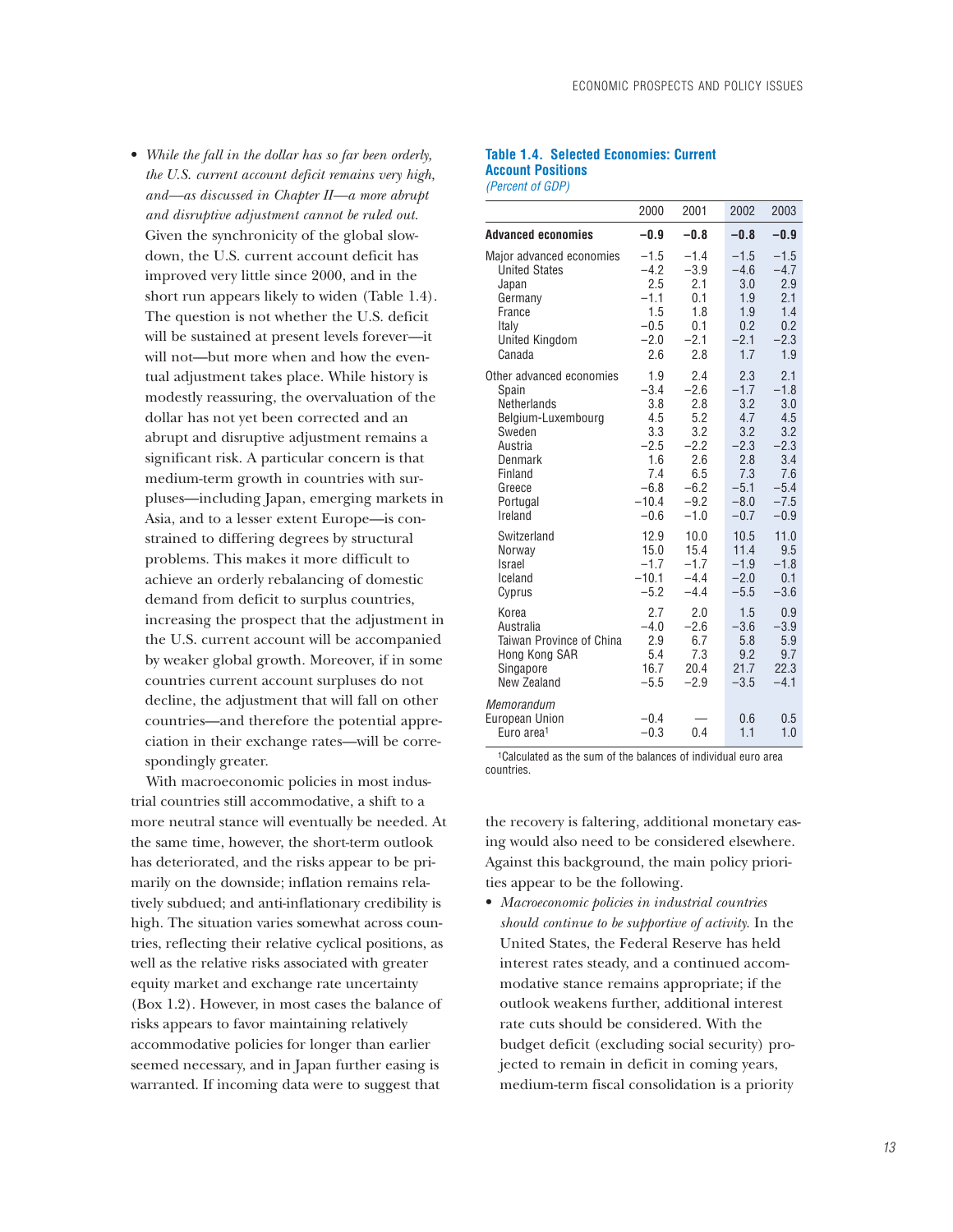- *While the fall in the dollar has so far been orderly, the U.S. current account deficit remains very high, and—as discussed in Chapter II—a more abrupt and disruptive adjustment cannot be ruled out.* Given the synchronicity of the global slowdown, the U.S. current account deficit has improved very little since 2000, and in the short run appears likely to widen (Table 1.4). The question is not whether the U.S. deficit will be sustained at present levels forever—it will not—but more when and how the eventual adjustment takes place. While history is modestly reassuring, the overvaluation of the dollar has not yet been corrected and an abrupt and disruptive adjustment remains a significant risk. A particular concern is that medium-term growth in countries with surpluses—including Japan, emerging markets in Asia, and to a lesser extent Europe—is constrained to differing degrees by structural problems. This makes it more difficult to achieve an orderly rebalancing of domestic demand from deficit to surplus countries, increasing the prospect that the adjustment in the U.S. current account will be accompanied by weaker global growth. Moreover, if in some countries current account surpluses do not decline, the adjustment that will fall on other countries—and therefore the potential appreciation in their exchange rates—will be correspondingly greater.

With macroeconomic policies in most industrial countries still accommodative, a shift to a more neutral stance will eventually be needed. At the same time, however, the short-term outlook has deteriorated, and the risks appear to be primarily on the downside; inflation remains relatively subdued; and anti-inflationary credibility is high. The situation varies somewhat across countries, reflecting their relative cyclical positions, as well as the relative risks associated with greater equity market and exchange rate uncertainty (Box 1.2). However, in most cases the balance of risks appears to favor maintaining relatively accommodative policies for longer than earlier seemed necessary, and in Japan further easing is warranted. If incoming data were to suggest that the recovery is faltering, additional monetary easing would also need to be considered elsewhere. Against this background, the main policy priorities appear to be the following.

- *Macroeconomic policies in industrial countries should continue to be supportive of activity.* In the United States, the Federal Reserve has held interest rates steady, and a continued accommodative stance remains appropriate; if the outlook weakens further, additional interest rate cuts should be considered. With the budget deficit (excluding social security) projected to remain in deficit in coming years, medium-term fiscal consolidation is a priority

**Table 1.4. Selected Economies: Current Account Positions**
*(Percent of GDP)*

| | 2000 | 2001 | 2002 | 2003 |
|---|---|---|---|---|
| **Advanced economies** | **–0.9** | **–0.8** | **–0.8** | **–0.9** |
| Major advanced economies | –1.5 | –1.4 | –1.5 | –1.5 |
| United States | –4.2 | –3.9 | –4.6 | –4.7 |
| Japan | 2.5 | 2.1 | 3.0 | 2.9 |
| Germany | –1.1 | 0.1 | 1.9 | 2.1 |
| France | 1.5 | 1.8 | 1.9 | 1.4 |
| Italy | –0.5 | 0.1 | 0.2 | 0.2 |
| United Kingdom | –2.0 | –2.1 | –2.1 | –2.3 |
| Canada | 2.6 | 2.8 | 1.7 | 1.9 |
| Other advanced economies | 1.9 | 2.4 | 2.3 | 2.1 |
| Spain | –3.4 | –2.6 | –1.7 | –1.8 |
| Netherlands | 3.8 | 2.8 | 3.2 | 3.0 |
| Belgium-Luxembourg | 4.5 | 5.2 | 4.7 | 4.5 |
| Sweden | 3.3 | 3.2 | 3.2 | 3.2 |
| Austria | –2.5 | –2.2 | –2.3 | –2.3 |
| Denmark | 1.6 | 2.6 | 2.8 | 3.4 |
| Finland | 7.4 | 6.5 | 7.3 | 7.6 |
| Greece | –6.8 | –6.2 | –5.1 | –5.4 |
| Portugal | –10.4 | –9.2 | –8.0 | –7.5 |
| Ireland | –0.6 | –1.0 | –0.7 | –0.9 |
| Switzerland | 12.9 | 10.0 | 10.5 | 11.0 |
| Norway | 15.0 | 15.4 | 11.4 | 9.5 |
| Israel | –1.7 | –1.7 | –1.9 | –1.8 |
| Iceland | –10.1 | –4.4 | –2.0 | 0.1 |
| Cyprus | –5.2 | –4.4 | –5.5 | –3.6 |
| Korea | 2.7 | 2.0 | 1.5 | 0.9 |
| Australia | –4.0 | –2.6 | –3.6 | –3.9 |
| Taiwan Province of China | 2.9 | 6.7 | 5.8 | 5.9 |
| Hong Kong SAR | 5.4 | 7.3 | 9.2 | 9.7 |
| Singapore | 16.7 | 20.4 | 21.7 | 22.3 |
| New Zealand | –5.5 | –2.9 | –3.5 | –4.1 |
| *Memorandum* | | | | |
| European Union | –0.4 | — | 0.6 | 0.5 |
| Euro area[1] | –0.3 | 0.4 | 1.1 | 1.0 |

[1]Calculated as the sum of the balances of individual euro area countries.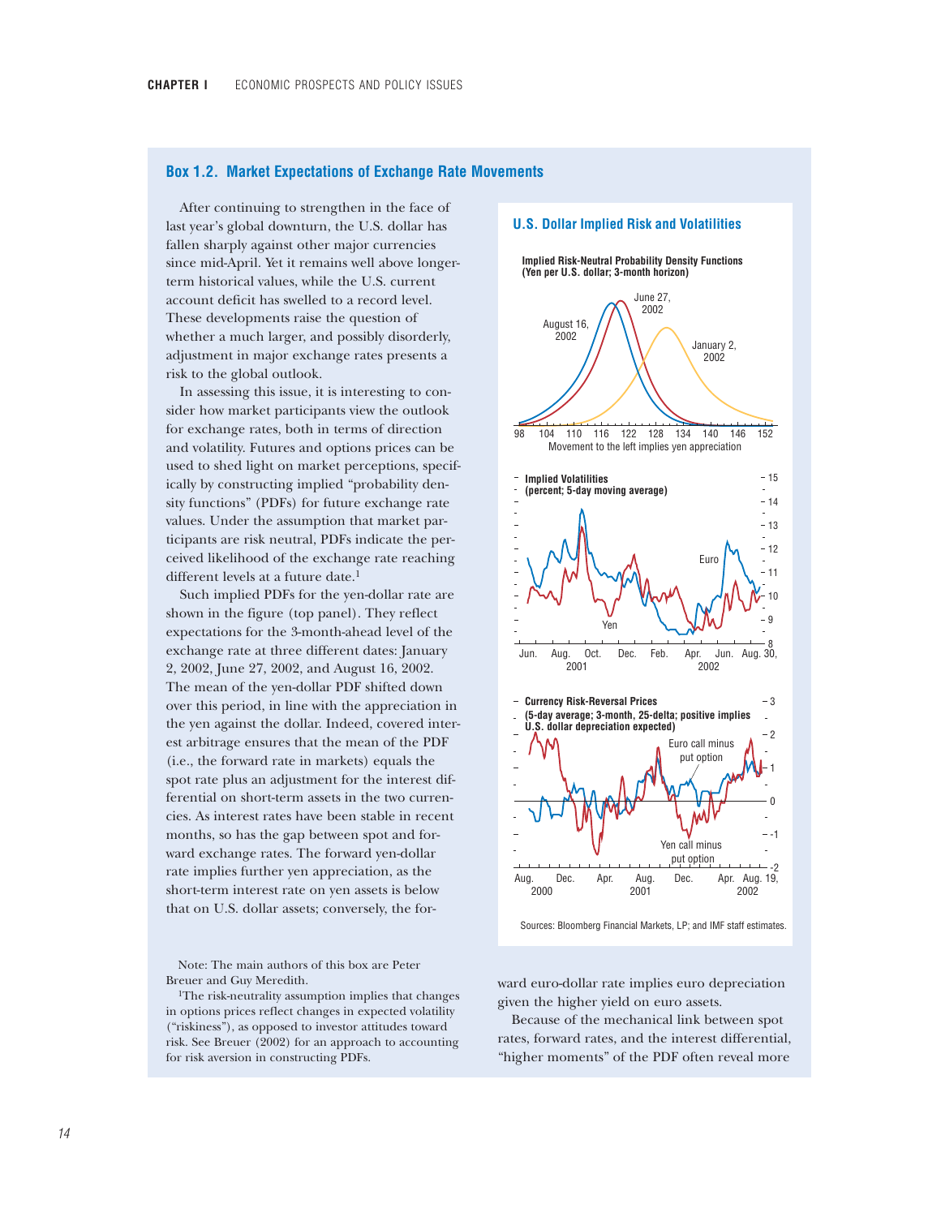## Box 1.2. Market Expectations of Exchange Rate Movements

After continuing to strengthen in the face of last year's global downturn, the U.S. dollar has fallen sharply against other major currencies since mid-April. Yet it remains well above longer-term historical values, while the U.S. current account deficit has swelled to a record level. These developments raise the question of whether a much larger, and possibly disorderly, adjustment in major exchange rates presents a risk to the global outlook.

In assessing this issue, it is interesting to consider how market participants view the outlook for exchange rates, both in terms of direction and volatility. Futures and options prices can be used to shed light on market perceptions, specifically by constructing implied "probability density functions" (PDFs) for future exchange rate values. Under the assumption that market participants are risk neutral, PDFs indicate the perceived likelihood of the exchange rate reaching different levels at a future date.[1]

Such implied PDFs for the yen-dollar rate are shown in the figure (top panel). They reflect expectations for the 3-month-ahead level of the exchange rate at three different dates: January 2, 2002, June 27, 2002, and August 16, 2002. The mean of the yen-dollar PDF shifted down over this period, in line with the appreciation in the yen against the dollar. Indeed, covered interest arbitrage ensures that the mean of the PDF (i.e., the forward rate in markets) equals the spot rate plus an adjustment for the interest differential on short-term assets in the two currencies. As interest rates have been stable in recent months, so has the gap between spot and forward exchange rates. The forward yen-dollar rate implies further yen appreciation, as the short-term interest rate on yen assets is below that on U.S. dollar assets; conversely, the forward euro-dollar rate implies euro depreciation given the higher yield on euro assets.

Because of the mechanical link between spot rates, forward rates, and the interest differential, "higher moments" of the PDF often reveal more

### U.S. Dollar Implied Risk and Volatilities

**Implied Risk-Neutral Probability Density Functions (Yen per U.S. dollar; 3-month horizon)**

August 16, 2002; June 27, 2002; January 2, 2002

Movement to the left implies yen appreciation

**Implied Volatilities (percent; 5-day moving average)**

Euro; Yen

**Currency Risk-Reversal Prices (5-day average; 3-month, 25-delta; positive implies U.S. dollar depreciation expected)**

Euro call minus put option; Yen call minus put option

Sources: Bloomberg Financial Markets, LP; and IMF staff estimates.

Note: The main authors of this box are Peter Breuer and Guy Meredith.

[1]The risk-neutrality assumption implies that changes in options prices reflect changes in expected volatility ("riskiness"), as opposed to investor attitudes toward risk. See Breuer (2002) for an approach to accounting for risk aversion in constructing PDFs.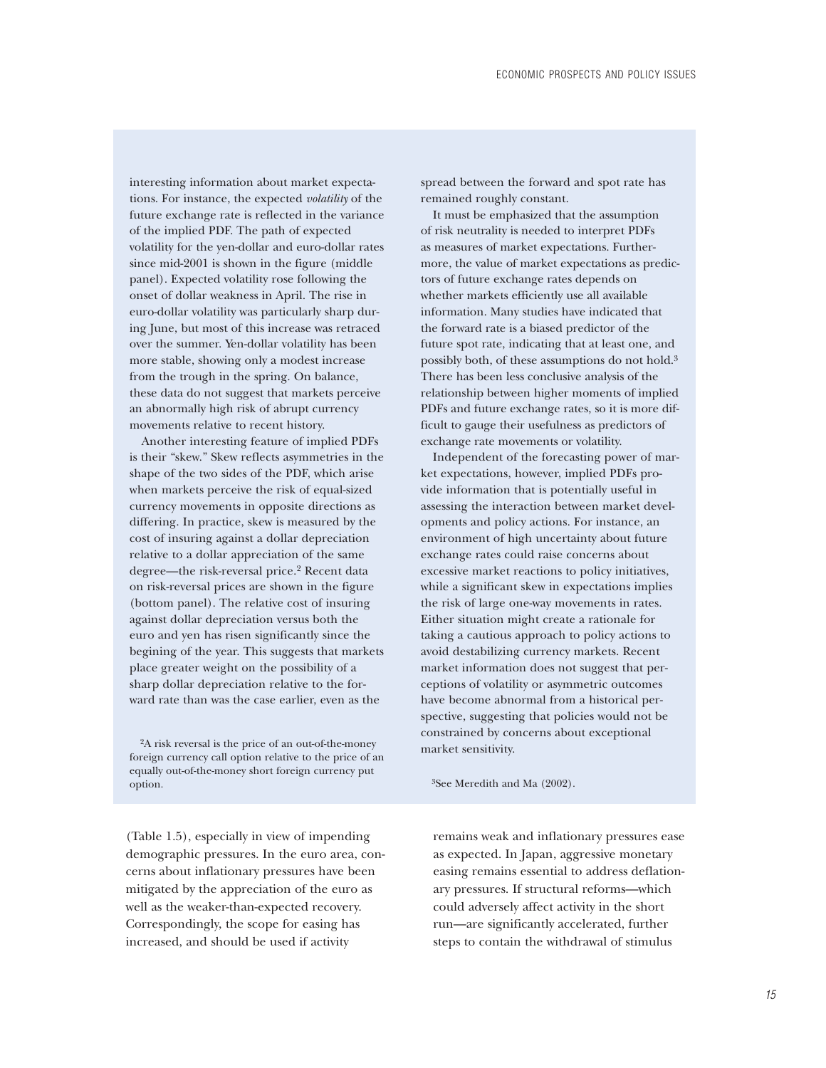interesting information about market expectations. For instance, the expected *volatility* of the future exchange rate is reflected in the variance of the implied PDF. The path of expected volatility for the yen-dollar and euro-dollar rates since mid-2001 is shown in the figure (middle panel). Expected volatility rose following the onset of dollar weakness in April. The rise in euro-dollar volatility was particularly sharp during June, but most of this increase was retraced over the summer. Yen-dollar volatility has been more stable, showing only a modest increase from the trough in the spring. On balance, these data do not suggest that markets perceive an abnormally high risk of abrupt currency movements relative to recent history.

Another interesting feature of implied PDFs is their "skew." Skew reflects asymmetries in the shape of the two sides of the PDF, which arise when markets perceive the risk of equal-sized currency movements in opposite directions as differing. In practice, skew is measured by the cost of insuring against a dollar depreciation relative to a dollar appreciation of the same degree—the risk-reversal price.[2] Recent data on risk-reversal prices are shown in the figure (bottom panel). The relative cost of insuring against dollar depreciation versus both the euro and yen has risen significantly since the begining of the year. This suggests that markets place greater weight on the possibility of a sharp dollar depreciation relative to the forward rate than was the case earlier, even as the spread between the forward and spot rate has remained roughly constant.

It must be emphasized that the assumption of risk neutrality is needed to interpret PDFs as measures of market expectations. Furthermore, the value of market expectations as predictors of future exchange rates depends on whether markets efficiently use all available information. Many studies have indicated that the forward rate is a biased predictor of the future spot rate, indicating that at least one, and possibly both, of these assumptions do not hold.[3] There has been less conclusive analysis of the relationship between higher moments of implied PDFs and future exchange rates, so it is more difficult to gauge their usefulness as predictors of exchange rate movements or volatility.

Independent of the forecasting power of market expectations, however, implied PDFs provide information that is potentially useful in assessing the interaction between market developments and policy actions. For instance, an environment of high uncertainty about future exchange rates could raise concerns about excessive market reactions to policy initiatives, while a significant skew in expectations implies the risk of large one-way movements in rates. Either situation might create a rationale for taking a cautious approach to policy actions to avoid destabilizing currency markets. Recent market information does not suggest that perceptions of volatility or asymmetric outcomes have become abnormal from a historical perspective, suggesting that policies would not be constrained by concerns about exceptional market sensitivity.

[2]A risk reversal is the price of an out-of-the-money foreign currency call option relative to the price of an equally out-of-the-money short foreign currency put option.

[3]See Meredith and Ma (2002).

(Table 1.5), especially in view of impending demographic pressures. In the euro area, concerns about inflationary pressures have been mitigated by the appreciation of the euro as well as the weaker-than-expected recovery. Correspondingly, the scope for easing has increased, and should be used if activity remains weak and inflationary pressures ease as expected. In Japan, aggressive monetary easing remains essential to address deflationary pressures. If structural reforms—which could adversely affect activity in the short run—are significantly accelerated, further steps to contain the withdrawal of stimulus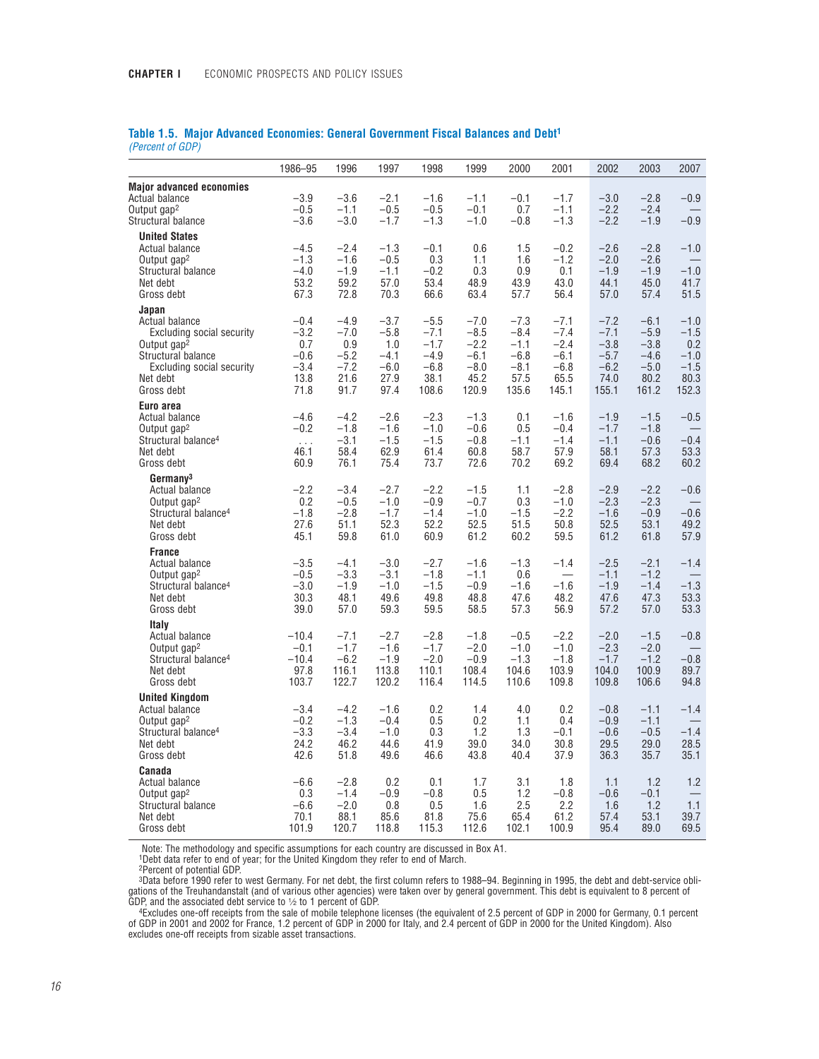## Table 1.5. Major Advanced Economies: General Government Fiscal Balances and Debt[1]

*(Percent of GDP)*

| | 1986–95 | 1996 | 1997 | 1998 | 1999 | 2000 | 2001 | 2002 | 2003 | 2007 |
|---|---|---|---|---|---|---|---|---|---|---|
| **Major advanced economies** | | | | | | | | | | |
| Actual balance | –3.9 | –3.6 | –2.1 | –1.6 | –1.1 | –0.1 | –1.7 | –3.0 | –2.8 | –0.9 |
| Output gap[2] | –0.5 | –1.1 | –0.5 | –0.5 | –0.1 | 0.7 | –1.1 | –2.2 | –2.4 | — |
| Structural balance | –3.6 | –3.0 | –1.7 | –1.3 | –1.0 | –0.8 | –1.3 | –2.2 | –1.9 | –0.9 |
| **United States** | | | | | | | | | | |
| Actual balance | –4.5 | –2.4 | –1.3 | –0.1 | 0.6 | 1.5 | –0.2 | –2.6 | –2.8 | –1.0 |
| Output gap[2] | –1.3 | –1.6 | –0.5 | 0.3 | 1.1 | 1.6 | –1.2 | –2.0 | –2.6 | — |
| Structural balance | –4.0 | –1.9 | –1.1 | –0.2 | 0.3 | 0.9 | 0.1 | –1.9 | –1.9 | –1.0 |
| Net debt | 53.2 | 59.2 | 57.0 | 53.4 | 48.9 | 43.9 | 43.0 | 44.1 | 45.0 | 41.7 |
| Gross debt | 67.3 | 72.8 | 70.3 | 66.6 | 63.4 | 57.7 | 56.4 | 57.0 | 57.4 | 51.5 |
| **Japan** | | | | | | | | | | |
| Actual balance | –0.4 | –4.9 | –3.7 | –5.5 | –7.0 | –7.3 | –7.1 | –7.2 | –6.1 | –1.0 |
| Excluding social security | –3.2 | –7.0 | –5.8 | –7.1 | –8.5 | –8.4 | –7.4 | –7.1 | –5.9 | –1.5 |
| Output gap[2] | 0.7 | 0.9 | 1.0 | –1.7 | –2.2 | –1.1 | –2.4 | –3.8 | –3.8 | 0.2 |
| Structural balance | –0.6 | –5.2 | –4.1 | –4.9 | –6.1 | –6.8 | –6.1 | –5.7 | –4.6 | –1.0 |
| Excluding social security | –3.4 | –7.2 | –6.0 | –6.8 | –8.0 | –8.1 | –6.8 | –6.2 | –5.0 | –1.5 |
| Net debt | 13.8 | 21.6 | 27.9 | 38.1 | 45.2 | 57.5 | 65.5 | 74.0 | 80.2 | 80.3 |
| Gross debt | 71.8 | 91.7 | 97.4 | 108.6 | 120.9 | 135.6 | 145.1 | 155.1 | 161.2 | 152.3 |
| **Euro area** | | | | | | | | | | |
| Actual balance | –4.6 | –4.2 | –2.6 | –2.3 | –1.3 | 0.1 | –1.6 | –1.9 | –1.5 | –0.5 |
| Output gap[2] | –0.2 | –1.8 | –1.6 | –1.0 | –0.6 | 0.5 | –0.4 | –1.7 | –1.8 | — |
| Structural balance[4] | . . . | –3.1 | –1.5 | –1.5 | –0.8 | –1.1 | –1.4 | –1.1 | –0.6 | –0.4 |
| Net debt | 46.1 | 58.4 | 62.9 | 61.4 | 60.8 | 58.7 | 57.9 | 58.1 | 57.3 | 53.3 |
| Gross debt | 60.9 | 76.1 | 75.4 | 73.7 | 72.6 | 70.2 | 69.2 | 69.4 | 68.2 | 60.2 |
| **Germany[3]** | | | | | | | | | | |
| Actual balance | –2.2 | –3.4 | –2.7 | –2.2 | –1.5 | 1.1 | –2.8 | –2.9 | –2.2 | –0.6 |
| Output gap[2] | 0.2 | –0.5 | –1.0 | –0.9 | –0.7 | 0.3 | –1.0 | –2.3 | –2.3 | — |
| Structural balance[4] | –1.8 | –2.8 | –1.7 | –1.4 | –1.0 | –1.5 | –2.2 | –1.6 | –0.9 | –0.6 |
| Net debt | 27.6 | 51.1 | 52.3 | 52.2 | 52.5 | 51.5 | 50.8 | 52.5 | 53.1 | 49.2 |
| Gross debt | 45.1 | 59.8 | 61.0 | 60.9 | 61.2 | 60.2 | 59.5 | 61.2 | 61.8 | 57.9 |
| **France** | | | | | | | | | | |
| Actual balance | –3.5 | –4.1 | –3.0 | –2.7 | –1.6 | –1.3 | –1.4 | –2.5 | –2.1 | –1.4 |
| Output gap[2] | –0.5 | –3.3 | –3.1 | –1.8 | –1.1 | 0.6 | — | –1.1 | –1.2 | — |
| Structural balance[4] | –3.0 | –1.9 | –1.0 | –1.5 | –0.9 | –1.6 | –1.6 | –1.9 | –1.4 | –1.3 |
| Net debt | 30.3 | 48.1 | 49.6 | 49.8 | 48.8 | 47.6 | 48.2 | 47.6 | 47.3 | 53.3 |
| Gross debt | 39.0 | 57.0 | 59.3 | 59.5 | 58.5 | 57.3 | 56.9 | 57.2 | 57.0 | 53.3 |
| **Italy** | | | | | | | | | | |
| Actual balance | –10.4 | –7.1 | –2.7 | –2.8 | –1.8 | –0.5 | –2.2 | –2.0 | –1.5 | –0.8 |
| Output gap[2] | –0.1 | –1.7 | –1.6 | –1.7 | –2.0 | –1.0 | –1.0 | –2.3 | –2.0 | — |
| Structural balance[4] | –10.4 | –6.2 | –1.9 | –2.0 | –0.9 | –1.3 | –1.8 | –1.7 | –1.2 | –0.8 |
| Net debt | 97.8 | 116.1 | 113.8 | 110.1 | 108.4 | 104.6 | 103.9 | 104.0 | 100.9 | 89.7 |
| Gross debt | 103.7 | 122.7 | 120.2 | 116.4 | 114.5 | 110.6 | 109.8 | 109.8 | 106.6 | 94.8 |
| **United Kingdom** | | | | | | | | | | |
| Actual balance | –3.4 | –4.2 | –1.6 | 0.2 | 1.4 | 4.0 | 0.2 | –0.8 | –1.1 | –1.4 |
| Output gap[2] | –0.2 | –1.3 | –0.4 | 0.5 | 0.2 | 1.1 | 0.4 | –0.9 | –1.1 | — |
| Structural balance[4] | –3.3 | –3.4 | –1.0 | 0.3 | 1.2 | 1.3 | –0.1 | –0.6 | –0.5 | –1.4 |
| Net debt | 24.2 | 46.2 | 44.6 | 41.9 | 39.0 | 34.0 | 30.8 | 29.5 | 29.0 | 28.5 |
| Gross debt | 42.6 | 51.8 | 49.6 | 46.6 | 43.8 | 40.4 | 37.9 | 36.3 | 35.7 | 35.1 |
| **Canada** | | | | | | | | | | |
| Actual balance | –6.6 | –2.8 | 0.2 | 0.1 | 1.7 | 3.1 | 1.8 | 1.1 | 1.2 | 1.2 |
| Output gap[2] | 0.3 | –1.4 | –0.9 | –0.8 | 0.5 | 1.2 | –0.8 | –0.6 | –0.1 | — |
| Structural balance | –6.6 | –2.0 | 0.8 | 0.5 | 1.6 | 2.5 | 2.2 | 1.6 | 1.2 | 1.1 |
| Net debt | 70.1 | 88.1 | 85.6 | 81.8 | 75.6 | 65.4 | 61.2 | 57.4 | 53.1 | 39.7 |
| Gross debt | 101.9 | 120.7 | 118.8 | 115.3 | 112.6 | 102.1 | 100.9 | 95.4 | 89.0 | 69.5 |

Note: The methodology and specific assumptions for each country are discussed in Box A1.

[1]Debt data refer to end of year; for the United Kingdom they refer to end of March.

[2]Percent of potential GDP.

[3]Data before 1990 refer to west Germany. For net debt, the first column refers to 1988–94. Beginning in 1995, the debt and debt-service obligations of the Treuhandanstalt (and of various other agencies) were taken over by general government. This debt is equivalent to 8 percent of GDP, and the associated debt service to ½ to 1 percent of GDP.

[4]Excludes one-off receipts from the sale of mobile telephone licenses (the equivalent of 2.5 percent of GDP in 2000 for Germany, 0.1 percent of GDP in 2001 and 2002 for France, 1.2 percent of GDP in 2000 for Italy, and 2.4 percent of GDP in 2000 for the United Kingdom). Also excludes one-off receipts from sizable asset transactions.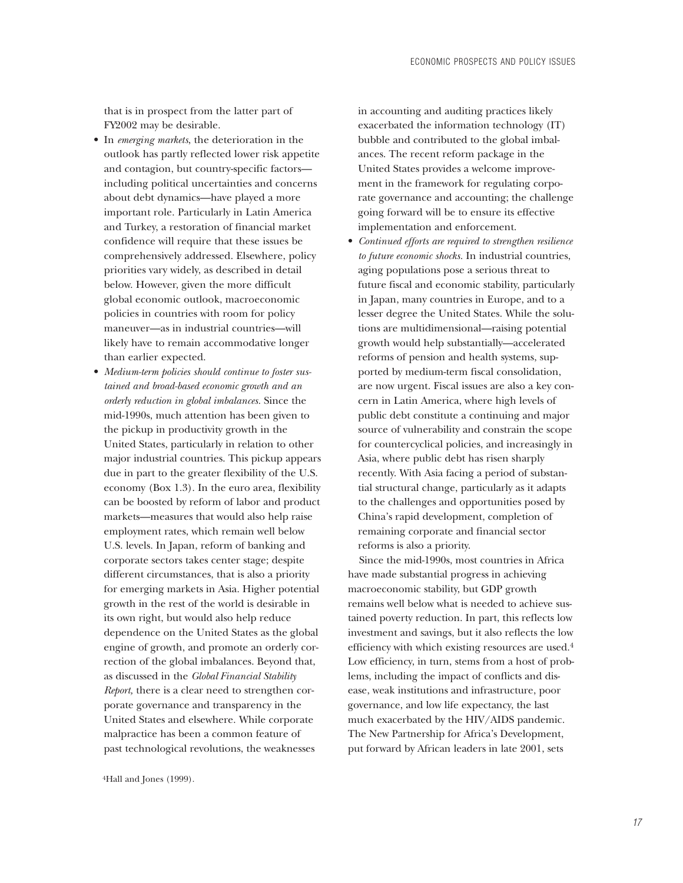that is in prospect from the latter part of FY2002 may be desirable.

- In *emerging markets*, the deterioration in the outlook has partly reflected lower risk appetite and contagion, but country-specific factors—including political uncertainties and concerns about debt dynamics—have played a more important role. Particularly in Latin America and Turkey, a restoration of financial market confidence will require that these issues be comprehensively addressed. Elsewhere, policy priorities vary widely, as described in detail below. However, given the more difficult global economic outlook, macroeconomic policies in countries with room for policy maneuver—as in industrial countries—will likely have to remain accommodative longer than earlier expected.
- *Medium-term policies should continue to foster sustained and broad-based economic growth and an orderly reduction in global imbalances.* Since the mid-1990s, much attention has been given to the pickup in productivity growth in the United States, particularly in relation to other major industrial countries. This pickup appears due in part to the greater flexibility of the U.S. economy (Box 1.3). In the euro area, flexibility can be boosted by reform of labor and product markets—measures that would also help raise employment rates, which remain well below U.S. levels. In Japan, reform of banking and corporate sectors takes center stage; despite different circumstances, that is also a priority for emerging markets in Asia. Higher potential growth in the rest of the world is desirable in its own right, but would also help reduce dependence on the United States as the global engine of growth, and promote an orderly correction of the global imbalances. Beyond that, as discussed in the *Global Financial Stability Report,* there is a clear need to strengthen corporate governance and transparency in the United States and elsewhere. While corporate malpractice has been a common feature of past technological revolutions, the weaknesses in accounting and auditing practices likely exacerbated the information technology (IT) bubble and contributed to the global imbalances. The recent reform package in the United States provides a welcome improvement in the framework for regulating corporate governance and accounting; the challenge going forward will be to ensure its effective implementation and enforcement.
- *Continued efforts are required to strengthen resilience to future economic shocks.* In industrial countries, aging populations pose a serious threat to future fiscal and economic stability, particularly in Japan, many countries in Europe, and to a lesser degree the United States. While the solutions are multidimensional—raising potential growth would help substantially—accelerated reforms of pension and health systems, supported by medium-term fiscal consolidation, are now urgent. Fiscal issues are also a key concern in Latin America, where high levels of public debt constitute a continuing and major source of vulnerability and constrain the scope for countercyclical policies, and increasingly in Asia, where public debt has risen sharply recently. With Asia facing a period of substantial structural change, particularly as it adapts to the challenges and opportunities posed by China's rapid development, completion of remaining corporate and financial sector reforms is also a priority.

Since the mid-1990s, most countries in Africa have made substantial progress in achieving macroeconomic stability, but GDP growth remains well below what is needed to achieve sustained poverty reduction. In part, this reflects low investment and savings, but it also reflects the low efficiency with which existing resources are used.[4] Low efficiency, in turn, stems from a host of problems, including the impact of conflicts and disease, weak institutions and infrastructure, poor governance, and low life expectancy, the last much exacerbated by the HIV/AIDS pandemic. The New Partnership for Africa's Development, put forward by African leaders in late 2001, sets

[4]Hall and Jones (1999).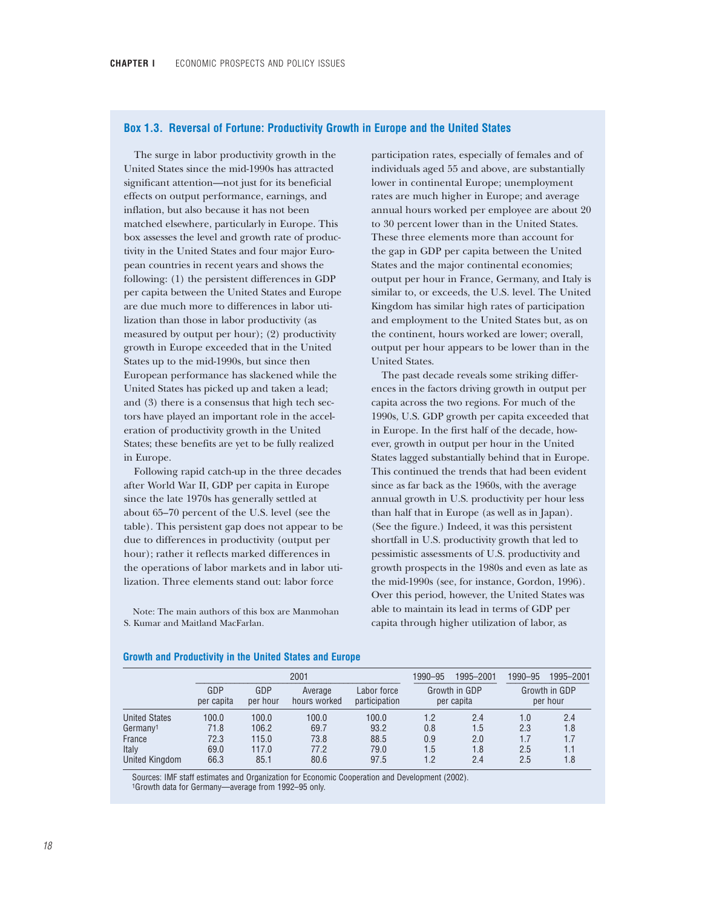## Box 1.3. Reversal of Fortune: Productivity Growth in Europe and the United States

The surge in labor productivity growth in the United States since the mid-1990s has attracted significant attention—not just for its beneficial effects on output performance, earnings, and inflation, but also because it has not been matched elsewhere, particularly in Europe. This box assesses the level and growth rate of productivity in the United States and four major European countries in recent years and shows the following: (1) the persistent differences in GDP per capita between the United States and Europe are due much more to differences in labor utilization than those in labor productivity (as measured by output per hour); (2) productivity growth in Europe exceeded that in the United States up to the mid-1990s, but since then European performance has slackened while the United States has picked up and taken a lead; and (3) there is a consensus that high tech sectors have played an important role in the acceleration of productivity growth in the United States; these benefits are yet to be fully realized in Europe.

Following rapid catch-up in the three decades after World War II, GDP per capita in Europe since the late 1970s has generally settled at about 65–70 percent of the U.S. level (see the table). This persistent gap does not appear to be due to differences in productivity (output per hour); rather it reflects marked differences in the operations of labor markets and in labor utilization. Three elements stand out: labor force participation rates, especially of females and of individuals aged 55 and above, are substantially lower in continental Europe; unemployment rates are much higher in Europe; and average annual hours worked per employee are about 20 to 30 percent lower than in the United States. These three elements more than account for the gap in GDP per capita between the United States and the major continental economies; output per hour in France, Germany, and Italy is similar to, or exceeds, the U.S. level. The United Kingdom has similar high rates of participation and employment to the United States but, as on the continent, hours worked are lower; overall, output per hour appears to be lower than in the United States.

The past decade reveals some striking differences in the factors driving growth in output per capita across the two regions. For much of the 1990s, U.S. GDP growth per capita exceeded that in Europe. In the first half of the decade, however, growth in output per hour in the United States lagged substantially behind that in Europe. This continued the trends that had been evident since as far back as the 1960s, with the average annual growth in U.S. productivity per hour less than half that in Europe (as well as in Japan). (See the figure.) Indeed, it was this persistent shortfall in U.S. productivity growth that led to pessimistic assessments of U.S. productivity and growth prospects in the 1980s and even as late as the mid-1990s (see, for instance, Gordon, 1996). Over this period, however, the United States was able to maintain its lead in terms of GDP per capita through higher utilization of labor, as

Note: The main authors of this box are Manmohan S. Kumar and Maitland MacFarlan.

### Growth and Productivity in the United States and Europe

| | 2001 | | | | 1990–95 | 1995–2001 | 1990–95 | 1995–2001 |
|---|---|---|---|---|---|---|---|---|
| | GDP per capita | GDP per hour | Average hours worked | Labor force participation | Growth in GDP per capita | | Growth in GDP per hour | |
| United States | 100.0 | 100.0 | 100.0 | 100.0 | 1.2 | 2.4 | 1.0 | 2.4 |
| Germany[1] | 71.8 | 106.2 | 69.7 | 93.2 | 0.8 | 1.5 | 2.3 | 1.8 |
| France | 72.3 | 115.0 | 73.8 | 88.5 | 0.9 | 2.0 | 1.7 | 1.7 |
| Italy | 69.0 | 117.0 | 77.2 | 79.0 | 1.5 | 1.8 | 2.5 | 1.1 |
| United Kingdom | 66.3 | 85.1 | 80.6 | 97.5 | 1.2 | 2.4 | 2.5 | 1.8 |

Sources: IMF staff estimates and Organization for Economic Cooperation and Development (2002).
[1]Growth data for Germany—average from 1992–95 only.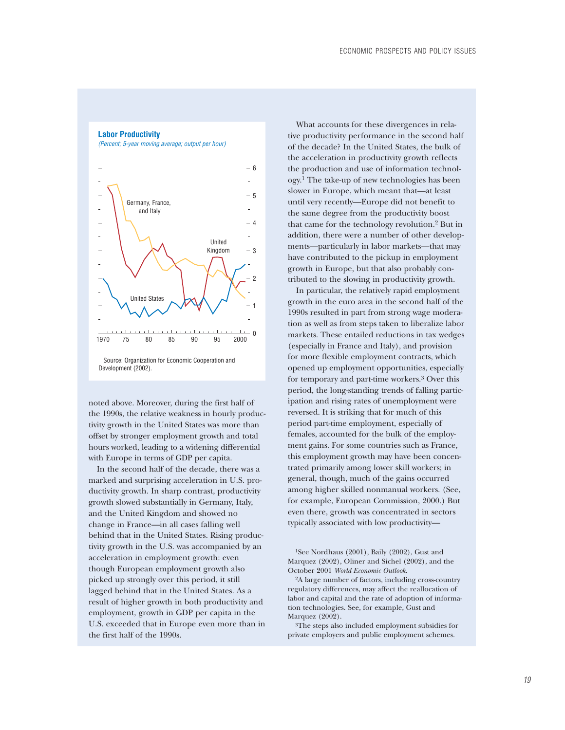**Labor Productivity**

*(Percent; 5-year moving average; output per hour)*

Source: Organization for Economic Cooperation and Development (2002).

noted above. Moreover, during the first half of the 1990s, the relative weakness in hourly productivity growth in the United States was more than offset by stronger employment growth and total hours worked, leading to a widening differential with Europe in terms of GDP per capita.

In the second half of the decade, there was a marked and surprising acceleration in U.S. productivity growth. In sharp contrast, productivity growth slowed substantially in Germany, Italy, and the United Kingdom and showed no change in France—in all cases falling well behind that in the United States. Rising productivity growth in the U.S. was accompanied by an acceleration in employment growth: even though European employment growth also picked up strongly over this period, it still lagged behind that in the United States. As a result of higher growth in both productivity and employment, growth in GDP per capita in the U.S. exceeded that in Europe even more than in the first half of the 1990s.

What accounts for these divergences in relative productivity performance in the second half of the decade? In the United States, the bulk of the acceleration in productivity growth reflects the production and use of information technology.[1] The take-up of new technologies has been slower in Europe, which meant that—at least until very recently—Europe did not benefit to the same degree from the productivity boost that came for the technology revolution.[2] But in addition, there were a number of other developments—particularly in labor markets—that may have contributed to the pickup in employment growth in Europe, but that also probably contributed to the slowing in productivity growth.

In particular, the relatively rapid employment growth in the euro area in the second half of the 1990s resulted in part from strong wage moderation as well as from steps taken to liberalize labor markets. These entailed reductions in tax wedges (especially in France and Italy), and provision for more flexible employment contracts, which opened up employment opportunities, especially for temporary and part-time workers.[3] Over this period, the long-standing trends of falling participation and rising rates of unemployment were reversed. It is striking that for much of this period part-time employment, especially of females, accounted for the bulk of the employment gains. For some countries such as France, this employment growth may have been concentrated primarily among lower skill workers; in general, though, much of the gains occurred among higher skilled nonmanual workers. (See, for example, European Commission, 2000.) But even there, growth was concentrated in sectors typically associated with low productivity—

[1]See Nordhaus (2001), Baily (2002), Gust and Marquez (2002), Oliner and Sichel (2002), and the October 2001 *World Economic Outlook*.

[2]A large number of factors, including cross-country regulatory differences, may affect the reallocation of labor and capital and the rate of adoption of information technologies. See, for example, Gust and Marquez (2002).

[3]The steps also included employment subsidies for private employers and public employment schemes.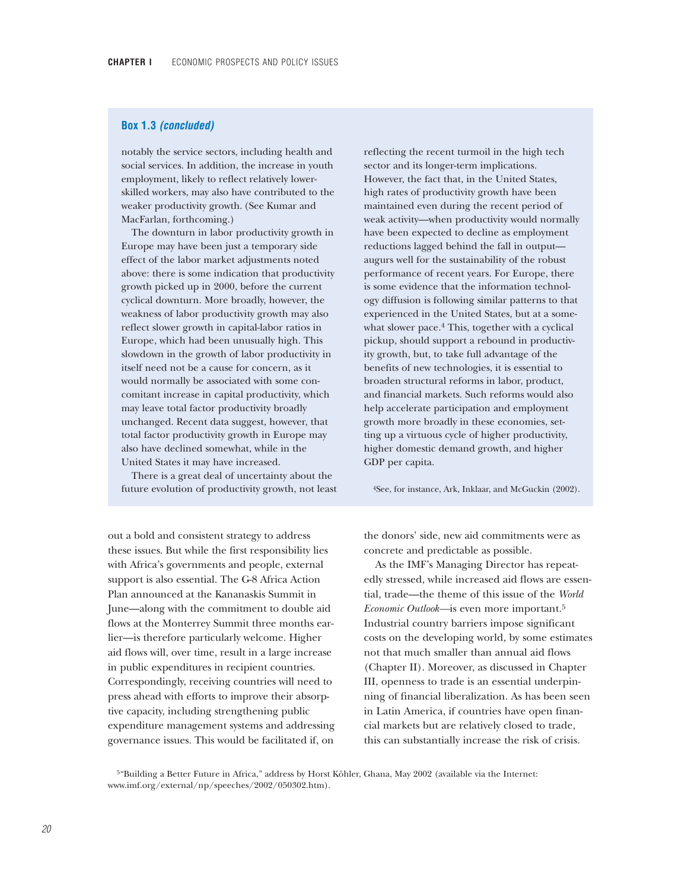**Box 1.3 *(concluded)***

notably the service sectors, including health and social services. In addition, the increase in youth employment, likely to reflect relatively lower-skilled workers, may also have contributed to the weaker productivity growth. (See Kumar and MacFarlan, forthcoming.)

The downturn in labor productivity growth in Europe may have been just a temporary side effect of the labor market adjustments noted above: there is some indication that productivity growth picked up in 2000, before the current cyclical downturn. More broadly, however, the weakness of labor productivity growth may also reflect slower growth in capital-labor ratios in Europe, which had been unusually high. This slowdown in the growth of labor productivity in itself need not be a cause for concern, as it would normally be associated with some concomitant increase in capital productivity, which may leave total factor productivity broadly unchanged. Recent data suggest, however, that total factor productivity growth in Europe may also have declined somewhat, while in the United States it may have increased.

There is a great deal of uncertainty about the future evolution of productivity growth, not least reflecting the recent turmoil in the high tech sector and its longer-term implications. However, the fact that, in the United States, high rates of productivity growth have been maintained even during the recent period of weak activity—when productivity would normally have been expected to decline as employment reductions lagged behind the fall in output—augurs well for the sustainability of the robust performance of recent years. For Europe, there is some evidence that the information technology diffusion is following similar patterns to that experienced in the United States, but at a somewhat slower pace.[4] This, together with a cyclical pickup, should support a rebound in productivity growth, but, to take full advantage of the benefits of new technologies, it is essential to broaden structural reforms in labor, product, and financial markets. Such reforms would also help accelerate participation and employment growth more broadly in these economies, setting up a virtuous cycle of higher productivity, higher domestic demand growth, and higher GDP per capita.

[4]See, for instance, Ark, Inklaar, and McGuckin (2002).

out a bold and consistent strategy to address these issues. But while the first responsibility lies with Africa's governments and people, external support is also essential. The G-8 Africa Action Plan announced at the Kananaskis Summit in June—along with the commitment to double aid flows at the Monterrey Summit three months earlier—is therefore particularly welcome. Higher aid flows will, over time, result in a large increase in public expenditures in recipient countries. Correspondingly, receiving countries will need to press ahead with efforts to improve their absorptive capacity, including strengthening public expenditure management systems and addressing governance issues. This would be facilitated if, on the donors' side, new aid commitments were as concrete and predictable as possible.

As the IMF's Managing Director has repeatedly stressed, while increased aid flows are essential, trade—the theme of this issue of the *World Economic Outlook*—is even more important.[5] Industrial country barriers impose significant costs on the developing world, by some estimates not that much smaller than annual aid flows (Chapter II). Moreover, as discussed in Chapter III, openness to trade is an essential underpinning of financial liberalization. As has been seen in Latin America, if countries have open financial markets but are relatively closed to trade, this can substantially increase the risk of crisis.

[5]"Building a Better Future in Africa," address by Horst Köhler, Ghana, May 2002 (available via the Internet: www.imf.org/external/np/speeches/2002/050302.htm).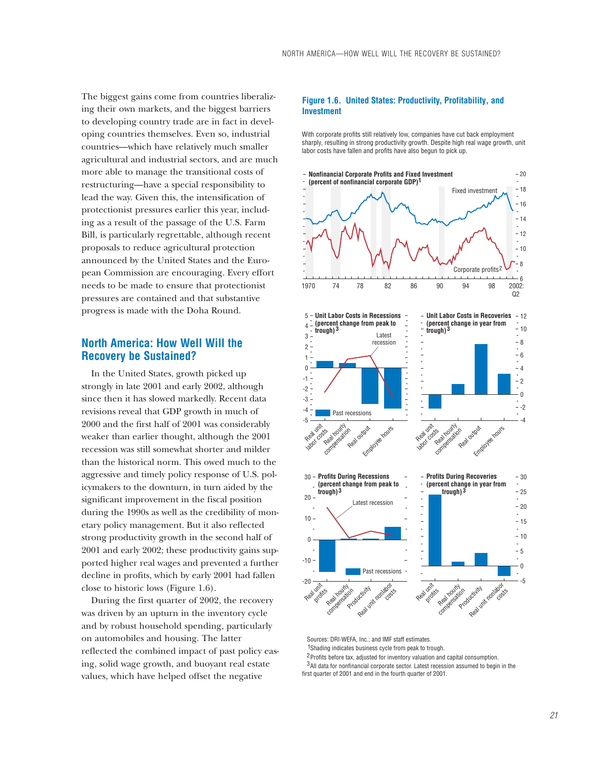The biggest gains come from countries liberalizing their own markets, and the biggest barriers to developing country trade are in fact in developing countries themselves. Even so, industrial countries—which have relatively much smaller agricultural and industrial sectors, and are much more able to manage the transitional costs of restructuring—have a special responsibility to lead the way. Given this, the intensification of protectionist pressures earlier this year, including as a result of the passage of the U.S. Farm Bill, is particularly regrettable, although recent proposals to reduce agricultural protection announced by the United States and the European Commission are encouraging. Every effort needs to be made to ensure that protectionist pressures are contained and that substantive progress is made with the Doha Round.

## North America: How Well Will the Recovery be Sustained?

In the United States, growth picked up strongly in late 2001 and early 2002, although since then it has slowed markedly. Recent data revisions reveal that GDP growth in much of 2000 and the first half of 2001 was considerably weaker than earlier thought, although the 2001 recession was still somewhat shorter and milder than the historical norm. This owed much to the aggressive and timely policy response of U.S. policymakers to the downturn, in turn aided by the significant improvement in the fiscal position during the 1990s as well as the credibility of monetary policy management. But it also reflected strong productivity growth in the second half of 2001 and early 2002; these productivity gains supported higher real wages and prevented a further decline in profits, which by early 2001 had fallen close to historic lows (Figure 1.6).

During the first quarter of 2002, the recovery was driven by an upturn in the inventory cycle and by robust household spending, particularly on automobiles and housing. The latter reflected the combined impact of past policy easing, solid wage growth, and buoyant real estate values, which have helped offset the negative

**Figure 1.6. United States: Productivity, Profitability, and Investment**

With corporate profits still relatively low, companies have cut back employment sharply, resulting in strong productivity growth. Despite high real wage growth, unit labor costs have fallen and profits have also begun to pick up.

Sources: DRI-WEFA, Inc.; and IMF staff estimates.

[1] Shading indicates business cycle from peak to trough.

[2] Profits before tax, adjusted for inventory valuation and capital consumption.

[3] All data for nonfinancial corporate sector. Latest recession assumed to begin in the first quarter of 2001 and end in the fourth quarter of 2001.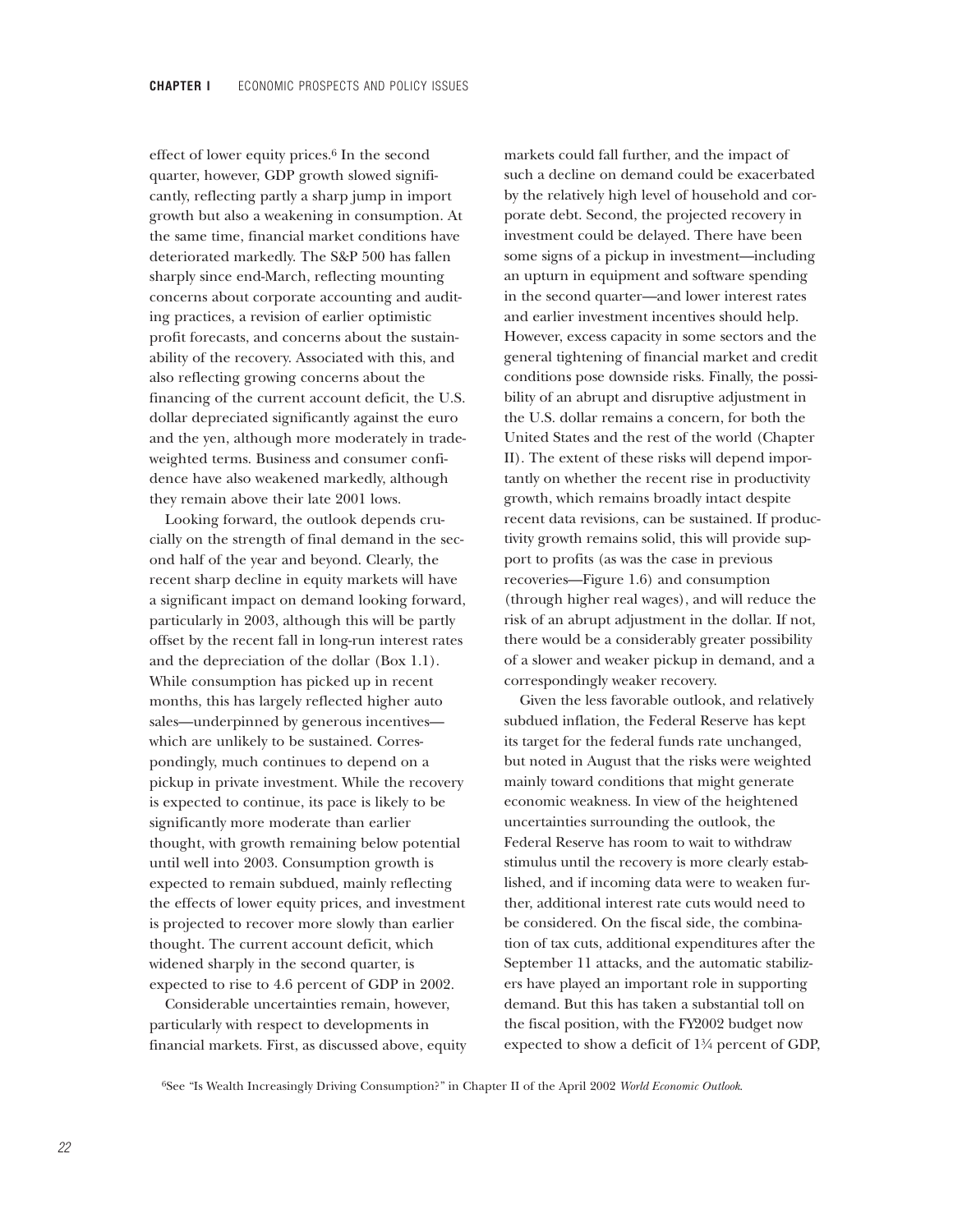effect of lower equity prices.[6] In the second quarter, however, GDP growth slowed significantly, reflecting partly a sharp jump in import growth but also a weakening in consumption. At the same time, financial market conditions have deteriorated markedly. The S&P 500 has fallen sharply since end-March, reflecting mounting concerns about corporate accounting and auditing practices, a revision of earlier optimistic profit forecasts, and concerns about the sustainability of the recovery. Associated with this, and also reflecting growing concerns about the financing of the current account deficit, the U.S. dollar depreciated significantly against the euro and the yen, although more moderately in trade-weighted terms. Business and consumer confidence have also weakened markedly, although they remain above their late 2001 lows.

Looking forward, the outlook depends crucially on the strength of final demand in the second half of the year and beyond. Clearly, the recent sharp decline in equity markets will have a significant impact on demand looking forward, particularly in 2003, although this will be partly offset by the recent fall in long-run interest rates and the depreciation of the dollar (Box 1.1). While consumption has picked up in recent months, this has largely reflected higher auto sales—underpinned by generous incentives—which are unlikely to be sustained. Correspondingly, much continues to depend on a pickup in private investment. While the recovery is expected to continue, its pace is likely to be significantly more moderate than earlier thought, with growth remaining below potential until well into 2003. Consumption growth is expected to remain subdued, mainly reflecting the effects of lower equity prices, and investment is projected to recover more slowly than earlier thought. The current account deficit, which widened sharply in the second quarter, is expected to rise to 4.6 percent of GDP in 2002.

Considerable uncertainties remain, however, particularly with respect to developments in financial markets. First, as discussed above, equity markets could fall further, and the impact of such a decline on demand could be exacerbated by the relatively high level of household and corporate debt. Second, the projected recovery in investment could be delayed. There have been some signs of a pickup in investment—including an upturn in equipment and software spending in the second quarter—and lower interest rates and earlier investment incentives should help. However, excess capacity in some sectors and the general tightening of financial market and credit conditions pose downside risks. Finally, the possibility of an abrupt and disruptive adjustment in the U.S. dollar remains a concern, for both the United States and the rest of the world (Chapter II). The extent of these risks will depend importantly on whether the recent rise in productivity growth, which remains broadly intact despite recent data revisions, can be sustained. If productivity growth remains solid, this will provide support to profits (as was the case in previous recoveries—Figure 1.6) and consumption (through higher real wages), and will reduce the risk of an abrupt adjustment in the dollar. If not, there would be a considerably greater possibility of a slower and weaker pickup in demand, and a correspondingly weaker recovery.

Given the less favorable outlook, and relatively subdued inflation, the Federal Reserve has kept its target for the federal funds rate unchanged, but noted in August that the risks were weighted mainly toward conditions that might generate economic weakness. In view of the heightened uncertainties surrounding the outlook, the Federal Reserve has room to wait to withdraw stimulus until the recovery is more clearly established, and if incoming data were to weaken further, additional interest rate cuts would need to be considered. On the fiscal side, the combination of tax cuts, additional expenditures after the September 11 attacks, and the automatic stabilizers have played an important role in supporting demand. But this has taken a substantial toll on the fiscal position, with the FY2002 budget now expected to show a deficit of 1¾ percent of GDP,

[6]See "Is Wealth Increasingly Driving Consumption?" in Chapter II of the April 2002 *World Economic Outlook*.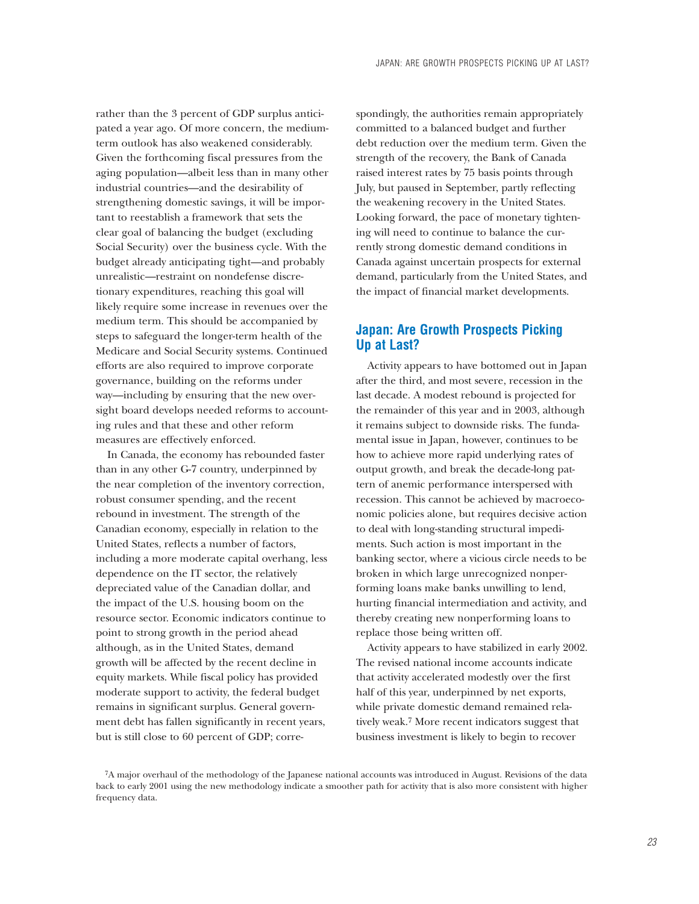rather than the 3 percent of GDP surplus anticipated a year ago. Of more concern, the medium-term outlook has also weakened considerably. Given the forthcoming fiscal pressures from the aging population—albeit less than in many other industrial countries—and the desirability of strengthening domestic savings, it will be important to reestablish a framework that sets the clear goal of balancing the budget (excluding Social Security) over the business cycle. With the budget already anticipating tight—and probably unrealistic—restraint on nondefense discretionary expenditures, reaching this goal will likely require some increase in revenues over the medium term. This should be accompanied by steps to safeguard the longer-term health of the Medicare and Social Security systems. Continued efforts are also required to improve corporate governance, building on the reforms under way—including by ensuring that the new oversight board develops needed reforms to accounting rules and that these and other reform measures are effectively enforced.

In Canada, the economy has rebounded faster than in any other G-7 country, underpinned by the near completion of the inventory correction, robust consumer spending, and the recent rebound in investment. The strength of the Canadian economy, especially in relation to the United States, reflects a number of factors, including a more moderate capital overhang, less dependence on the IT sector, the relatively depreciated value of the Canadian dollar, and the impact of the U.S. housing boom on the resource sector. Economic indicators continue to point to strong growth in the period ahead although, as in the United States, demand growth will be affected by the recent decline in equity markets. While fiscal policy has provided moderate support to activity, the federal budget remains in significant surplus. General government debt has fallen significantly in recent years, but is still close to 60 percent of GDP; correspondingly, the authorities remain appropriately committed to a balanced budget and further debt reduction over the medium term. Given the strength of the recovery, the Bank of Canada raised interest rates by 75 basis points through July, but paused in September, partly reflecting the weakening recovery in the United States. Looking forward, the pace of monetary tightening will need to continue to balance the currently strong domestic demand conditions in Canada against uncertain prospects for external demand, particularly from the United States, and the impact of financial market developments.

## Japan: Are Growth Prospects Picking Up at Last?

Activity appears to have bottomed out in Japan after the third, and most severe, recession in the last decade. A modest rebound is projected for the remainder of this year and in 2003, although it remains subject to downside risks. The fundamental issue in Japan, however, continues to be how to achieve more rapid underlying rates of output growth, and break the decade-long pattern of anemic performance interspersed with recession. This cannot be achieved by macroeconomic policies alone, but requires decisive action to deal with long-standing structural impediments. Such action is most important in the banking sector, where a vicious circle needs to be broken in which large unrecognized nonperforming loans make banks unwilling to lend, hurting financial intermediation and activity, and thereby creating new nonperforming loans to replace those being written off.

Activity appears to have stabilized in early 2002. The revised national income accounts indicate that activity accelerated modestly over the first half of this year, underpinned by net exports, while private domestic demand remained relatively weak.[7] More recent indicators suggest that business investment is likely to begin to recover

[7] A major overhaul of the methodology of the Japanese national accounts was introduced in August. Revisions of the data back to early 2001 using the new methodology indicate a smoother path for activity that is also more consistent with higher frequency data.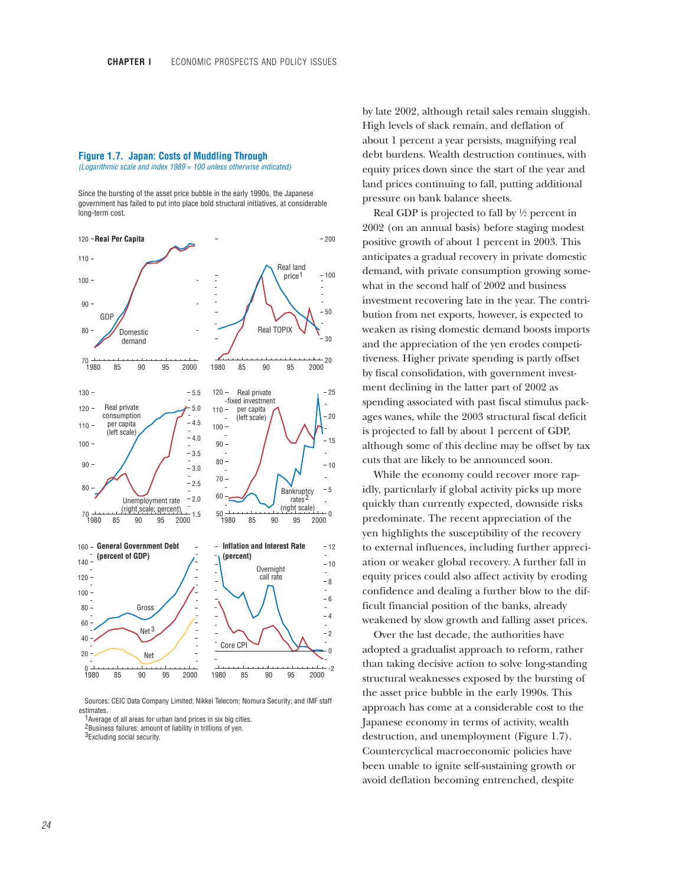### Figure 1.7. Japan: Costs of Muddling Through

*(Logarithmic scale and index 1989 = 100 unless otherwise indicated)*

Since the bursting of the asset price bubble in the early 1990s, the Japanese government has failed to put into place bold structural initiatives, at considerable long-term cost.

Sources: CEIC Data Company Limited; Nikkei Telecom; Nomura Security; and IMF staff estimates.

[1]Average of all areas for urban land prices in six big cities.

[2]Business failures: amount of liability in trillions of yen.

[3]Excluding social security.

by late 2002, although retail sales remain sluggish. High levels of slack remain, and deflation of about 1 percent a year persists, magnifying real debt burdens. Wealth destruction continues, with equity prices down since the start of the year and land prices continuing to fall, putting additional pressure on bank balance sheets.

Real GDP is projected to fall by ½ percent in 2002 (on an annual basis) before staging modest positive growth of about 1 percent in 2003. This anticipates a gradual recovery in private domestic demand, with private consumption growing somewhat in the second half of 2002 and business investment recovering late in the year. The contribution from net exports, however, is expected to weaken as rising domestic demand boosts imports and the appreciation of the yen erodes competitiveness. Higher private spending is partly offset by fiscal consolidation, with government investment declining in the latter part of 2002 as spending associated with past fiscal stimulus packages wanes, while the 2003 structural fiscal deficit is projected to fall by about 1 percent of GDP, although some of this decline may be offset by tax cuts that are likely to be announced soon.

While the economy could recover more rapidly, particularly if global activity picks up more quickly than currently expected, downside risks predominate. The recent appreciation of the yen highlights the susceptibility of the recovery to external influences, including further appreciation or weaker global recovery. A further fall in equity prices could also affect activity by eroding confidence and dealing a further blow to the difficult financial position of the banks, already weakened by slow growth and falling asset prices.

Over the last decade, the authorities have adopted a gradualist approach to reform, rather than taking decisive action to solve long-standing structural weaknesses exposed by the bursting of the asset price bubble in the early 1990s. This approach has come at a considerable cost to the Japanese economy in terms of activity, wealth destruction, and unemployment (Figure 1.7). Countercyclical macroeconomic policies have been unable to ignite self-sustaining growth or avoid deflation becoming entrenched, despite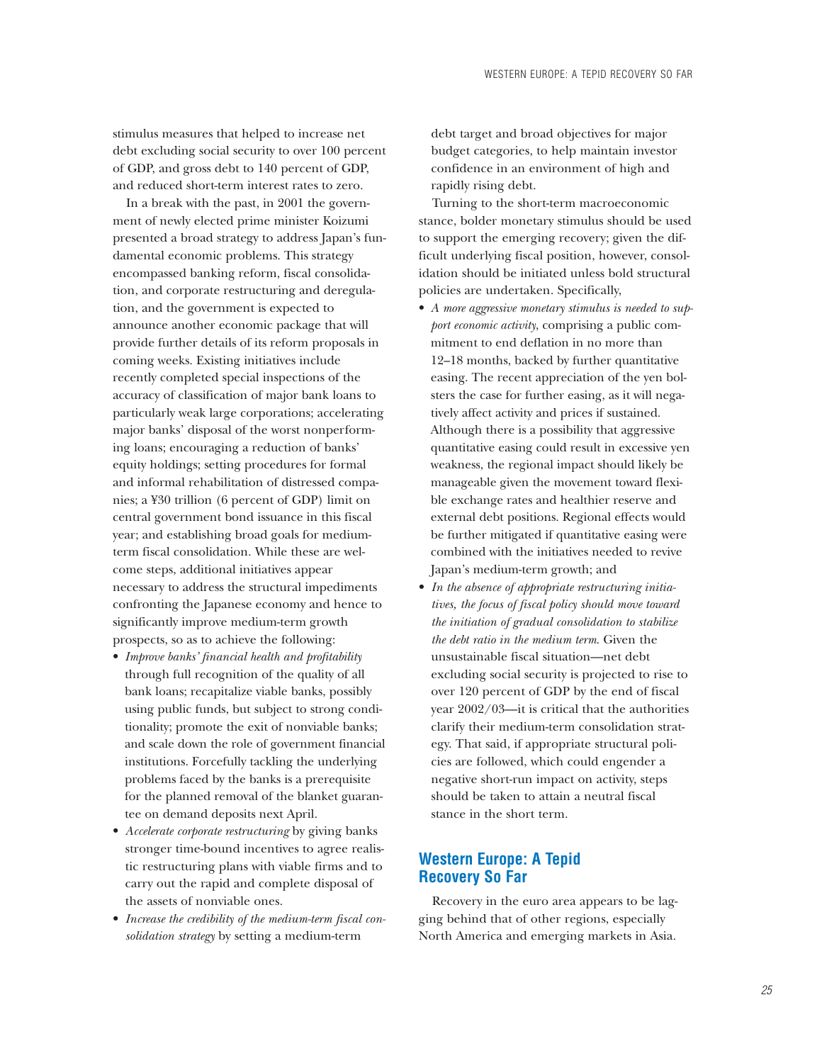stimulus measures that helped to increase net debt excluding social security to over 100 percent of GDP, and gross debt to 140 percent of GDP, and reduced short-term interest rates to zero.

In a break with the past, in 2001 the government of newly elected prime minister Koizumi presented a broad strategy to address Japan's fundamental economic problems. This strategy encompassed banking reform, fiscal consolidation, and corporate restructuring and deregulation, and the government is expected to announce another economic package that will provide further details of its reform proposals in coming weeks. Existing initiatives include recently completed special inspections of the accuracy of classification of major bank loans to particularly weak large corporations; accelerating major banks' disposal of the worst nonperforming loans; encouraging a reduction of banks' equity holdings; setting procedures for formal and informal rehabilitation of distressed companies; a ¥30 trillion (6 percent of GDP) limit on central government bond issuance in this fiscal year; and establishing broad goals for medium-term fiscal consolidation. While these are welcome steps, additional initiatives appear necessary to address the structural impediments confronting the Japanese economy and hence to significantly improve medium-term growth prospects, so as to achieve the following:

- *Improve banks' financial health and profitability* through full recognition of the quality of all bank loans; recapitalize viable banks, possibly using public funds, but subject to strong conditionality; promote the exit of nonviable banks; and scale down the role of government financial institutions. Forcefully tackling the underlying problems faced by the banks is a prerequisite for the planned removal of the blanket guarantee on demand deposits next April.
- *Accelerate corporate restructuring* by giving banks stronger time-bound incentives to agree realistic restructuring plans with viable firms and to carry out the rapid and complete disposal of the assets of nonviable ones.
- *Increase the credibility of the medium-term fiscal consolidation strategy* by setting a medium-term debt target and broad objectives for major budget categories, to help maintain investor confidence in an environment of high and rapidly rising debt.

Turning to the short-term macroeconomic stance, bolder monetary stimulus should be used to support the emerging recovery; given the difficult underlying fiscal position, however, consolidation should be initiated unless bold structural policies are undertaken. Specifically,

- *A more aggressive monetary stimulus is needed to support economic activity*, comprising a public commitment to end deflation in no more than 12–18 months, backed by further quantitative easing. The recent appreciation of the yen bolsters the case for further easing, as it will negatively affect activity and prices if sustained. Although there is a possibility that aggressive quantitative easing could result in excessive yen weakness, the regional impact should likely be manageable given the movement toward flexible exchange rates and healthier reserve and external debt positions. Regional effects would be further mitigated if quantitative easing were combined with the initiatives needed to revive Japan's medium-term growth; and
- *In the absence of appropriate restructuring initiatives, the focus of fiscal policy should move toward the initiation of gradual consolidation to stabilize the debt ratio in the medium term.* Given the unsustainable fiscal situation—net debt excluding social security is projected to rise to over 120 percent of GDP by the end of fiscal year 2002/03—it is critical that the authorities clarify their medium-term consolidation strategy. That said, if appropriate structural policies are followed, which could engender a negative short-run impact on activity, steps should be taken to attain a neutral fiscal stance in the short term.

## Western Europe: A Tepid Recovery So Far

Recovery in the euro area appears to be lagging behind that of other regions, especially North America and emerging markets in Asia.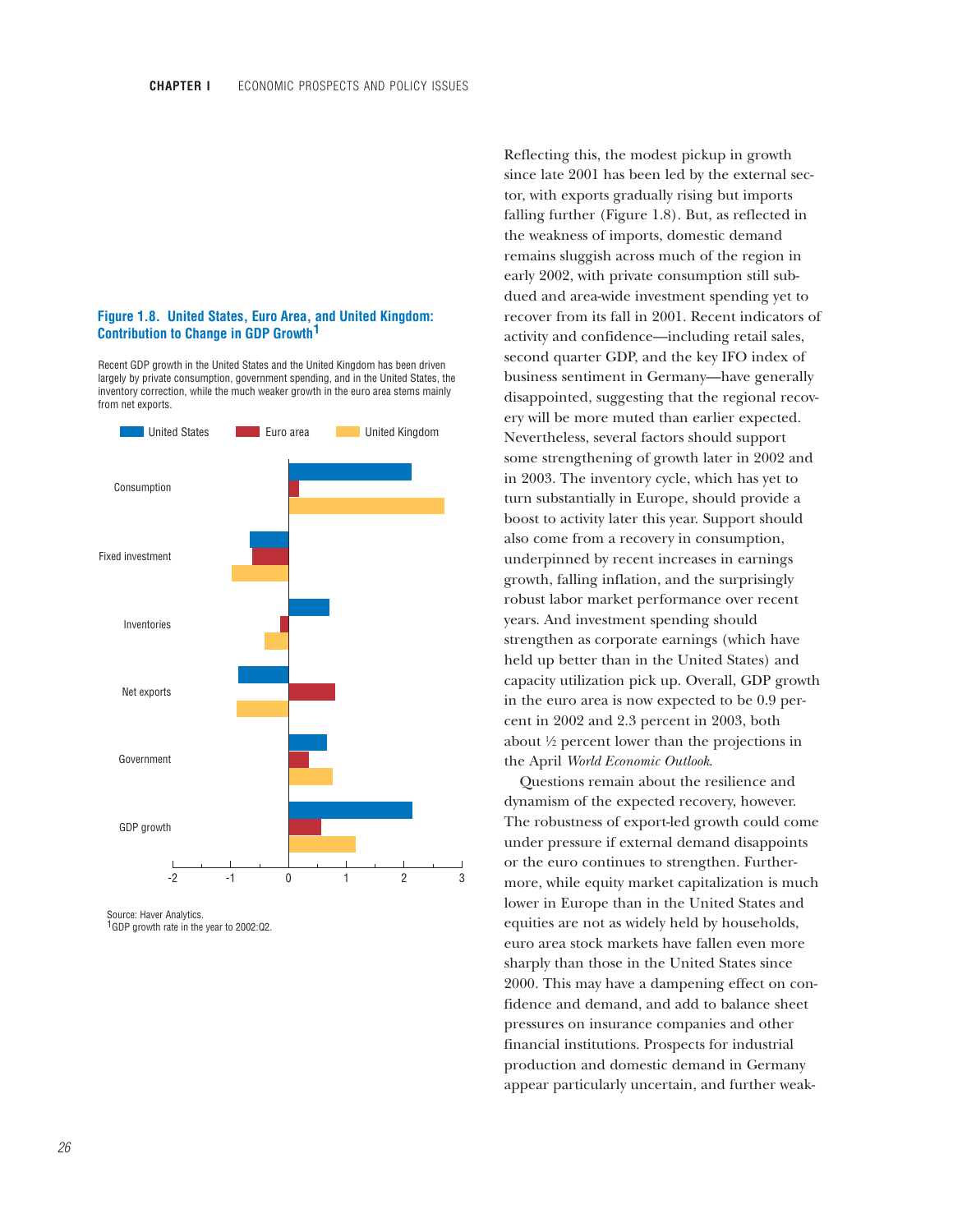### Figure 1.8. United States, Euro Area, and United Kingdom: Contribution to Change in GDP Growth[1]

Recent GDP growth in the United States and the United Kingdom has been driven largely by private consumption, government spending, and in the United States, the inventory correction, while the much weaker growth in the euro area stems mainly from net exports.

Source: Haver Analytics.
[1]GDP growth rate in the year to 2002:Q2.

Reflecting this, the modest pickup in growth since late 2001 has been led by the external sector, with exports gradually rising but imports falling further (Figure 1.8). But, as reflected in the weakness of imports, domestic demand remains sluggish across much of the region in early 2002, with private consumption still subdued and area-wide investment spending yet to recover from its fall in 2001. Recent indicators of activity and confidence—including retail sales, second quarter GDP, and the key IFO index of business sentiment in Germany—have generally disappointed, suggesting that the regional recovery will be more muted than earlier expected. Nevertheless, several factors should support some strengthening of growth later in 2002 and in 2003. The inventory cycle, which has yet to turn substantially in Europe, should provide a boost to activity later this year. Support should also come from a recovery in consumption, underpinned by recent increases in earnings growth, falling inflation, and the surprisingly robust labor market performance over recent years. And investment spending should strengthen as corporate earnings (which have held up better than in the United States) and capacity utilization pick up. Overall, GDP growth in the euro area is now expected to be 0.9 percent in 2002 and 2.3 percent in 2003, both about ½ percent lower than the projections in the April *World Economic Outlook*.

Questions remain about the resilience and dynamism of the expected recovery, however. The robustness of export-led growth could come under pressure if external demand disappoints or the euro continues to strengthen. Furthermore, while equity market capitalization is much lower in Europe than in the United States and equities are not as widely held by households, euro area stock markets have fallen even more sharply than those in the United States since 2000. This may have a dampening effect on confidence and demand, and add to balance sheet pressures on insurance companies and other financial institutions. Prospects for industrial production and domestic demand in Germany appear particularly uncertain, and further weak-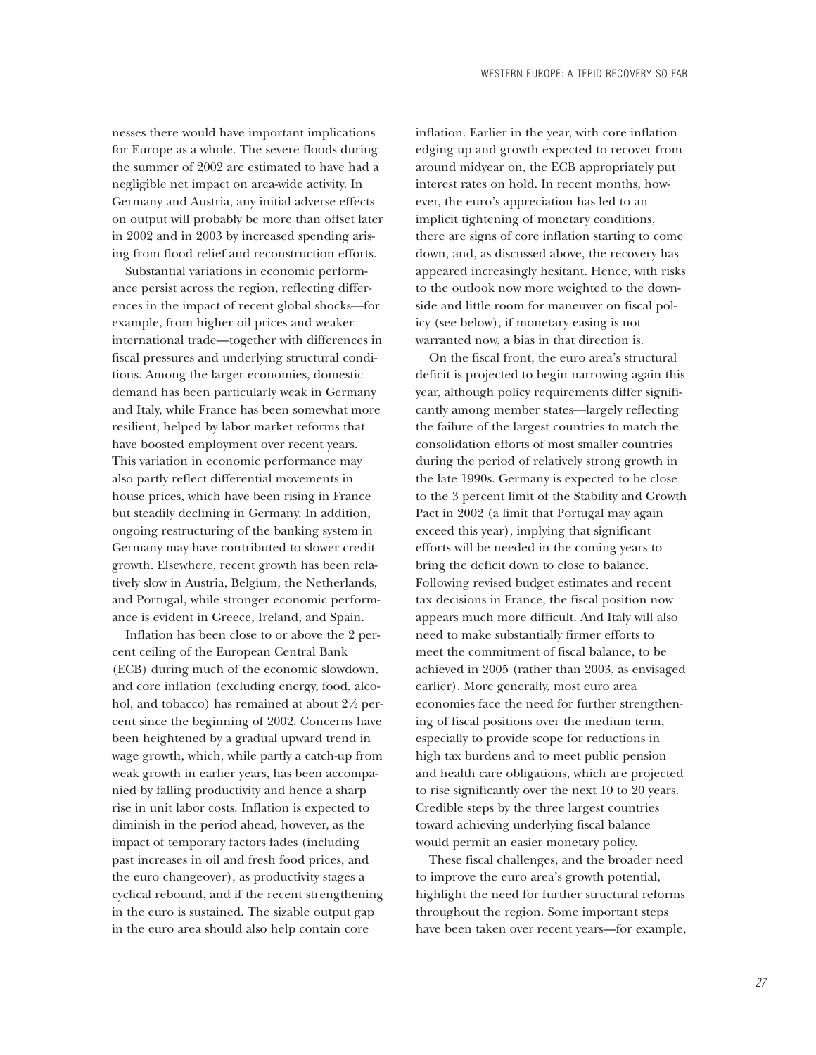nesses there would have important implications for Europe as a whole. The severe floods during the summer of 2002 are estimated to have had a negligible net impact on area-wide activity. In Germany and Austria, any initial adverse effects on output will probably be more than offset later in 2002 and in 2003 by increased spending arising from flood relief and reconstruction efforts.

Substantial variations in economic performance persist across the region, reflecting differences in the impact of recent global shocks—for example, from higher oil prices and weaker international trade—together with differences in fiscal pressures and underlying structural conditions. Among the larger economies, domestic demand has been particularly weak in Germany and Italy, while France has been somewhat more resilient, helped by labor market reforms that have boosted employment over recent years. This variation in economic performance may also partly reflect differential movements in house prices, which have been rising in France but steadily declining in Germany. In addition, ongoing restructuring of the banking system in Germany may have contributed to slower credit growth. Elsewhere, recent growth has been relatively slow in Austria, Belgium, the Netherlands, and Portugal, while stronger economic performance is evident in Greece, Ireland, and Spain.

Inflation has been close to or above the 2 percent ceiling of the European Central Bank (ECB) during much of the economic slowdown, and core inflation (excluding energy, food, alcohol, and tobacco) has remained at about 2½ percent since the beginning of 2002. Concerns have been heightened by a gradual upward trend in wage growth, which, while partly a catch-up from weak growth in earlier years, has been accompanied by falling productivity and hence a sharp rise in unit labor costs. Inflation is expected to diminish in the period ahead, however, as the impact of temporary factors fades (including past increases in oil and fresh food prices, and the euro changeover), as productivity stages a cyclical rebound, and if the recent strengthening in the euro is sustained. The sizable output gap in the euro area should also help contain core inflation. Earlier in the year, with core inflation edging up and growth expected to recover from around midyear on, the ECB appropriately put interest rates on hold. In recent months, however, the euro's appreciation has led to an implicit tightening of monetary conditions, there are signs of core inflation starting to come down, and, as discussed above, the recovery has appeared increasingly hesitant. Hence, with risks to the outlook now more weighted to the downside and little room for maneuver on fiscal policy (see below), if monetary easing is not warranted now, a bias in that direction is.

On the fiscal front, the euro area's structural deficit is projected to begin narrowing again this year, although policy requirements differ significantly among member states—largely reflecting the failure of the largest countries to match the consolidation efforts of most smaller countries during the period of relatively strong growth in the late 1990s. Germany is expected to be close to the 3 percent limit of the Stability and Growth Pact in 2002 (a limit that Portugal may again exceed this year), implying that significant efforts will be needed in the coming years to bring the deficit down to close to balance. Following revised budget estimates and recent tax decisions in France, the fiscal position now appears much more difficult. And Italy will also need to make substantially firmer efforts to meet the commitment of fiscal balance, to be achieved in 2005 (rather than 2003, as envisaged earlier). More generally, most euro area economies face the need for further strengthening of fiscal positions over the medium term, especially to provide scope for reductions in high tax burdens and to meet public pension and health care obligations, which are projected to rise significantly over the next 10 to 20 years. Credible steps by the three largest countries toward achieving underlying fiscal balance would permit an easier monetary policy.

These fiscal challenges, and the broader need to improve the euro area's growth potential, highlight the need for further structural reforms throughout the region. Some important steps have been taken over recent years—for example,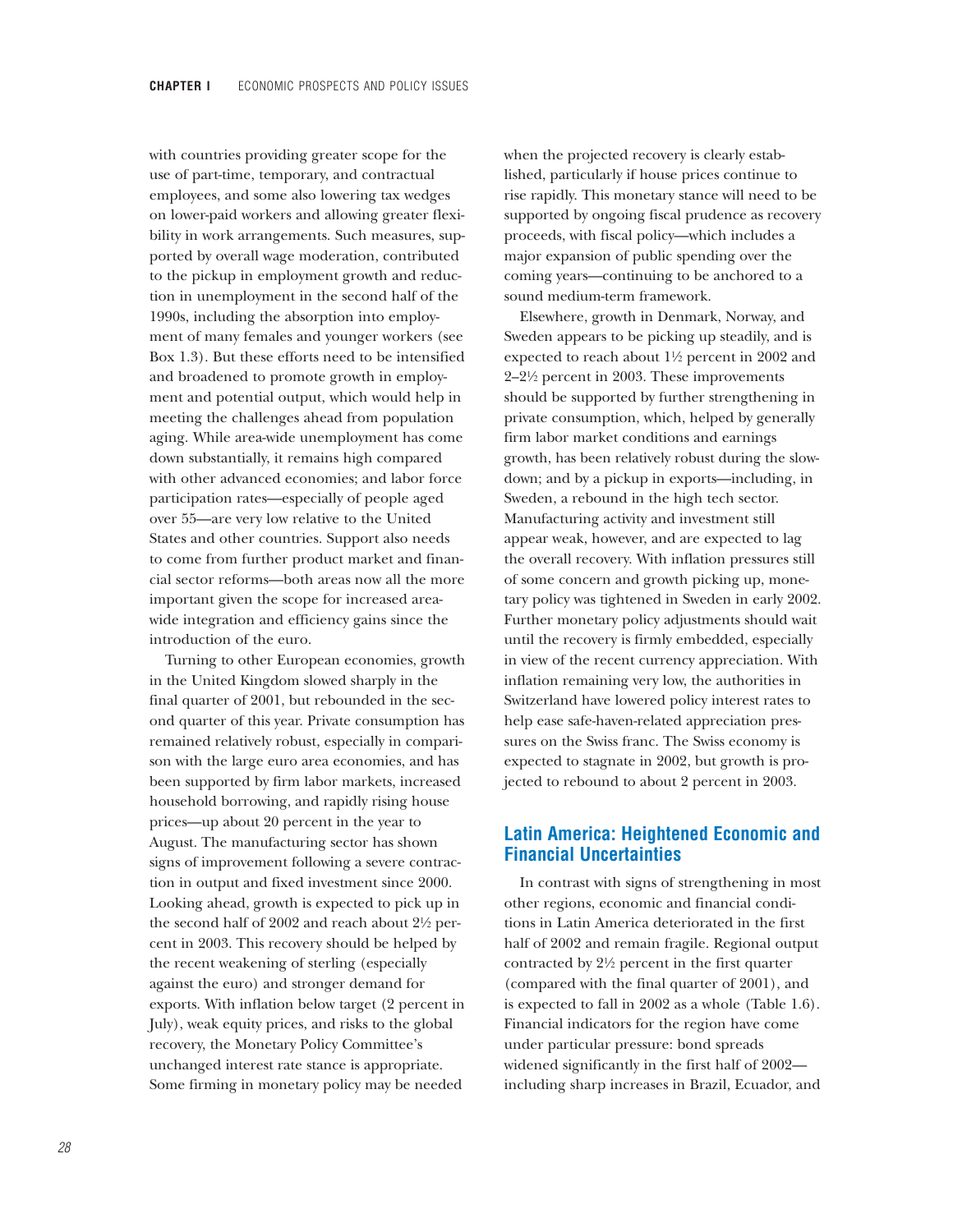with countries providing greater scope for the use of part-time, temporary, and contractual employees, and some also lowering tax wedges on lower-paid workers and allowing greater flexibility in work arrangements. Such measures, supported by overall wage moderation, contributed to the pickup in employment growth and reduction in unemployment in the second half of the 1990s, including the absorption into employment of many females and younger workers (see Box 1.3). But these efforts need to be intensified and broadened to promote growth in employment and potential output, which would help in meeting the challenges ahead from population aging. While area-wide unemployment has come down substantially, it remains high compared with other advanced economies; and labor force participation rates—especially of people aged over 55—are very low relative to the United States and other countries. Support also needs to come from further product market and financial sector reforms—both areas now all the more important given the scope for increased area-wide integration and efficiency gains since the introduction of the euro.

Turning to other European economies, growth in the United Kingdom slowed sharply in the final quarter of 2001, but rebounded in the second quarter of this year. Private consumption has remained relatively robust, especially in comparison with the large euro area economies, and has been supported by firm labor markets, increased household borrowing, and rapidly rising house prices—up about 20 percent in the year to August. The manufacturing sector has shown signs of improvement following a severe contraction in output and fixed investment since 2000. Looking ahead, growth is expected to pick up in the second half of 2002 and reach about 2½ percent in 2003. This recovery should be helped by the recent weakening of sterling (especially against the euro) and stronger demand for exports. With inflation below target (2 percent in July), weak equity prices, and risks to the global recovery, the Monetary Policy Committee's unchanged interest rate stance is appropriate. Some firming in monetary policy may be needed when the projected recovery is clearly established, particularly if house prices continue to rise rapidly. This monetary stance will need to be supported by ongoing fiscal prudence as recovery proceeds, with fiscal policy—which includes a major expansion of public spending over the coming years—continuing to be anchored to a sound medium-term framework.

Elsewhere, growth in Denmark, Norway, and Sweden appears to be picking up steadily, and is expected to reach about 1½ percent in 2002 and 2–2½ percent in 2003. These improvements should be supported by further strengthening in private consumption, which, helped by generally firm labor market conditions and earnings growth, has been relatively robust during the slowdown; and by a pickup in exports—including, in Sweden, a rebound in the high tech sector. Manufacturing activity and investment still appear weak, however, and are expected to lag the overall recovery. With inflation pressures still of some concern and growth picking up, monetary policy was tightened in Sweden in early 2002. Further monetary policy adjustments should wait until the recovery is firmly embedded, especially in view of the recent currency appreciation. With inflation remaining very low, the authorities in Switzerland have lowered policy interest rates to help ease safe-haven-related appreciation pressures on the Swiss franc. The Swiss economy is expected to stagnate in 2002, but growth is projected to rebound to about 2 percent in 2003.

## Latin America: Heightened Economic and Financial Uncertainties

In contrast with signs of strengthening in most other regions, economic and financial conditions in Latin America deteriorated in the first half of 2002 and remain fragile. Regional output contracted by 2½ percent in the first quarter (compared with the final quarter of 2001), and is expected to fall in 2002 as a whole (Table 1.6). Financial indicators for the region have come under particular pressure: bond spreads widened significantly in the first half of 2002—including sharp increases in Brazil, Ecuador, and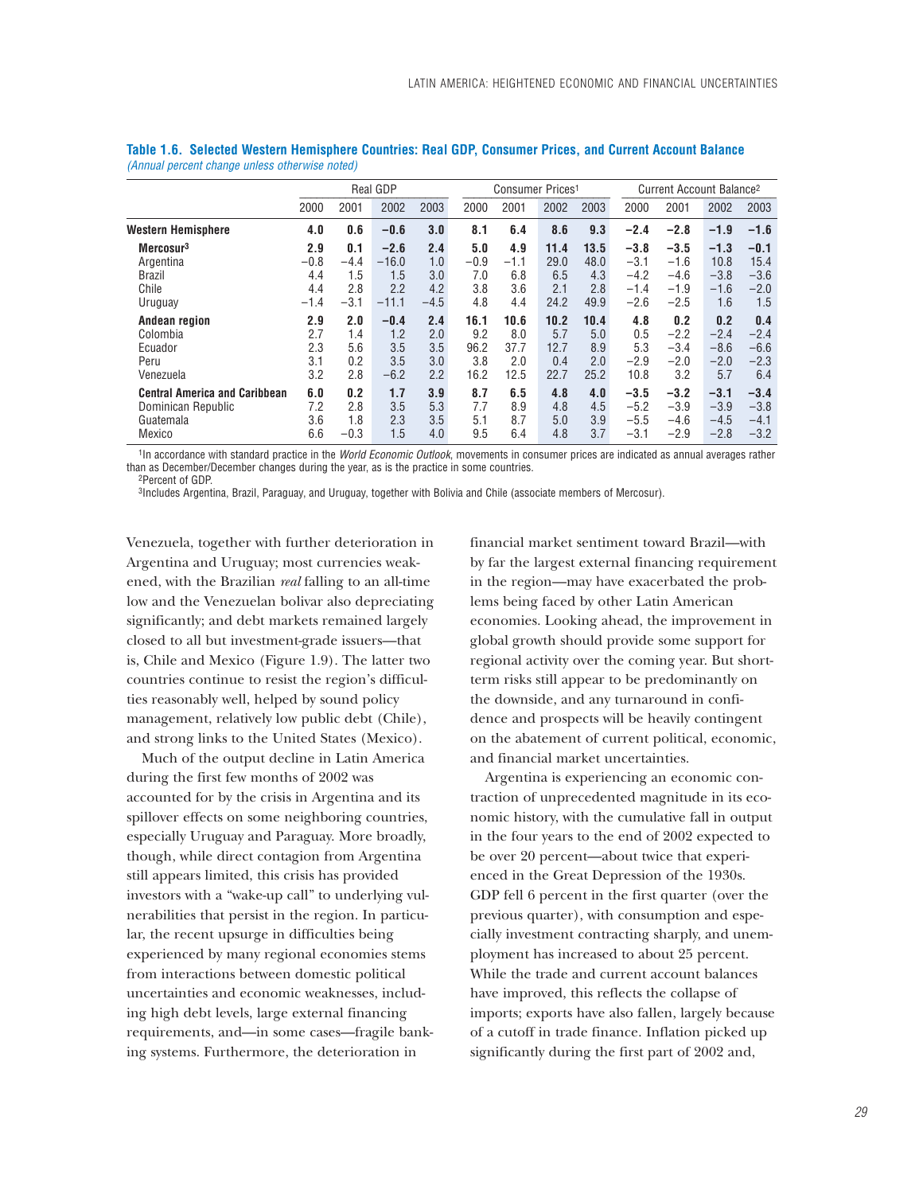**Table 1.6. Selected Western Hemisphere Countries: Real GDP, Consumer Prices, and Current Account Balance**
*(Annual percent change unless otherwise noted)*

| | Real GDP | | | | Consumer Prices[1] | | | | Current Account Balance[2] | | | |
|---|---|---|---|---|---|---|---|---|---|---|---|---|
| | 2000 | 2001 | 2002 | 2003 | 2000 | 2001 | 2002 | 2003 | 2000 | 2001 | 2002 | 2003 |
| **Western Hemisphere** | **4.0** | **0.6** | **−0.6** | **3.0** | **8.1** | **6.4** | **8.6** | **9.3** | **−2.4** | **−2.8** | **−1.9** | **−1.6** |
| **Mercosur[3]** | **2.9** | **0.1** | **−2.6** | **2.4** | **5.0** | **4.9** | **11.4** | **13.5** | **−3.8** | **−3.5** | **−1.3** | **−0.1** |
| Argentina | −0.8 | −4.4 | −16.0 | 1.0 | −0.9 | −1.1 | 29.0 | 48.0 | −3.1 | −1.6 | 10.8 | 15.4 |
| Brazil | 4.4 | 1.5 | 1.5 | 3.0 | 7.0 | 6.8 | 6.5 | 4.3 | −4.2 | −4.6 | −3.8 | −3.6 |
| Chile | 4.4 | 2.8 | 2.2 | 4.2 | 3.8 | 3.6 | 2.1 | 2.8 | −1.4 | −1.9 | −1.6 | −2.0 |
| Uruguay | −1.4 | −3.1 | −11.1 | −4.5 | 4.8 | 4.4 | 24.2 | 49.9 | −2.6 | −2.5 | 1.6 | 1.5 |
| **Andean region** | **2.9** | **2.0** | **−0.4** | **2.4** | **16.1** | **10.6** | **10.2** | **10.4** | **4.8** | **0.2** | **0.2** | **0.4** |
| Colombia | 2.7 | 1.4 | 1.2 | 2.0 | 9.2 | 8.0 | 5.7 | 5.0 | 0.5 | −2.2 | −2.4 | −2.4 |
| Ecuador | 2.3 | 5.6 | 3.5 | 3.5 | 96.2 | 37.7 | 12.7 | 8.9 | 5.3 | −3.4 | −8.6 | −6.6 |
| Peru | 3.1 | 0.2 | 3.5 | 3.0 | 3.8 | 2.0 | 0.4 | 2.0 | −2.9 | −2.0 | −2.0 | −2.3 |
| Venezuela | 3.2 | 2.8 | −6.2 | 2.2 | 16.2 | 12.5 | 22.7 | 25.2 | 10.8 | 3.2 | 5.7 | 6.4 |
| **Central America and Caribbean** | **6.0** | **0.2** | **1.7** | **3.9** | **8.7** | **6.5** | **4.8** | **4.0** | **−3.5** | **−3.2** | **−3.1** | **−3.4** |
| Dominican Republic | 7.2 | 2.8 | 3.5 | 5.3 | 7.7 | 8.9 | 4.8 | 4.5 | −5.2 | −3.9 | −3.9 | −3.8 |
| Guatemala | 3.6 | 1.8 | 2.3 | 3.5 | 5.1 | 8.7 | 5.0 | 3.9 | −5.5 | −4.6 | −4.5 | −4.1 |
| Mexico | 6.6 | −0.3 | 1.5 | 4.0 | 9.5 | 6.4 | 4.8 | 3.7 | −3.1 | −2.9 | −2.8 | −3.2 |

[1]In accordance with standard practice in the *World Economic Outlook*, movements in consumer prices are indicated as annual averages rather than as December/December changes during the year, as is the practice in some countries.
[2]Percent of GDP.
[3]Includes Argentina, Brazil, Paraguay, and Uruguay, together with Bolivia and Chile (associate members of Mercosur).

Venezuela, together with further deterioration in Argentina and Uruguay; most currencies weakened, with the Brazilian *real* falling to an all-time low and the Venezuelan bolivar also depreciating significantly; and debt markets remained largely closed to all but investment-grade issuers—that is, Chile and Mexico (Figure 1.9). The latter two countries continue to resist the region's difficulties reasonably well, helped by sound policy management, relatively low public debt (Chile), and strong links to the United States (Mexico).

Much of the output decline in Latin America during the first few months of 2002 was accounted for by the crisis in Argentina and its spillover effects on some neighboring countries, especially Uruguay and Paraguay. More broadly, though, while direct contagion from Argentina still appears limited, this crisis has provided investors with a "wake-up call" to underlying vulnerabilities that persist in the region. In particular, the recent upsurge in difficulties being experienced by many regional economies stems from interactions between domestic political uncertainties and economic weaknesses, including high debt levels, large external financing requirements, and—in some cases—fragile banking systems. Furthermore, the deterioration in financial market sentiment toward Brazil—with by far the largest external financing requirement in the region—may have exacerbated the problems being faced by other Latin American economies. Looking ahead, the improvement in global growth should provide some support for regional activity over the coming year. But short-term risks still appear to be predominantly on the downside, and any turnaround in confidence and prospects will be heavily contingent on the abatement of current political, economic, and financial market uncertainties.

Argentina is experiencing an economic contraction of unprecedented magnitude in its economic history, with the cumulative fall in output in the four years to the end of 2002 expected to be over 20 percent—about twice that experienced in the Great Depression of the 1930s. GDP fell 6 percent in the first quarter (over the previous quarter), with consumption and especially investment contracting sharply, and unemployment has increased to about 25 percent. While the trade and current account balances have improved, this reflects the collapse of imports; exports have also fallen, largely because of a cutoff in trade finance. Inflation picked up significantly during the first part of 2002 and,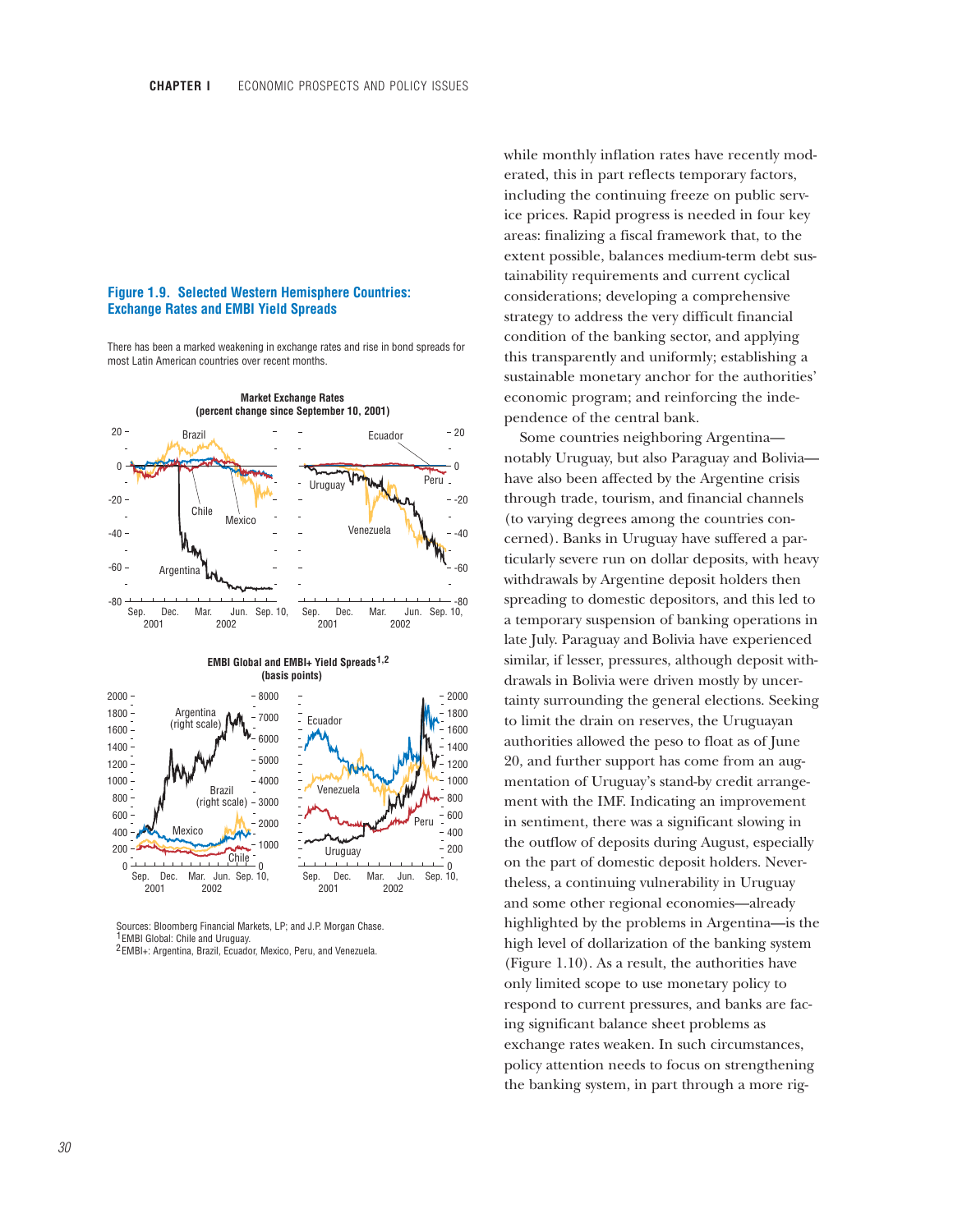**Figure 1.9. Selected Western Hemisphere Countries: Exchange Rates and EMBI Yield Spreads**

There has been a marked weakening in exchange rates and rise in bond spreads for most Latin American countries over recent months.

Market Exchange Rates (percent change since September 10, 2001)

EMBI Global and EMBI+ Yield Spreads[1,2] (basis points)

Sources: Bloomberg Financial Markets, LP; and J.P. Morgan Chase.
[1]EMBI Global: Chile and Uruguay.
[2]EMBI+: Argentina, Brazil, Ecuador, Mexico, Peru, and Venezuela.

while monthly inflation rates have recently moderated, this in part reflects temporary factors, including the continuing freeze on public service prices. Rapid progress is needed in four key areas: finalizing a fiscal framework that, to the extent possible, balances medium-term debt sustainability requirements and current cyclical considerations; developing a comprehensive strategy to address the very difficult financial condition of the banking sector, and applying this transparently and uniformly; establishing a sustainable monetary anchor for the authorities' economic program; and reinforcing the independence of the central bank.

Some countries neighboring Argentina—notably Uruguay, but also Paraguay and Bolivia—have also been affected by the Argentine crisis through trade, tourism, and financial channels (to varying degrees among the countries concerned). Banks in Uruguay have suffered a particularly severe run on dollar deposits, with heavy withdrawals by Argentine deposit holders then spreading to domestic depositors, and this led to a temporary suspension of banking operations in late July. Paraguay and Bolivia have experienced similar, if lesser, pressures, although deposit withdrawals in Bolivia were driven mostly by uncertainty surrounding the general elections. Seeking to limit the drain on reserves, the Uruguayan authorities allowed the peso to float as of June 20, and further support has come from an augmentation of Uruguay's stand-by credit arrangement with the IMF. Indicating an improvement in sentiment, there was a significant slowing in the outflow of deposits during August, especially on the part of domestic deposit holders. Nevertheless, a continuing vulnerability in Uruguay and some other regional economies—already highlighted by the problems in Argentina—is the high level of dollarization of the banking system (Figure 1.10). As a result, the authorities have only limited scope to use monetary policy to respond to current pressures, and banks are facing significant balance sheet problems as exchange rates weaken. In such circumstances, policy attention needs to focus on strengthening the banking system, in part through a more rig-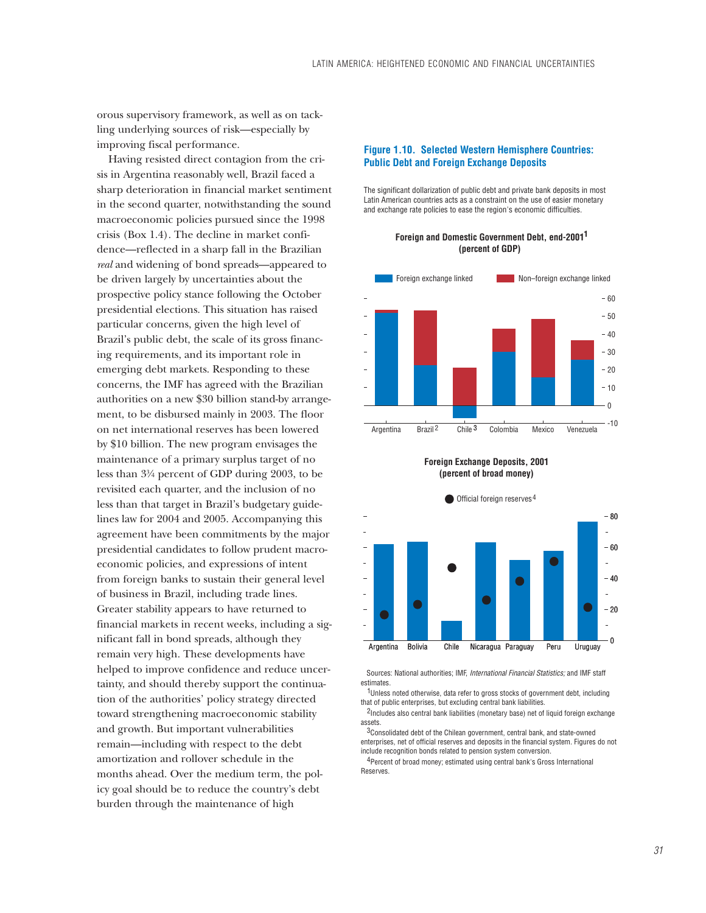orous supervisory framework, as well as on tackling underlying sources of risk—especially by improving fiscal performance.

Having resisted direct contagion from the crisis in Argentina reasonably well, Brazil faced a sharp deterioration in financial market sentiment in the second quarter, notwithstanding the sound macroeconomic policies pursued since the 1998 crisis (Box 1.4). The decline in market confidence—reflected in a sharp fall in the Brazilian *real* and widening of bond spreads—appeared to be driven largely by uncertainties about the prospective policy stance following the October presidential elections. This situation has raised particular concerns, given the high level of Brazil's public debt, the scale of its gross financing requirements, and its important role in emerging debt markets. Responding to these concerns, the IMF has agreed with the Brazilian authorities on a new $30 billion stand-by arrangement, to be disbursed mainly in 2003. The floor on net international reserves has been lowered by $10 billion. The new program envisages the maintenance of a primary surplus target of no less than 3¾ percent of GDP during 2003, to be revisited each quarter, and the inclusion of no less than that target in Brazil's budgetary guidelines law for 2004 and 2005. Accompanying this agreement have been commitments by the major presidential candidates to follow prudent macroeconomic policies, and expressions of intent from foreign banks to sustain their general level of business in Brazil, including trade lines. Greater stability appears to have returned to financial markets in recent weeks, including a significant fall in bond spreads, although they remain very high. These developments have helped to improve confidence and reduce uncertainty, and should thereby support the continuation of the authorities' policy strategy directed toward strengthening macroeconomic stability and growth. But important vulnerabilities remain—including with respect to the debt amortization and rollover schedule in the months ahead. Over the medium term, the policy goal should be to reduce the country's debt burden through the maintenance of high

**Figure 1.10. Selected Western Hemisphere Countries: Public Debt and Foreign Exchange Deposits**

The significant dollarization of public debt and private bank deposits in most Latin American countries acts as a constraint on the use of easier monetary and exchange rate policies to ease the region's economic difficulties.

**Foreign and Domestic Government Debt, end-2001[1]**
**(percent of GDP)**

Legend: Foreign exchange linked; Non–foreign exchange linked

Countries: Argentina, Brazil[2], Chile[3], Colombia, Mexico, Venezuela

**Foreign Exchange Deposits, 2001**
**(percent of broad money)**

Legend: Official foreign reserves[4]

Countries: Argentina, Bolivia, Chile, Nicaragua, Paraguay, Peru, Uruguay

Sources: National authorities; IMF, *International Financial Statistics;* and IMF staff estimates.

[1]Unless noted otherwise, data refer to gross stocks of government debt, including that of public enterprises, but excluding central bank liabilities.

[2]Includes also central bank liabilities (monetary base) net of liquid foreign exchange assets.

[3]Consolidated debt of the Chilean government, central bank, and state-owned enterprises, net of official reserves and deposits in the financial system. Figures do not include recognition bonds related to pension system conversion.

[4]Percent of broad money; estimated using central bank's Gross International Reserves.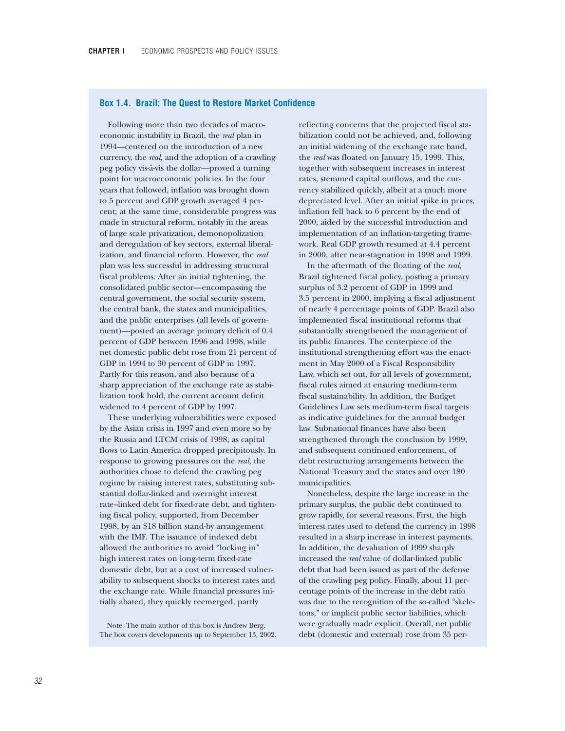### Box 1.4. Brazil: The Quest to Restore Market Confidence

Following more than two decades of macroeconomic instability in Brazil, the *real* plan in 1994—centered on the introduction of a new currency, the *real,* and the adoption of a crawling peg policy vis-à-vis the dollar—proved a turning point for macroeconomic policies. In the four years that followed, inflation was brought down to 5 percent and GDP growth averaged 4 percent; at the same time, considerable progress was made in structural reform, notably in the areas of large scale privatization, demonopolization and deregulation of key sectors, external liberalization, and financial reform. However, the *real* plan was less successful in addressing structural fiscal problems. After an initial tightening, the consolidated public sector—encompassing the central government, the social security system, the central bank, the states and municipalities, and the public enterprises (all levels of government)—posted an average primary deficit of 0.4 percent of GDP between 1996 and 1998, while net domestic public debt rose from 21 percent of GDP in 1994 to 30 percent of GDP in 1997. Partly for this reason, and also because of a sharp appreciation of the exchange rate as stabilization took hold, the current account deficit widened to 4 percent of GDP by 1997.

These underlying vulnerabilities were exposed by the Asian crisis in 1997 and even more so by the Russia and LTCM crisis of 1998, as capital flows to Latin America dropped precipitously. In response to growing pressures on the *real*, the authorities chose to defend the crawling peg regime by raising interest rates, substituting substantial dollar-linked and overnight interest rate–linked debt for fixed-rate debt, and tightening fiscal policy, supported, from December 1998, by an $18 billion stand-by arrangement with the IMF. The issuance of indexed debt allowed the authorities to avoid "locking in" high interest rates on long-term fixed-rate domestic debt, but at a cost of increased vulnerability to subsequent shocks to interest rates and the exchange rate. While financial pressures initially abated, they quickly reemerged, partly reflecting concerns that the projected fiscal stabilization could not be achieved, and, following an initial widening of the exchange rate band, the *real* was floated on January 15, 1999. This, together with subsequent increases in interest rates, stemmed capital outflows, and the currency stabilized quickly, albeit at a much more depreciated level. After an initial spike in prices, inflation fell back to 6 percent by the end of 2000, aided by the successful introduction and implementation of an inflation-targeting framework. Real GDP growth resumed at 4.4 percent in 2000, after near-stagnation in 1998 and 1999.

In the aftermath of the floating of the *real*, Brazil tightened fiscal policy, posting a primary surplus of 3.2 percent of GDP in 1999 and 3.5 percent in 2000, implying a fiscal adjustment of nearly 4 percentage points of GDP. Brazil also implemented fiscal institutional reforms that substantially strengthened the management of its public finances. The centerpiece of the institutional strengthening effort was the enactment in May 2000 of a Fiscal Responsibility Law, which set out, for all levels of government, fiscal rules aimed at ensuring medium-term fiscal sustainability. In addition, the Budget Guidelines Law sets medium-term fiscal targets as indicative guidelines for the annual budget law. Subnational finances have also been strengthened through the conclusion by 1999, and subsequent continued enforcement, of debt restructuring arrangements between the National Treasury and the states and over 180 municipalities.

Nonetheless, despite the large increase in the primary surplus, the public debt continued to grow rapidly, for several reasons. First, the high interest rates used to defend the currency in 1998 resulted in a sharp increase in interest payments. In addition, the devaluation of 1999 sharply increased the *real* value of dollar-linked public debt that had been issued as part of the defense of the crawling peg policy. Finally, about 11 percentage points of the increase in the debt ratio was due to the recognition of the so-called "skeletons," or implicit public sector liabilities, which were gradually made explicit. Overall, net public debt (domestic and external) rose from 35 per-

Note: The main author of this box is Andrew Berg. The box covers developments up to September 13, 2002.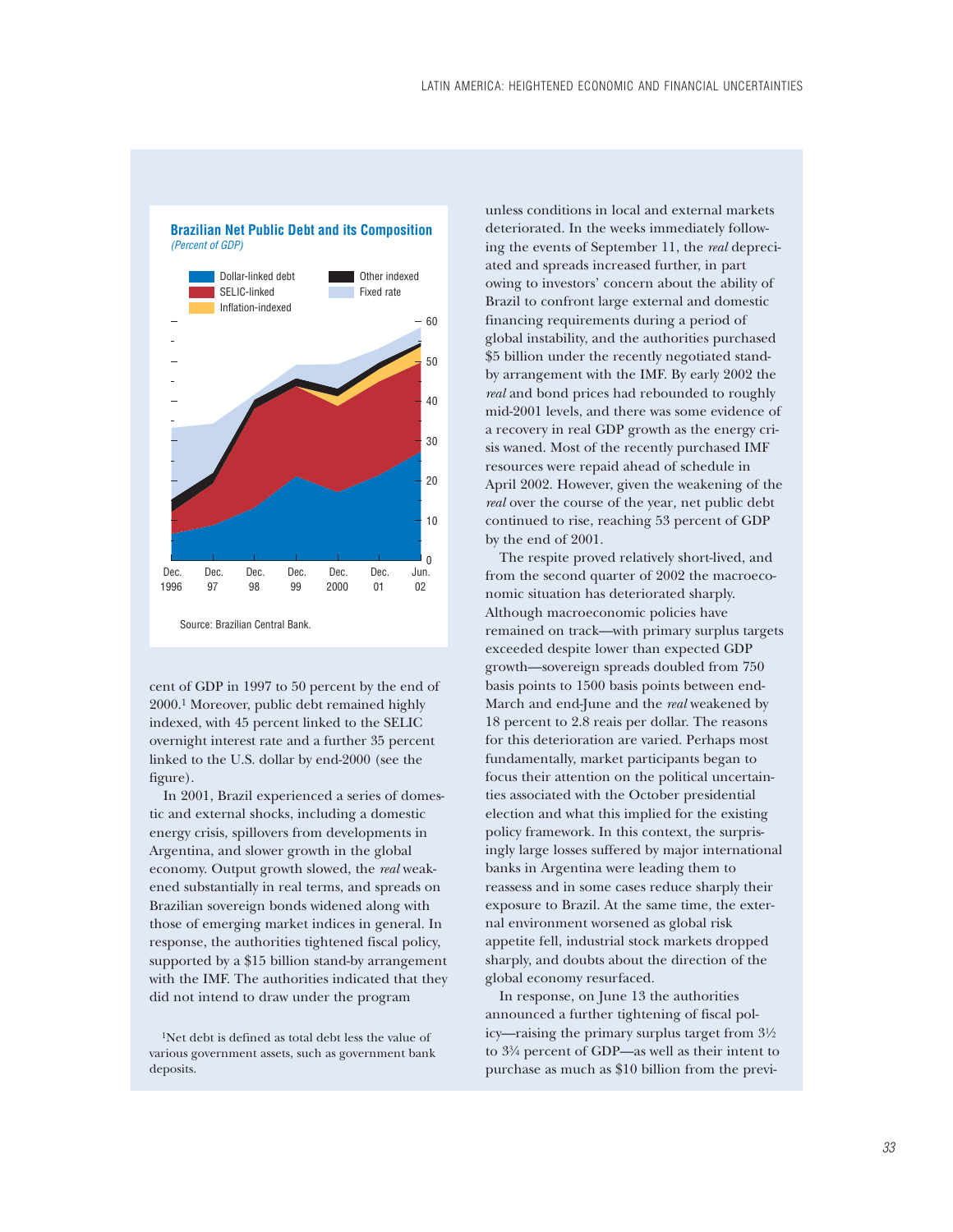**Brazilian Net Public Debt and its Composition**
*(Percent of GDP)*

Source: Brazilian Central Bank.

cent of GDP in 1997 to 50 percent by the end of 2000.[1] Moreover, public debt remained highly indexed, with 45 percent linked to the SELIC overnight interest rate and a further 35 percent linked to the U.S. dollar by end-2000 (see the figure).

In 2001, Brazil experienced a series of domestic and external shocks, including a domestic energy crisis, spillovers from developments in Argentina, and slower growth in the global economy. Output growth slowed, the *real* weakened substantially in real terms, and spreads on Brazilian sovereign bonds widened along with those of emerging market indices in general. In response, the authorities tightened fiscal policy, supported by a $15 billion stand-by arrangement with the IMF. The authorities indicated that they did not intend to draw under the program unless conditions in local and external markets deteriorated. In the weeks immediately following the events of September 11, the *real* depreciated and spreads increased further, in part owing to investors' concern about the ability of Brazil to confront large external and domestic financing requirements during a period of global instability, and the authorities purchased $5 billion under the recently negotiated stand-by arrangement with the IMF. By early 2002 the *real* and bond prices had rebounded to roughly mid-2001 levels, and there was some evidence of a recovery in real GDP growth as the energy crisis waned. Most of the recently purchased IMF resources were repaid ahead of schedule in April 2002. However, given the weakening of the *real* over the course of the year, net public debt continued to rise, reaching 53 percent of GDP by the end of 2001.

The respite proved relatively short-lived, and from the second quarter of 2002 the macroeconomic situation has deteriorated sharply. Although macroeconomic policies have remained on track—with primary surplus targets exceeded despite lower than expected GDP growth—sovereign spreads doubled from 750 basis points to 1500 basis points between end-March and end-June and the *real* weakened by 18 percent to 2.8 reais per dollar. The reasons for this deterioration are varied. Perhaps most fundamentally, market participants began to focus their attention on the political uncertainties associated with the October presidential election and what this implied for the existing policy framework. In this context, the surprisingly large losses suffered by major international banks in Argentina were leading them to reassess and in some cases reduce sharply their exposure to Brazil. At the same time, the external environment worsened as global risk appetite fell, industrial stock markets dropped sharply, and doubts about the direction of the global economy resurfaced.

In response, on June 13 the authorities announced a further tightening of fiscal policy—raising the primary surplus target from 3½ to 3¾ percent of GDP—as well as their intent to purchase as much as $10 billion from the previ-

[1]Net debt is defined as total debt less the value of various government assets, such as government bank deposits.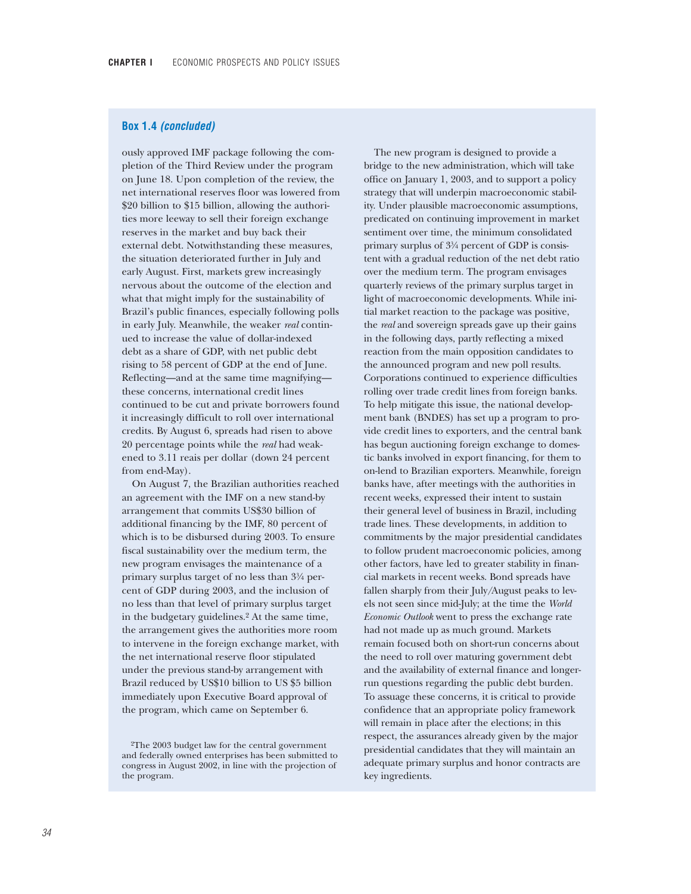**Box 1.4** ***(concluded)***

ously approved IMF package following the completion of the Third Review under the program on June 18. Upon completion of the review, the net international reserves floor was lowered from $20 billion to $15 billion, allowing the authorities more leeway to sell their foreign exchange reserves in the market and buy back their external debt. Notwithstanding these measures, the situation deteriorated further in July and early August. First, markets grew increasingly nervous about the outcome of the election and what that might imply for the sustainability of Brazil's public finances, especially following polls in early July. Meanwhile, the weaker *real* continued to increase the value of dollar-indexed debt as a share of GDP, with net public debt rising to 58 percent of GDP at the end of June. Reflecting—and at the same time magnifying—these concerns, international credit lines continued to be cut and private borrowers found it increasingly difficult to roll over international credits. By August 6, spreads had risen to above 20 percentage points while the *real* had weakened to 3.11 reais per dollar (down 24 percent from end-May).

On August 7, the Brazilian authorities reached an agreement with the IMF on a new stand-by arrangement that commits US$30 billion of additional financing by the IMF, 80 percent of which is to be disbursed during 2003. To ensure fiscal sustainability over the medium term, the new program envisages the maintenance of a primary surplus target of no less than 3¾ percent of GDP during 2003, and the inclusion of no less than that level of primary surplus target in the budgetary guidelines.[2] At the same time, the arrangement gives the authorities more room to intervene in the foreign exchange market, with the net international reserve floor stipulated under the previous stand-by arrangement with Brazil reduced by US$10 billion to US $5 billion immediately upon Executive Board approval of the program, which came on September 6.

The new program is designed to provide a bridge to the new administration, which will take office on January 1, 2003, and to support a policy strategy that will underpin macroeconomic stability. Under plausible macroeconomic assumptions, predicated on continuing improvement in market sentiment over time, the minimum consolidated primary surplus of 3¾ percent of GDP is consistent with a gradual reduction of the net debt ratio over the medium term. The program envisages quarterly reviews of the primary surplus target in light of macroeconomic developments. While initial market reaction to the package was positive, the *real* and sovereign spreads gave up their gains in the following days, partly reflecting a mixed reaction from the main opposition candidates to the announced program and new poll results. Corporations continued to experience difficulties rolling over trade credit lines from foreign banks. To help mitigate this issue, the national development bank (BNDES) has set up a program to provide credit lines to exporters, and the central bank has begun auctioning foreign exchange to domestic banks involved in export financing, for them to on-lend to Brazilian exporters. Meanwhile, foreign banks have, after meetings with the authorities in recent weeks, expressed their intent to sustain their general level of business in Brazil, including trade lines. These developments, in addition to commitments by the major presidential candidates to follow prudent macroeconomic policies, among other factors, have led to greater stability in financial markets in recent weeks. Bond spreads have fallen sharply from their July/August peaks to levels not seen since mid-July; at the time the *World Economic Outlook* went to press the exchange rate had not made up as much ground. Markets remain focused both on short-run concerns about the need to roll over maturing government debt and the availability of external finance and longer-run questions regarding the public debt burden. To assuage these concerns, it is critical to provide confidence that an appropriate policy framework will remain in place after the elections; in this respect, the assurances already given by the major presidential candidates that they will maintain an adequate primary surplus and honor contracts are key ingredients.

[2]The 2003 budget law for the central government and federally owned enterprises has been submitted to congress in August 2002, in line with the projection of the program.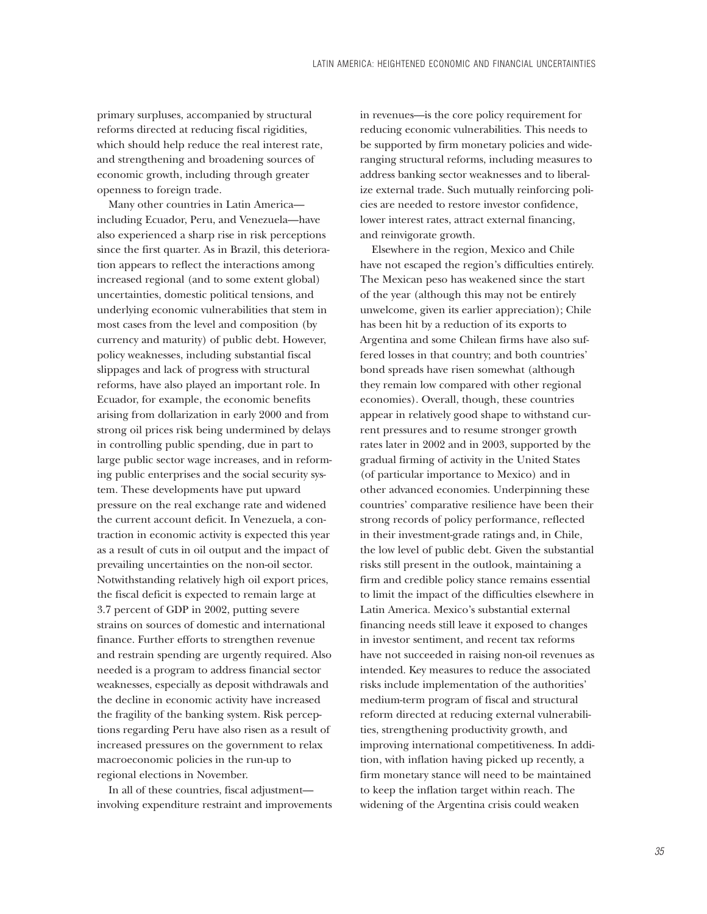primary surpluses, accompanied by structural reforms directed at reducing fiscal rigidities, which should help reduce the real interest rate, and strengthening and broadening sources of economic growth, including through greater openness to foreign trade.

Many other countries in Latin America—including Ecuador, Peru, and Venezuela—have also experienced a sharp rise in risk perceptions since the first quarter. As in Brazil, this deterioration appears to reflect the interactions among increased regional (and to some extent global) uncertainties, domestic political tensions, and underlying economic vulnerabilities that stem in most cases from the level and composition (by currency and maturity) of public debt. However, policy weaknesses, including substantial fiscal slippages and lack of progress with structural reforms, have also played an important role. In Ecuador, for example, the economic benefits arising from dollarization in early 2000 and from strong oil prices risk being undermined by delays in controlling public spending, due in part to large public sector wage increases, and in reforming public enterprises and the social security system. These developments have put upward pressure on the real exchange rate and widened the current account deficit. In Venezuela, a contraction in economic activity is expected this year as a result of cuts in oil output and the impact of prevailing uncertainties on the non-oil sector. Notwithstanding relatively high oil export prices, the fiscal deficit is expected to remain large at 3.7 percent of GDP in 2002, putting severe strains on sources of domestic and international finance. Further efforts to strengthen revenue and restrain spending are urgently required. Also needed is a program to address financial sector weaknesses, especially as deposit withdrawals and the decline in economic activity have increased the fragility of the banking system. Risk perceptions regarding Peru have also risen as a result of increased pressures on the government to relax macroeconomic policies in the run-up to regional elections in November.

In all of these countries, fiscal adjustment—involving expenditure restraint and improvements in revenues—is the core policy requirement for reducing economic vulnerabilities. This needs to be supported by firm monetary policies and wide-ranging structural reforms, including measures to address banking sector weaknesses and to liberalize external trade. Such mutually reinforcing policies are needed to restore investor confidence, lower interest rates, attract external financing, and reinvigorate growth.

Elsewhere in the region, Mexico and Chile have not escaped the region's difficulties entirely. The Mexican peso has weakened since the start of the year (although this may not be entirely unwelcome, given its earlier appreciation); Chile has been hit by a reduction of its exports to Argentina and some Chilean firms have also suffered losses in that country; and both countries' bond spreads have risen somewhat (although they remain low compared with other regional economies). Overall, though, these countries appear in relatively good shape to withstand current pressures and to resume stronger growth rates later in 2002 and in 2003, supported by the gradual firming of activity in the United States (of particular importance to Mexico) and in other advanced economies. Underpinning these countries' comparative resilience have been their strong records of policy performance, reflected in their investment-grade ratings and, in Chile, the low level of public debt. Given the substantial risks still present in the outlook, maintaining a firm and credible policy stance remains essential to limit the impact of the difficulties elsewhere in Latin America. Mexico's substantial external financing needs still leave it exposed to changes in investor sentiment, and recent tax reforms have not succeeded in raising non-oil revenues as intended. Key measures to reduce the associated risks include implementation of the authorities' medium-term program of fiscal and structural reform directed at reducing external vulnerabilities, strengthening productivity growth, and improving international competitiveness. In addition, with inflation having picked up recently, a firm monetary stance will need to be maintained to keep the inflation target within reach. The widening of the Argentina crisis could weaken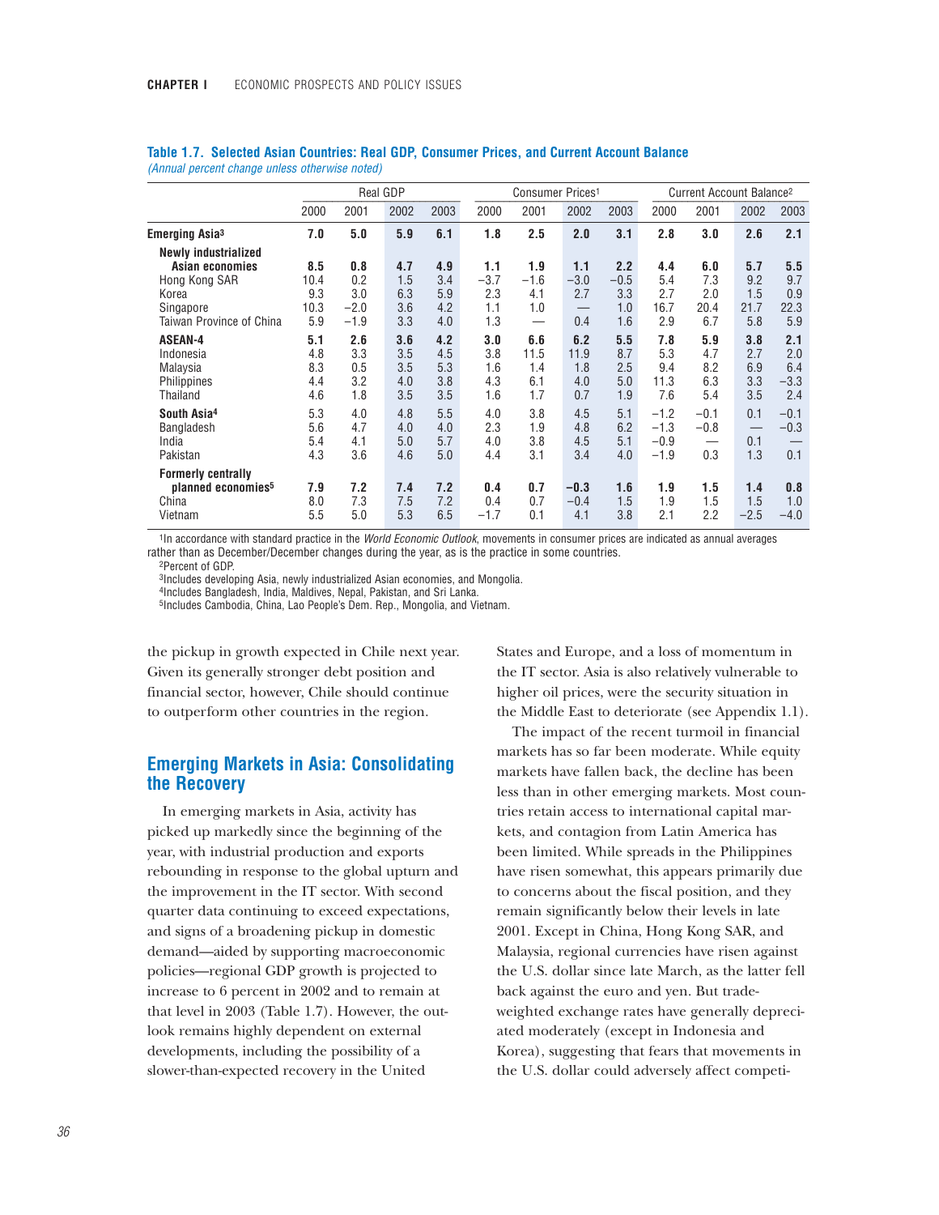**Table 1.7. Selected Asian Countries: Real GDP, Consumer Prices, and Current Account Balance**
*(Annual percent change unless otherwise noted)*

| | Real GDP | | | | Consumer Prices[1] | | | | Current Account Balance[2] | | | |
|---|---|---|---|---|---|---|---|---|---|---|---|---|
| | 2000 | 2001 | 2002 | 2003 | 2000 | 2001 | 2002 | 2003 | 2000 | 2001 | 2002 | 2003 |
| **Emerging Asia[3]** | **7.0** | **5.0** | **5.9** | **6.1** | **1.8** | **2.5** | **2.0** | **3.1** | **2.8** | **3.0** | **2.6** | **2.1** |
| **Newly industrialized Asian economies** | **8.5** | **0.8** | **4.7** | **4.9** | **1.1** | **1.9** | **1.1** | **2.2** | **4.4** | **6.0** | **5.7** | **5.5** |
| Hong Kong SAR | 10.4 | 0.2 | 1.5 | 3.4 | −3.7 | −1.6 | −3.0 | −0.5 | 5.4 | 7.3 | 9.2 | 9.7 |
| Korea | 9.3 | 3.0 | 6.3 | 5.9 | 2.3 | 4.1 | 2.7 | 3.3 | 2.7 | 2.0 | 1.5 | 0.9 |
| Singapore | 10.3 | −2.0 | 3.6 | 4.2 | 1.1 | 1.0 | — | 1.0 | 16.7 | 20.4 | 21.7 | 22.3 |
| Taiwan Province of China | 5.9 | −1.9 | 3.3 | 4.0 | 1.3 | — | 0.4 | 1.6 | 2.9 | 6.7 | 5.8 | 5.9 |
| **ASEAN-4** | **5.1** | **2.6** | **3.6** | **4.2** | **3.0** | **6.6** | **6.2** | **5.5** | **7.8** | **5.9** | **3.8** | **2.1** |
| Indonesia | 4.8 | 3.3 | 3.5 | 4.5 | 3.8 | 11.5 | 11.9 | 8.7 | 5.3 | 4.7 | 2.7 | 2.0 |
| Malaysia | 8.3 | 0.5 | 3.5 | 5.3 | 1.6 | 1.4 | 1.8 | 2.5 | 9.4 | 8.2 | 6.9 | 6.4 |
| Philippines | 4.4 | 3.2 | 4.0 | 3.8 | 4.3 | 6.1 | 4.0 | 5.0 | 11.3 | 6.3 | 3.3 | −3.3 |
| Thailand | 4.6 | 1.8 | 3.5 | 3.5 | 1.6 | 1.7 | 0.7 | 1.9 | 7.6 | 5.4 | 3.5 | 2.4 |
| **South Asia[4]** | 5.3 | 4.0 | 4.8 | 5.5 | 4.0 | 3.8 | 4.5 | 5.1 | −1.2 | −0.1 | 0.1 | −0.1 |
| Bangladesh | 5.6 | 4.7 | 4.0 | 4.0 | 2.3 | 1.9 | 4.8 | 6.2 | −1.3 | −0.8 | — | −0.3 |
| India | 5.4 | 4.1 | 5.0 | 5.7 | 4.0 | 3.8 | 4.5 | 5.1 | −0.9 | — | 0.1 | — |
| Pakistan | 4.3 | 3.6 | 4.6 | 5.0 | 4.4 | 3.1 | 3.4 | 4.0 | −1.9 | 0.3 | 1.3 | 0.1 |
| **Formerly centrally planned economies[5]** | **7.9** | **7.2** | **7.4** | **7.2** | **0.4** | **0.7** | **−0.3** | **1.6** | **1.9** | **1.5** | **1.4** | **0.8** |
| China | 8.0 | 7.3 | 7.5 | 7.2 | 0.4 | 0.7 | −0.4 | 1.5 | 1.9 | 1.5 | 1.5 | 1.0 |
| Vietnam | 5.5 | 5.0 | 5.3 | 6.5 | −1.7 | 0.1 | 4.1 | 3.8 | 2.1 | 2.2 | −2.5 | −4.0 |

[1]In accordance with standard practice in the *World Economic Outlook*, movements in consumer prices are indicated as annual averages rather than as December/December changes during the year, as is the practice in some countries.
[2]Percent of GDP.
[3]Includes developing Asia, newly industrialized Asian economies, and Mongolia.
[4]Includes Bangladesh, India, Maldives, Nepal, Pakistan, and Sri Lanka.
[5]Includes Cambodia, China, Lao People's Dem. Rep., Mongolia, and Vietnam.

the pickup in growth expected in Chile next year. Given its generally stronger debt position and financial sector, however, Chile should continue to outperform other countries in the region.

## Emerging Markets in Asia: Consolidating the Recovery

In emerging markets in Asia, activity has picked up markedly since the beginning of the year, with industrial production and exports rebounding in response to the global upturn and the improvement in the IT sector. With second quarter data continuing to exceed expectations, and signs of a broadening pickup in domestic demand—aided by supporting macroeconomic policies—regional GDP growth is projected to increase to 6 percent in 2002 and to remain at that level in 2003 (Table 1.7). However, the outlook remains highly dependent on external developments, including the possibility of a slower-than-expected recovery in the United States and Europe, and a loss of momentum in the IT sector. Asia is also relatively vulnerable to higher oil prices, were the security situation in the Middle East to deteriorate (see Appendix 1.1).

The impact of the recent turmoil in financial markets has so far been moderate. While equity markets have fallen back, the decline has been less than in other emerging markets. Most countries retain access to international capital markets, and contagion from Latin America has been limited. While spreads in the Philippines have risen somewhat, this appears primarily due to concerns about the fiscal position, and they remain significantly below their levels in late 2001. Except in China, Hong Kong SAR, and Malaysia, regional currencies have risen against the U.S. dollar since late March, as the latter fell back against the euro and yen. But trade-weighted exchange rates have generally depreciated moderately (except in Indonesia and Korea), suggesting that fears that movements in the U.S. dollar could adversely affect competi-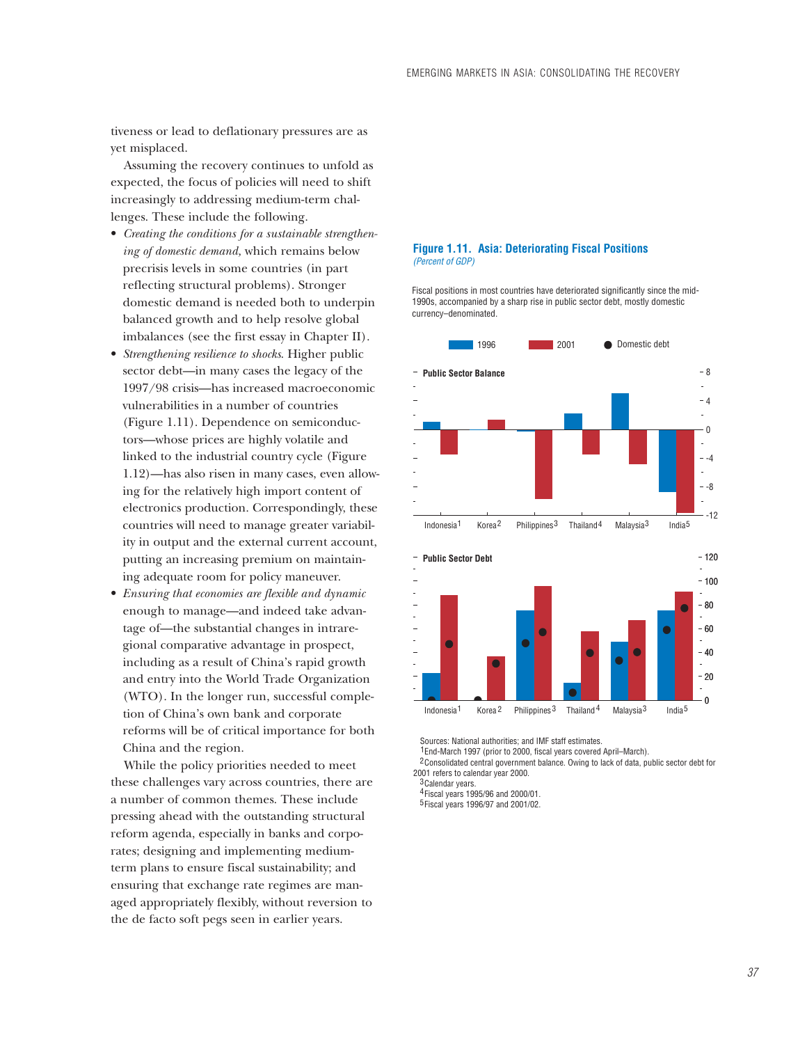tiveness or lead to deflationary pressures are as yet misplaced.

Assuming the recovery continues to unfold as expected, the focus of policies will need to shift increasingly to addressing medium-term challenges. These include the following.

- *Creating the conditions for a sustainable strengthening of domestic demand,* which remains below precrisis levels in some countries (in part reflecting structural problems). Stronger domestic demand is needed both to underpin balanced growth and to help resolve global imbalances (see the first essay in Chapter II).
- *Strengthening resilience to shocks*. Higher public sector debt—in many cases the legacy of the 1997/98 crisis—has increased macroeconomic vulnerabilities in a number of countries (Figure 1.11). Dependence on semiconductors—whose prices are highly volatile and linked to the industrial country cycle (Figure 1.12)—has also risen in many cases, even allowing for the relatively high import content of electronics production. Correspondingly, these countries will need to manage greater variability in output and the external current account, putting an increasing premium on maintaining adequate room for policy maneuver.
- *Ensuring that economies are flexible and dynamic* enough to manage—and indeed take advantage of—the substantial changes in intraregional comparative advantage in prospect, including as a result of China's rapid growth and entry into the World Trade Organization (WTO). In the longer run, successful completion of China's own bank and corporate reforms will be of critical importance for both China and the region.

While the policy priorities needed to meet these challenges vary across countries, there are a number of common themes. These include pressing ahead with the outstanding structural reform agenda, especially in banks and corporates; designing and implementing medium-term plans to ensure fiscal sustainability; and ensuring that exchange rate regimes are managed appropriately flexibly, without reversion to the de facto soft pegs seen in earlier years.

**Figure 1.11. Asia: Deteriorating Fiscal Positions**
*(Percent of GDP)*

Fiscal positions in most countries have deteriorated significantly since the mid-1990s, accompanied by a sharp rise in public sector debt, mostly domestic currency–denominated.

Sources: National authorities; and IMF staff estimates.
[1]End-March 1997 (prior to 2000, fiscal years covered April–March).
[2]Consolidated central government balance. Owing to lack of data, public sector debt for 2001 refers to calendar year 2000.
[3]Calendar years.
[4]Fiscal years 1995/96 and 2000/01.
[5]Fiscal years 1996/97 and 2001/02.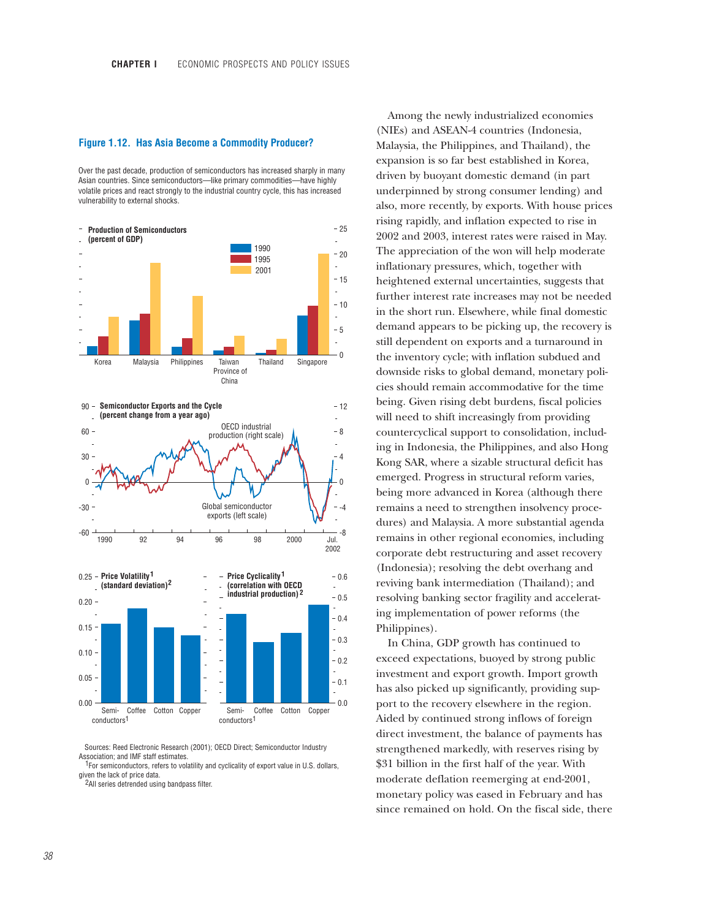**Figure 1.12. Has Asia Become a Commodity Producer?**

Over the past decade, production of semiconductors has increased sharply in many Asian countries. Since semiconductors—like primary commodities—have highly volatile prices and react strongly to the industrial country cycle, this has increased vulnerability to external shocks.

Sources: Reed Electronic Research (2001); OECD Direct; Semiconductor Industry Association; and IMF staff estimates.

[1]For semiconductors, refers to volatility and cyclicality of export value in U.S. dollars, given the lack of price data.

[2]All series detrended using bandpass filter.

Among the newly industrialized economies (NIEs) and ASEAN-4 countries (Indonesia, Malaysia, the Philippines, and Thailand), the expansion is so far best established in Korea, driven by buoyant domestic demand (in part underpinned by strong consumer lending) and also, more recently, by exports. With house prices rising rapidly, and inflation expected to rise in 2002 and 2003, interest rates were raised in May. The appreciation of the won will help moderate inflationary pressures, which, together with heightened external uncertainties, suggests that further interest rate increases may not be needed in the short run. Elsewhere, while final domestic demand appears to be picking up, the recovery is still dependent on exports and a turnaround in the inventory cycle; with inflation subdued and downside risks to global demand, monetary policies should remain accommodative for the time being. Given rising debt burdens, fiscal policies will need to shift increasingly from providing countercyclical support to consolidation, including in Indonesia, the Philippines, and also Hong Kong SAR, where a sizable structural deficit has emerged. Progress in structural reform varies, being more advanced in Korea (although there remains a need to strengthen insolvency procedures) and Malaysia. A more substantial agenda remains in other regional economies, including corporate debt restructuring and asset recovery (Indonesia); resolving the debt overhang and reviving bank intermediation (Thailand); and resolving banking sector fragility and accelerating implementation of power reforms (the Philippines).

In China, GDP growth has continued to exceed expectations, buoyed by strong public investment and export growth. Import growth has also picked up significantly, providing support to the recovery elsewhere in the region. Aided by continued strong inflows of foreign direct investment, the balance of payments has strengthened markedly, with reserves rising by $31 billion in the first half of the year. With moderate deflation reemerging at end-2001, monetary policy was eased in February and has since remained on hold. On the fiscal side, there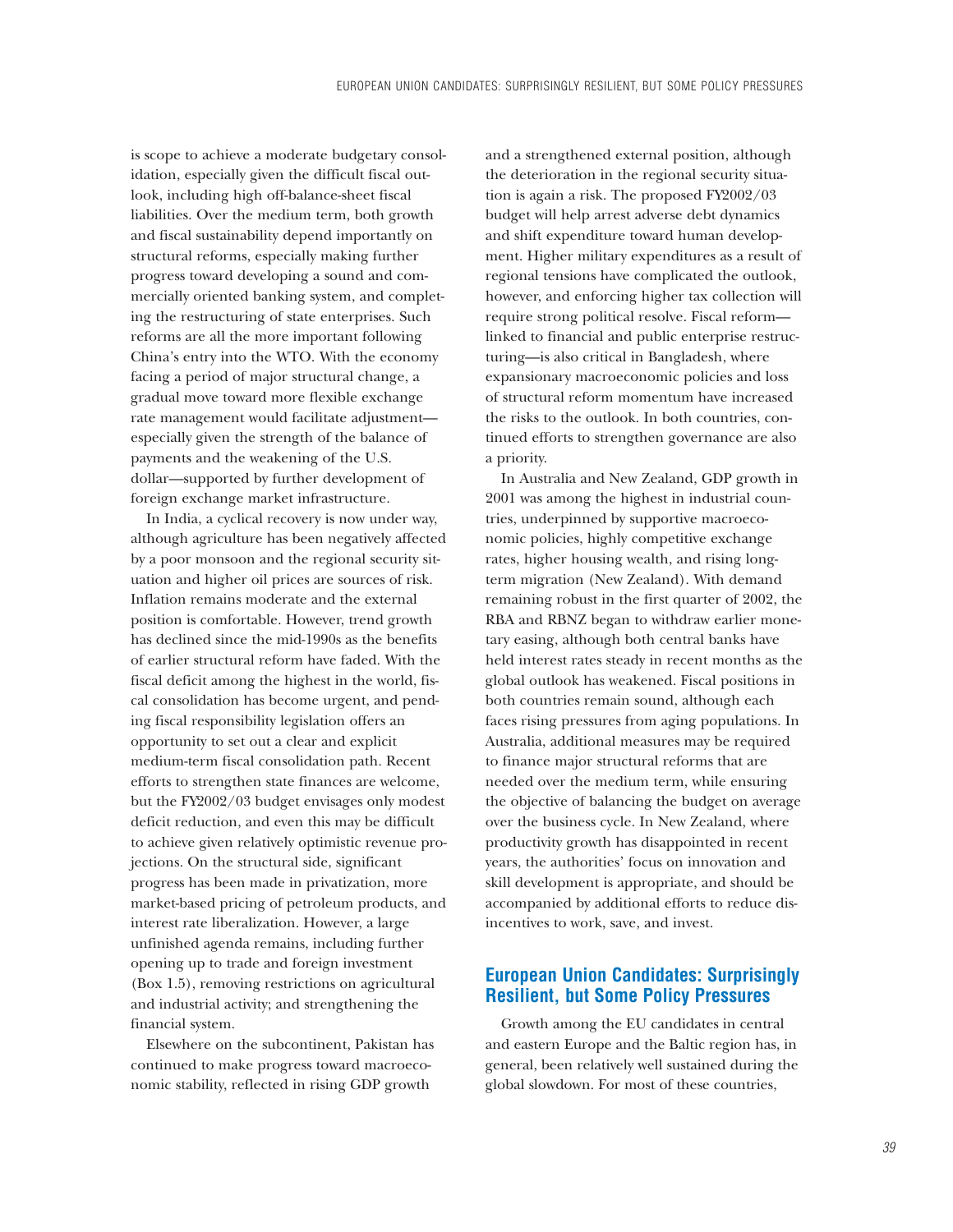is scope to achieve a moderate budgetary consolidation, especially given the difficult fiscal outlook, including high off-balance-sheet fiscal liabilities. Over the medium term, both growth and fiscal sustainability depend importantly on structural reforms, especially making further progress toward developing a sound and commercially oriented banking system, and completing the restructuring of state enterprises. Such reforms are all the more important following China's entry into the WTO. With the economy facing a period of major structural change, a gradual move toward more flexible exchange rate management would facilitate adjustment—especially given the strength of the balance of payments and the weakening of the U.S. dollar—supported by further development of foreign exchange market infrastructure.

In India, a cyclical recovery is now under way, although agriculture has been negatively affected by a poor monsoon and the regional security situation and higher oil prices are sources of risk. Inflation remains moderate and the external position is comfortable. However, trend growth has declined since the mid-1990s as the benefits of earlier structural reform have faded. With the fiscal deficit among the highest in the world, fiscal consolidation has become urgent, and pending fiscal responsibility legislation offers an opportunity to set out a clear and explicit medium-term fiscal consolidation path. Recent efforts to strengthen state finances are welcome, but the FY2002/03 budget envisages only modest deficit reduction, and even this may be difficult to achieve given relatively optimistic revenue projections. On the structural side, significant progress has been made in privatization, more market-based pricing of petroleum products, and interest rate liberalization. However, a large unfinished agenda remains, including further opening up to trade and foreign investment (Box 1.5), removing restrictions on agricultural and industrial activity; and strengthening the financial system.

Elsewhere on the subcontinent, Pakistan has continued to make progress toward macroeconomic stability, reflected in rising GDP growth and a strengthened external position, although the deterioration in the regional security situation is again a risk. The proposed FY2002/03 budget will help arrest adverse debt dynamics and shift expenditure toward human development. Higher military expenditures as a result of regional tensions have complicated the outlook, however, and enforcing higher tax collection will require strong political resolve. Fiscal reform—linked to financial and public enterprise restructuring—is also critical in Bangladesh, where expansionary macroeconomic policies and loss of structural reform momentum have increased the risks to the outlook. In both countries, continued efforts to strengthen governance are also a priority.

In Australia and New Zealand, GDP growth in 2001 was among the highest in industrial countries, underpinned by supportive macroeconomic policies, highly competitive exchange rates, higher housing wealth, and rising long-term migration (New Zealand). With demand remaining robust in the first quarter of 2002, the RBA and RBNZ began to withdraw earlier monetary easing, although both central banks have held interest rates steady in recent months as the global outlook has weakened. Fiscal positions in both countries remain sound, although each faces rising pressures from aging populations. In Australia, additional measures may be required to finance major structural reforms that are needed over the medium term, while ensuring the objective of balancing the budget on average over the business cycle. In New Zealand, where productivity growth has disappointed in recent years, the authorities' focus on innovation and skill development is appropriate, and should be accompanied by additional efforts to reduce disincentives to work, save, and invest.

## European Union Candidates: Surprisingly Resilient, but Some Policy Pressures

Growth among the EU candidates in central and eastern Europe and the Baltic region has, in general, been relatively well sustained during the global slowdown. For most of these countries,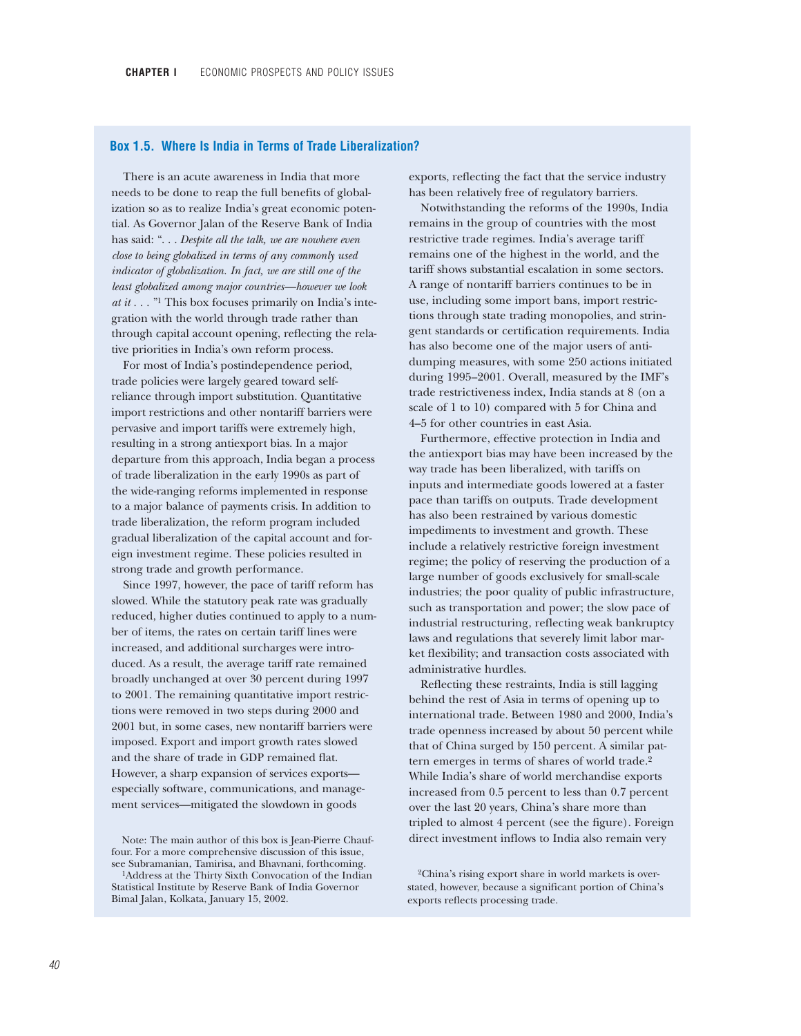## Box 1.5. Where Is India in Terms of Trade Liberalization?

There is an acute awareness in India that more needs to be done to reap the full benefits of globalization so as to realize India's great economic potential. As Governor Jalan of the Reserve Bank of India has said: ". . . *Despite all the talk, we are nowhere even close to being globalized in terms of any commonly used indicator of globalization. In fact, we are still one of the least globalized among major countries—however we look at it . . .* "[1] This box focuses primarily on India's integration with the world through trade rather than through capital account opening, reflecting the relative priorities in India's own reform process.

For most of India's postindependence period, trade policies were largely geared toward self-reliance through import substitution. Quantitative import restrictions and other nontariff barriers were pervasive and import tariffs were extremely high, resulting in a strong antiexport bias. In a major departure from this approach, India began a process of trade liberalization in the early 1990s as part of the wide-ranging reforms implemented in response to a major balance of payments crisis. In addition to trade liberalization, the reform program included gradual liberalization of the capital account and foreign investment regime. These policies resulted in strong trade and growth performance.

Since 1997, however, the pace of tariff reform has slowed. While the statutory peak rate was gradually reduced, higher duties continued to apply to a number of items, the rates on certain tariff lines were increased, and additional surcharges were introduced. As a result, the average tariff rate remained broadly unchanged at over 30 percent during 1997 to 2001. The remaining quantitative import restrictions were removed in two steps during 2000 and 2001 but, in some cases, new nontariff barriers were imposed. Export and import growth rates slowed and the share of trade in GDP remained flat. However, a sharp expansion of services exports—especially software, communications, and management services—mitigated the slowdown in goods exports, reflecting the fact that the service industry has been relatively free of regulatory barriers.

Notwithstanding the reforms of the 1990s, India remains in the group of countries with the most restrictive trade regimes. India's average tariff remains one of the highest in the world, and the tariff shows substantial escalation in some sectors. A range of nontariff barriers continues to be in use, including some import bans, import restrictions through state trading monopolies, and stringent standards or certification requirements. India has also become one of the major users of antidumping measures, with some 250 actions initiated during 1995–2001. Overall, measured by the IMF's trade restrictiveness index, India stands at 8 (on a scale of 1 to 10) compared with 5 for China and 4–5 for other countries in east Asia.

Furthermore, effective protection in India and the antiexport bias may have been increased by the way trade has been liberalized, with tariffs on inputs and intermediate goods lowered at a faster pace than tariffs on outputs. Trade development has also been restrained by various domestic impediments to investment and growth. These include a relatively restrictive foreign investment regime; the policy of reserving the production of a large number of goods exclusively for small-scale industries; the poor quality of public infrastructure, such as transportation and power; the slow pace of industrial restructuring, reflecting weak bankruptcy laws and regulations that severely limit labor market flexibility; and transaction costs associated with administrative hurdles.

Reflecting these restraints, India is still lagging behind the rest of Asia in terms of opening up to international trade. Between 1980 and 2000, India's trade openness increased by about 50 percent while that of China surged by 150 percent. A similar pattern emerges in terms of shares of world trade.[2] While India's share of world merchandise exports increased from 0.5 percent to less than 0.7 percent over the last 20 years, China's share more than tripled to almost 4 percent (see the figure). Foreign direct investment inflows to India also remain very

Note: The main author of this box is Jean-Pierre Chauffour. For a more comprehensive discussion of this issue, see Subramanian, Tamirisa, and Bhavnani, forthcoming.

[1] Address at the Thirty Sixth Convocation of the Indian Statistical Institute by Reserve Bank of India Governor Bimal Jalan, Kolkata, January 15, 2002.

[2] China's rising export share in world markets is overstated, however, because a significant portion of China's exports reflects processing trade.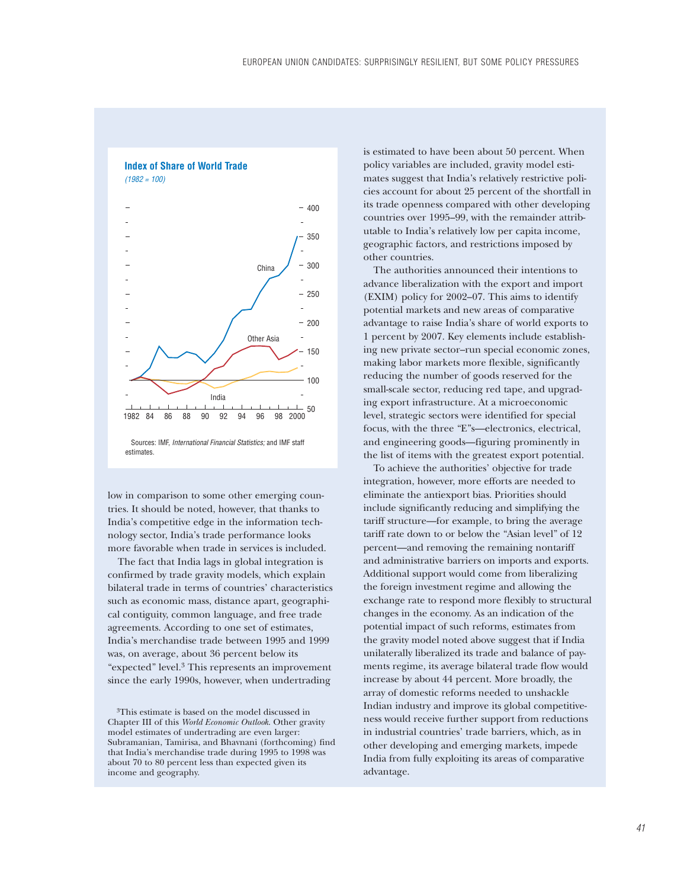**Index of Share of World Trade**

*(1982 = 100)*

Sources: IMF, *International Financial Statistics;* and IMF staff estimates.

low in comparison to some other emerging countries. It should be noted, however, that thanks to India's competitive edge in the information technology sector, India's trade performance looks more favorable when trade in services is included.

The fact that India lags in global integration is confirmed by trade gravity models, which explain bilateral trade in terms of countries' characteristics such as economic mass, distance apart, geographical contiguity, common language, and free trade agreements. According to one set of estimates, India's merchandise trade between 1995 and 1999 was, on average, about 36 percent below its "expected" level.[3] This represents an improvement since the early 1990s, however, when undertrading is estimated to have been about 50 percent. When policy variables are included, gravity model estimates suggest that India's relatively restrictive policies account for about 25 percent of the shortfall in its trade openness compared with other developing countries over 1995–99, with the remainder attributable to India's relatively low per capita income, geographic factors, and restrictions imposed by other countries.

The authorities announced their intentions to advance liberalization with the export and import (EXIM) policy for 2002–07. This aims to identify potential markets and new areas of comparative advantage to raise India's share of world exports to 1 percent by 2007. Key elements include establishing new private sector–run special economic zones, making labor markets more flexible, significantly reducing the number of goods reserved for the small-scale sector, reducing red tape, and upgrading export infrastructure. At a microeconomic level, strategic sectors were identified for special focus, with the three "E"s—electronics, electrical, and engineering goods—figuring prominently in the list of items with the greatest export potential.

To achieve the authorities' objective for trade integration, however, more efforts are needed to eliminate the antiexport bias. Priorities should include significantly reducing and simplifying the tariff structure—for example, to bring the average tariff rate down to or below the "Asian level" of 12 percent—and removing the remaining nontariff and administrative barriers on imports and exports. Additional support would come from liberalizing the foreign investment regime and allowing the exchange rate to respond more flexibly to structural changes in the economy. As an indication of the potential impact of such reforms, estimates from the gravity model noted above suggest that if India unilaterally liberalized its trade and balance of payments regime, its average bilateral trade flow would increase by about 44 percent. More broadly, the array of domestic reforms needed to unshackle Indian industry and improve its global competitiveness would receive further support from reductions in industrial countries' trade barriers, which, as in other developing and emerging markets, impede India from fully exploiting its areas of comparative advantage.

[3]This estimate is based on the model discussed in Chapter III of this *World Economic Outlook*. Other gravity model estimates of undertrading are even larger: Subramanian, Tamirisa, and Bhavnani (forthcoming) find that India's merchandise trade during 1995 to 1998 was about 70 to 80 percent less than expected given its income and geography.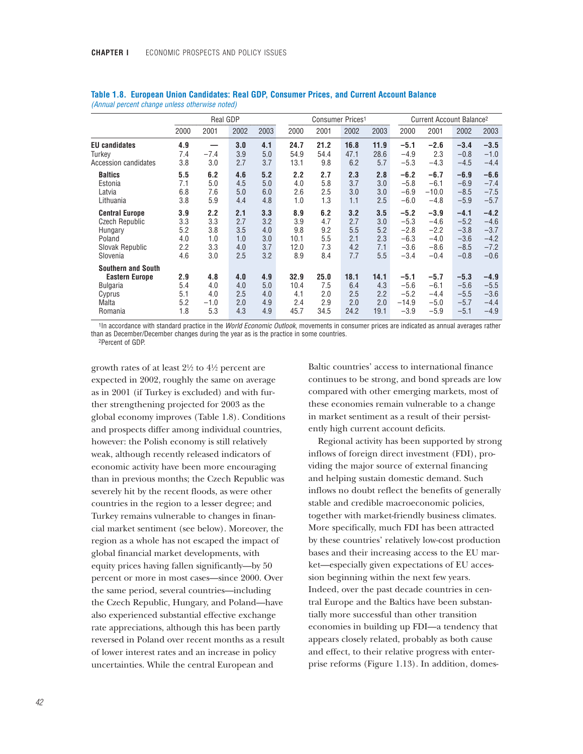**Table 1.8. European Union Candidates: Real GDP, Consumer Prices, and Current Account Balance**
*(Annual percent change unless otherwise noted)*

| | Real GDP | | | | Consumer Prices[1] | | | | Current Account Balance[2] | | | |
|---|---|---|---|---|---|---|---|---|---|---|---|---|
| | 2000 | 2001 | 2002 | 2003 | 2000 | 2001 | 2002 | 2003 | 2000 | 2001 | 2002 | 2003 |
| **EU candidates** | **4.9** | **—** | **3.0** | **4.1** | **24.7** | **21.2** | **16.8** | **11.9** | **−5.1** | **−2.6** | **−3.4** | **−3.5** |
| Turkey | 7.4 | −7.4 | 3.9 | 5.0 | 54.9 | 54.4 | 47.1 | 28.6 | −4.9 | 2.3 | −0.8 | −1.0 |
| Accession candidates | 3.8 | 3.0 | 2.7 | 3.7 | 13.1 | 9.8 | 6.2 | 5.7 | −5.3 | −4.3 | −4.5 | −4.4 |
| **Baltics** | **5.5** | **6.2** | **4.6** | **5.2** | **2.2** | **2.7** | **2.3** | **2.8** | **−6.2** | **−6.7** | **−6.9** | **−6.6** |
| Estonia | 7.1 | 5.0 | 4.5 | 5.0 | 4.0 | 5.8 | 3.7 | 3.0 | −5.8 | −6.1 | −6.9 | −7.4 |
| Latvia | 6.8 | 7.6 | 5.0 | 6.0 | 2.6 | 2.5 | 3.0 | 3.0 | −6.9 | −10.0 | −8.5 | −7.5 |
| Lithuania | 3.8 | 5.9 | 4.4 | 4.8 | 1.0 | 1.3 | 1.1 | 2.5 | −6.0 | −4.8 | −5.9 | −5.7 |
| **Central Europe** | **3.9** | **2.2** | **2.1** | **3.3** | **8.9** | **6.2** | **3.2** | **3.5** | **−5.2** | **−3.9** | **−4.1** | **−4.2** |
| Czech Republic | 3.3 | 3.3 | 2.7 | 3.2 | 3.9 | 4.7 | 2.7 | 3.0 | −5.3 | −4.6 | −5.2 | −4.6 |
| Hungary | 5.2 | 3.8 | 3.5 | 4.0 | 9.8 | 9.2 | 5.5 | 5.2 | −2.8 | −2.2 | −3.8 | −3.7 |
| Poland | 4.0 | 1.0 | 1.0 | 3.0 | 10.1 | 5.5 | 2.1 | 2.3 | −6.3 | −4.0 | −3.6 | −4.2 |
| Slovak Republic | 2.2 | 3.3 | 4.0 | 3.7 | 12.0 | 7.3 | 4.2 | 7.1 | −3.6 | −8.6 | −8.5 | −7.2 |
| Slovenia | 4.6 | 3.0 | 2.5 | 3.2 | 8.9 | 8.4 | 7.7 | 5.5 | −3.4 | −0.4 | −0.8 | −0.6 |
| **Southern and South Eastern Europe** | **2.9** | **4.8** | **4.0** | **4.9** | **32.9** | **25.0** | **18.1** | **14.1** | **−5.1** | **−5.7** | **−5.3** | **−4.9** |
| Bulgaria | 5.4 | 4.0 | 4.0 | 5.0 | 10.4 | 7.5 | 6.4 | 4.3 | −5.6 | −6.1 | −5.6 | −5.5 |
| Cyprus | 5.1 | 4.0 | 2.5 | 4.0 | 4.1 | 2.0 | 2.5 | 2.2 | −5.2 | −4.4 | −5.5 | −3.6 |
| Malta | 5.2 | −1.0 | 2.0 | 4.9 | 2.4 | 2.9 | 2.0 | 2.0 | −14.9 | −5.0 | −5.7 | −4.4 |
| Romania | 1.8 | 5.3 | 4.3 | 4.9 | 45.7 | 34.5 | 24.2 | 19.1 | −3.9 | −5.9 | −5.1 | −4.9 |

[1]In accordance with standard practice in the *World Economic Outlook*, movements in consumer prices are indicated as annual averages rather than as December/December changes during the year as is the practice in some countries.
[2]Percent of GDP.

growth rates of at least 2½ to 4½ percent are expected in 2002, roughly the same on average as in 2001 (if Turkey is excluded) and with further strengthening projected for 2003 as the global economy improves (Table 1.8). Conditions and prospects differ among individual countries, however: the Polish economy is still relatively weak, although recently released indicators of economic activity have been more encouraging than in previous months; the Czech Republic was severely hit by the recent floods, as were other countries in the region to a lesser degree; and Turkey remains vulnerable to changes in financial market sentiment (see below). Moreover, the region as a whole has not escaped the impact of global financial market developments, with equity prices having fallen significantly—by 50 percent or more in most cases—since 2000. Over the same period, several countries—including the Czech Republic, Hungary, and Poland—have also experienced substantial effective exchange rate appreciations, although this has been partly reversed in Poland over recent months as a result of lower interest rates and an increase in policy uncertainties. While the central European and Baltic countries' access to international finance continues to be strong, and bond spreads are low compared with other emerging markets, most of these economies remain vulnerable to a change in market sentiment as a result of their persistently high current account deficits.

Regional activity has been supported by strong inflows of foreign direct investment (FDI), providing the major source of external financing and helping sustain domestic demand. Such inflows no doubt reflect the benefits of generally stable and credible macroeconomic policies, together with market-friendly business climates. More specifically, much FDI has been attracted by these countries' relatively low-cost production bases and their increasing access to the EU market—especially given expectations of EU accession beginning within the next few years. Indeed, over the past decade countries in central Europe and the Baltics have been substantially more successful than other transition economies in building up FDI—a tendency that appears closely related, probably as both cause and effect, to their relative progress with enterprise reforms (Figure 1.13). In addition, domes-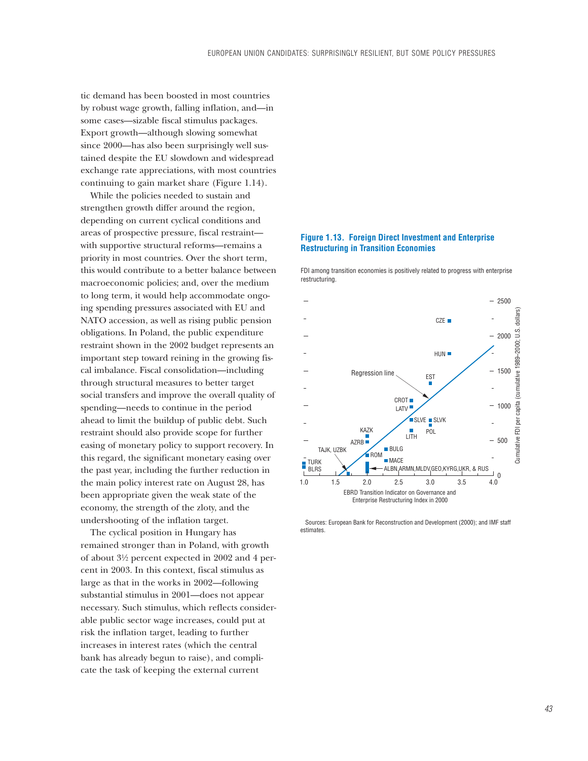tic demand has been boosted in most countries by robust wage growth, falling inflation, and—in some cases—sizable fiscal stimulus packages. Export growth—although slowing somewhat since 2000—has also been surprisingly well sustained despite the EU slowdown and widespread exchange rate appreciations, with most countries continuing to gain market share (Figure 1.14).

While the policies needed to sustain and strengthen growth differ around the region, depending on current cyclical conditions and areas of prospective pressure, fiscal restraint—with supportive structural reforms—remains a priority in most countries. Over the short term, this would contribute to a better balance between macroeconomic policies; and, over the medium to long term, it would help accommodate ongoing spending pressures associated with EU and NATO accession, as well as rising public pension obligations. In Poland, the public expenditure restraint shown in the 2002 budget represents an important step toward reining in the growing fiscal imbalance. Fiscal consolidation—including through structural measures to better target social transfers and improve the overall quality of spending—needs to continue in the period ahead to limit the buildup of public debt. Such restraint should also provide scope for further easing of monetary policy to support recovery. In this regard, the significant monetary easing over the past year, including the further reduction in the main policy interest rate on August 28, has been appropriate given the weak state of the economy, the strength of the zloty, and the undershooting of the inflation target.

The cyclical position in Hungary has remained stronger than in Poland, with growth of about 3½ percent expected in 2002 and 4 percent in 2003. In this context, fiscal stimulus as large as that in the works in 2002—following substantial stimulus in 2001—does not appear necessary. Such stimulus, which reflects considerable public sector wage increases, could put at risk the inflation target, leading to further increases in interest rates (which the central bank has already begun to raise), and complicate the task of keeping the external current

**Figure 1.13. Foreign Direct Investment and Enterprise Restructuring in Transition Economies**

FDI among transition economies is positively related to progress with enterprise restructuring.

Sources: European Bank for Reconstruction and Development (2000); and IMF staff estimates.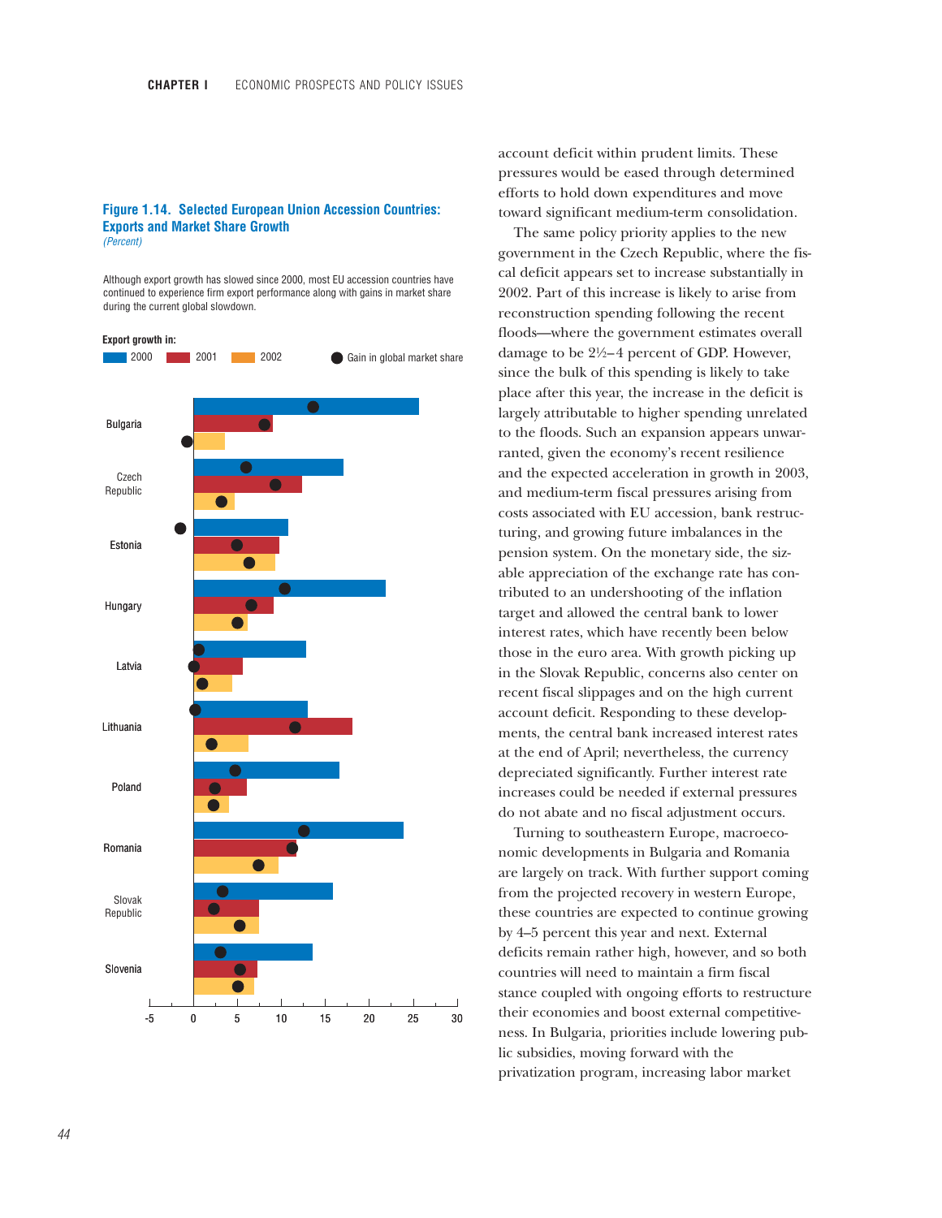**Figure 1.14. Selected European Union Accession Countries: Exports and Market Share Growth**
*(Percent)*

Although export growth has slowed since 2000, most EU accession countries have continued to experience firm export performance along with gains in market share during the current global slowdown.

account deficit within prudent limits. These pressures would be eased through determined efforts to hold down expenditures and move toward significant medium-term consolidation.

The same policy priority applies to the new government in the Czech Republic, where the fiscal deficit appears set to increase substantially in 2002. Part of this increase is likely to arise from reconstruction spending following the recent floods—where the government estimates overall damage to be 2½–4 percent of GDP. However, since the bulk of this spending is likely to take place after this year, the increase in the deficit is largely attributable to higher spending unrelated to the floods. Such an expansion appears unwarranted, given the economy's recent resilience and the expected acceleration in growth in 2003, and medium-term fiscal pressures arising from costs associated with EU accession, bank restructuring, and growing future imbalances in the pension system. On the monetary side, the sizable appreciation of the exchange rate has contributed to an undershooting of the inflation target and allowed the central bank to lower interest rates, which have recently been below those in the euro area. With growth picking up in the Slovak Republic, concerns also center on recent fiscal slippages and on the high current account deficit. Responding to these developments, the central bank increased interest rates at the end of April; nevertheless, the currency depreciated significantly. Further interest rate increases could be needed if external pressures do not abate and no fiscal adjustment occurs.

Turning to southeastern Europe, macroeconomic developments in Bulgaria and Romania are largely on track. With further support coming from the projected recovery in western Europe, these countries are expected to continue growing by 4–5 percent this year and next. External deficits remain rather high, however, and so both countries will need to maintain a firm fiscal stance coupled with ongoing efforts to restructure their economies and boost external competitiveness. In Bulgaria, priorities include lowering public subsidies, moving forward with the privatization program, increasing labor market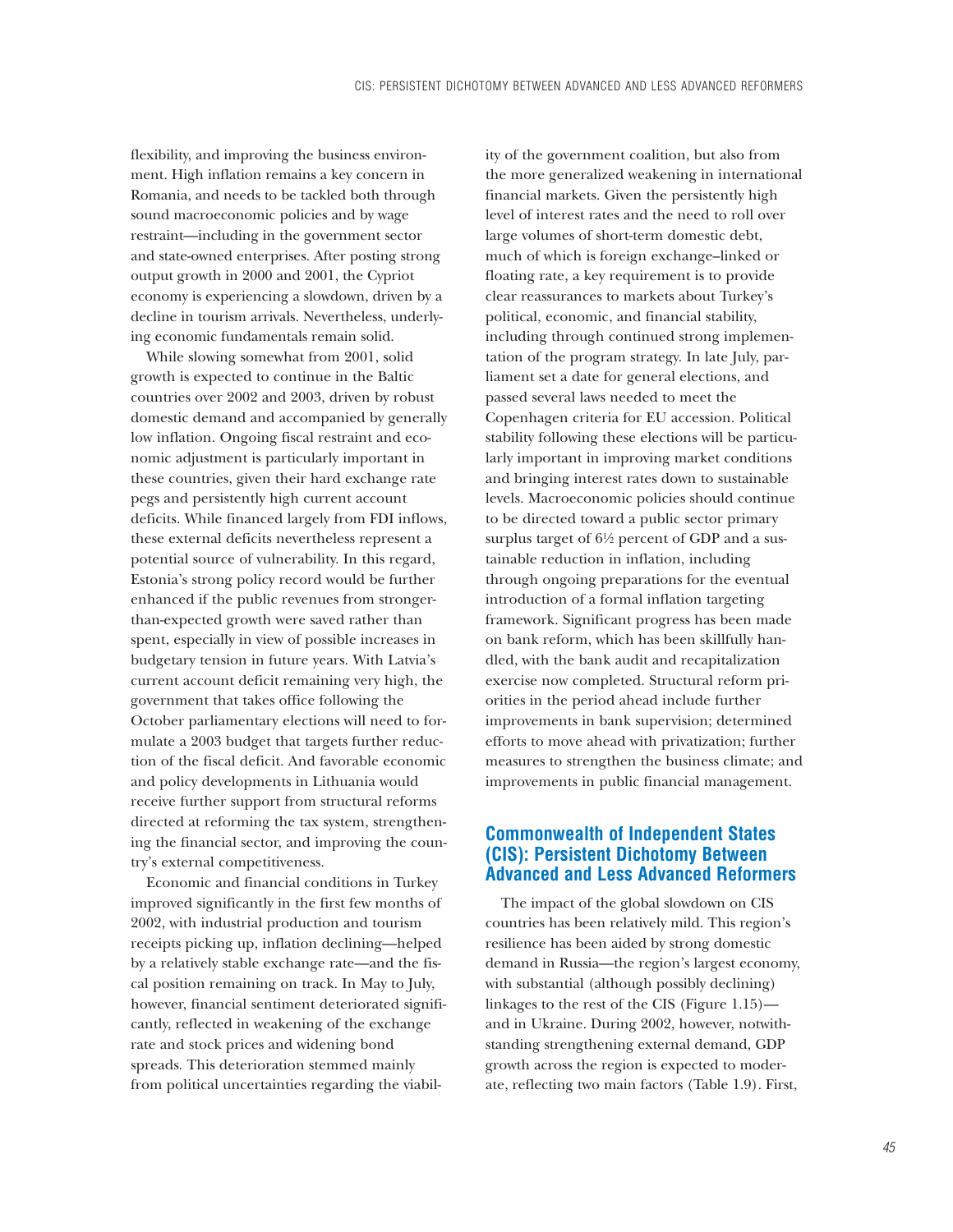flexibility, and improving the business environment. High inflation remains a key concern in Romania, and needs to be tackled both through sound macroeconomic policies and by wage restraint—including in the government sector and state-owned enterprises. After posting strong output growth in 2000 and 2001, the Cypriot economy is experiencing a slowdown, driven by a decline in tourism arrivals. Nevertheless, underlying economic fundamentals remain solid.

While slowing somewhat from 2001, solid growth is expected to continue in the Baltic countries over 2002 and 2003, driven by robust domestic demand and accompanied by generally low inflation. Ongoing fiscal restraint and economic adjustment is particularly important in these countries, given their hard exchange rate pegs and persistently high current account deficits. While financed largely from FDI inflows, these external deficits nevertheless represent a potential source of vulnerability. In this regard, Estonia's strong policy record would be further enhanced if the public revenues from stronger-than-expected growth were saved rather than spent, especially in view of possible increases in budgetary tension in future years. With Latvia's current account deficit remaining very high, the government that takes office following the October parliamentary elections will need to formulate a 2003 budget that targets further reduction of the fiscal deficit. And favorable economic and policy developments in Lithuania would receive further support from structural reforms directed at reforming the tax system, strengthening the financial sector, and improving the country's external competitiveness.

Economic and financial conditions in Turkey improved significantly in the first few months of 2002, with industrial production and tourism receipts picking up, inflation declining—helped by a relatively stable exchange rate—and the fiscal position remaining on track. In May to July, however, financial sentiment deteriorated significantly, reflected in weakening of the exchange rate and stock prices and widening bond spreads. This deterioration stemmed mainly from political uncertainties regarding the viability of the government coalition, but also from the more generalized weakening in international financial markets. Given the persistently high level of interest rates and the need to roll over large volumes of short-term domestic debt, much of which is foreign exchange–linked or floating rate, a key requirement is to provide clear reassurances to markets about Turkey's political, economic, and financial stability, including through continued strong implementation of the program strategy. In late July, parliament set a date for general elections, and passed several laws needed to meet the Copenhagen criteria for EU accession. Political stability following these elections will be particularly important in improving market conditions and bringing interest rates down to sustainable levels. Macroeconomic policies should continue to be directed toward a public sector primary surplus target of 6½ percent of GDP and a sustainable reduction in inflation, including through ongoing preparations for the eventual introduction of a formal inflation targeting framework. Significant progress has been made on bank reform, which has been skillfully handled, with the bank audit and recapitalization exercise now completed. Structural reform priorities in the period ahead include further improvements in bank supervision; determined efforts to move ahead with privatization; further measures to strengthen the business climate; and improvements in public financial management.

## Commonwealth of Independent States (CIS): Persistent Dichotomy Between Advanced and Less Advanced Reformers

The impact of the global slowdown on CIS countries has been relatively mild. This region's resilience has been aided by strong domestic demand in Russia—the region's largest economy, with substantial (although possibly declining) linkages to the rest of the CIS (Figure 1.15)—and in Ukraine. During 2002, however, notwithstanding strengthening external demand, GDP growth across the region is expected to moderate, reflecting two main factors (Table 1.9). First,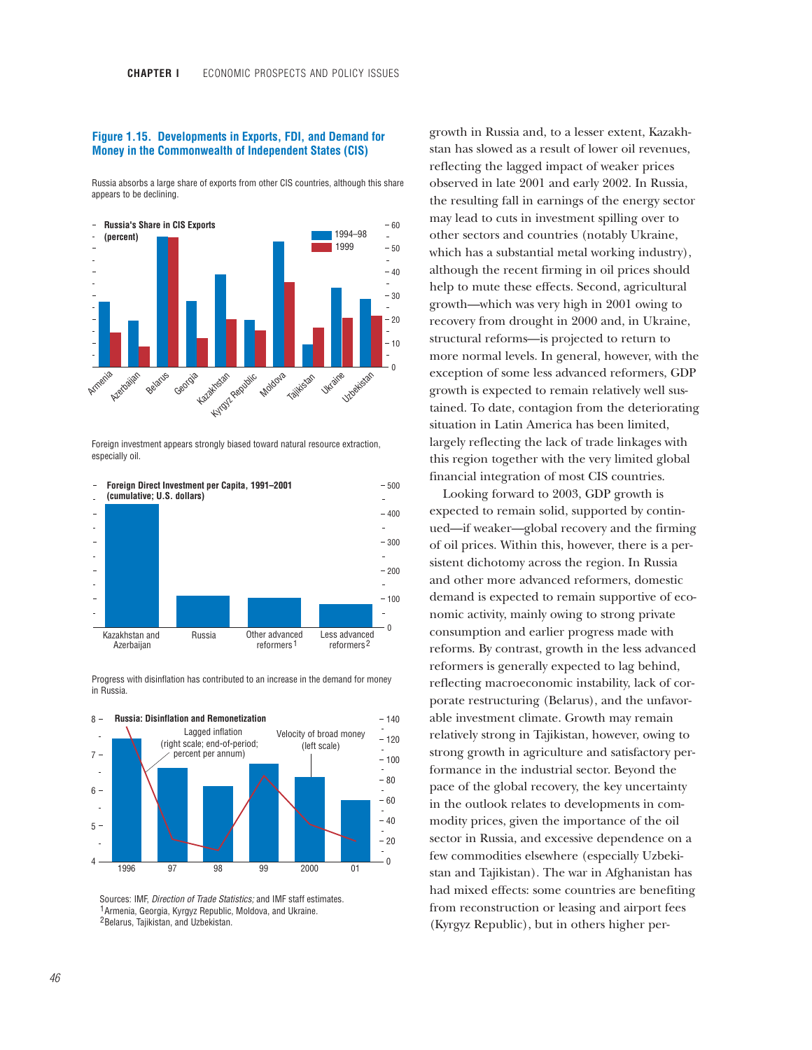### Figure 1.15. Developments in Exports, FDI, and Demand for Money in the Commonwealth of Independent States (CIS)

Russia absorbs a large share of exports from other CIS countries, although this share appears to be declining.

**Russia's Share in CIS Exports (percent)**

1994–98 | 1999

Armenia, Azerbaijan, Belarus, Georgia, Kazakhstan, Kyrgyz Republic, Moldova, Tajikistan, Ukraine, Uzbekistan

Foreign investment appears strongly biased toward natural resource extraction, especially oil.

**Foreign Direct Investment per Capita, 1991–2001 (cumulative; U.S. dollars)**

Kazakhstan and Azerbaijan | Russia | Other advanced reformers[1] | Less advanced reformers[2]

Progress with disinflation has contributed to an increase in the demand for money in Russia.

**Russia: Disinflation and Remonetization**

Lagged inflation (right scale; end-of-period; percent per annum)

Velocity of broad money (left scale)

1996 | 97 | 98 | 99 | 2000 | 01

Sources: IMF, *Direction of Trade Statistics;* and IMF staff estimates.
[1]Armenia, Georgia, Kyrgyz Republic, Moldova, and Ukraine.
[2]Belarus, Tajikistan, and Uzbekistan.

growth in Russia and, to a lesser extent, Kazakhstan has slowed as a result of lower oil revenues, reflecting the lagged impact of weaker prices observed in late 2001 and early 2002. In Russia, the resulting fall in earnings of the energy sector may lead to cuts in investment spilling over to other sectors and countries (notably Ukraine, which has a substantial metal working industry), although the recent firming in oil prices should help to mute these effects. Second, agricultural growth—which was very high in 2001 owing to recovery from drought in 2000 and, in Ukraine, structural reforms—is projected to return to more normal levels. In general, however, with the exception of some less advanced reformers, GDP growth is expected to remain relatively well sustained. To date, contagion from the deteriorating situation in Latin America has been limited, largely reflecting the lack of trade linkages with this region together with the very limited global financial integration of most CIS countries.

Looking forward to 2003, GDP growth is expected to remain solid, supported by continued—if weaker—global recovery and the firming of oil prices. Within this, however, there is a persistent dichotomy across the region. In Russia and other more advanced reformers, domestic demand is expected to remain supportive of economic activity, mainly owing to strong private consumption and earlier progress made with reforms. By contrast, growth in the less advanced reformers is generally expected to lag behind, reflecting macroeconomic instability, lack of corporate restructuring (Belarus), and the unfavorable investment climate. Growth may remain relatively strong in Tajikistan, however, owing to strong growth in agriculture and satisfactory performance in the industrial sector. Beyond the pace of the global recovery, the key uncertainty in the outlook relates to developments in commodity prices, given the importance of the oil sector in Russia, and excessive dependence on a few commodities elsewhere (especially Uzbekistan and Tajikistan). The war in Afghanistan has had mixed effects: some countries are benefiting from reconstruction or leasing and airport fees (Kyrgyz Republic), but in others higher per-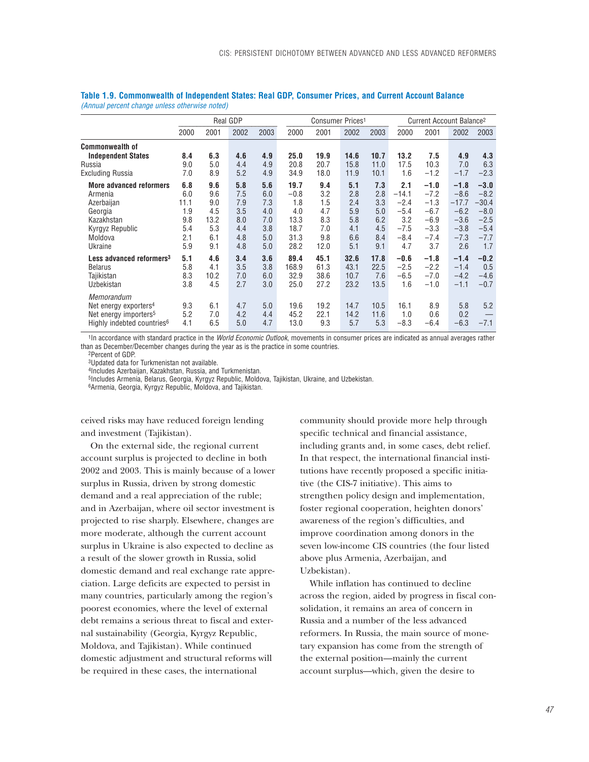**Table 1.9. Commonwealth of Independent States: Real GDP, Consumer Prices, and Current Account Balance**
*(Annual percent change unless otherwise noted)*

| | Real GDP | | | | Consumer Prices[1] | | | | Current Account Balance[2] | | | |
|---|---|---|---|---|---|---|---|---|---|---|---|---|
| | 2000 | 2001 | 2002 | 2003 | 2000 | 2001 | 2002 | 2003 | 2000 | 2001 | 2002 | 2003 |
| **Commonwealth of Independent States** | **8.4** | **6.3** | **4.6** | **4.9** | **25.0** | **19.9** | **14.6** | **10.7** | **13.2** | **7.5** | **4.9** | **4.3** |
| Russia | 9.0 | 5.0 | 4.4 | 4.9 | 20.8 | 20.7 | 15.8 | 11.0 | 17.5 | 10.3 | 7.0 | 6.3 |
| Excluding Russia | 7.0 | 8.9 | 5.2 | 4.9 | 34.9 | 18.0 | 11.9 | 10.1 | 1.6 | −1.2 | −1.7 | −2.3 |
| **More advanced reformers** | **6.8** | **9.6** | **5.8** | **5.6** | **19.7** | **9.4** | **5.1** | **7.3** | **2.1** | **−1.0** | **−1.8** | **−3.0** |
| Armenia | 6.0 | 9.6 | 7.5 | 6.0 | −0.8 | 3.2 | 2.8 | 2.8 | −14.1 | −7.2 | −8.6 | −8.2 |
| Azerbaijan | 11.1 | 9.0 | 7.9 | 7.3 | 1.8 | 1.5 | 2.4 | 3.3 | −2.4 | −1.3 | −17.7 | −30.4 |
| Georgia | 1.9 | 4.5 | 3.5 | 4.0 | 4.0 | 4.7 | 5.9 | 5.0 | −5.4 | −6.7 | −6.2 | −8.0 |
| Kazakhstan | 9.8 | 13.2 | 8.0 | 7.0 | 13.3 | 8.3 | 5.8 | 6.2 | 3.2 | −6.9 | −3.6 | −2.5 |
| Kyrgyz Republic | 5.4 | 5.3 | 4.4 | 3.8 | 18.7 | 7.0 | 4.1 | 4.5 | −7.5 | −3.3 | −3.8 | −5.4 |
| Moldova | 2.1 | 6.1 | 4.8 | 5.0 | 31.3 | 9.8 | 6.6 | 8.4 | −8.4 | −7.4 | −7.3 | −7.7 |
| Ukraine | 5.9 | 9.1 | 4.8 | 5.0 | 28.2 | 12.0 | 5.1 | 9.1 | 4.7 | 3.7 | 2.6 | 1.7 |
| **Less advanced reformers[3]** | **5.1** | **4.6** | **3.4** | **3.6** | **89.4** | **45.1** | **32.6** | **17.8** | **−0.6** | **−1.8** | **−1.4** | **−0.2** |
| Belarus | 5.8 | 4.1 | 3.5 | 3.8 | 168.9 | 61.3 | 43.1 | 22.5 | −2.5 | −2.2 | −1.4 | 0.5 |
| Tajikistan | 8.3 | 10.2 | 7.0 | 6.0 | 32.9 | 38.6 | 10.7 | 7.6 | −6.5 | −7.0 | −4.2 | −4.6 |
| Uzbekistan | 3.8 | 4.5 | 2.7 | 3.0 | 25.0 | 27.2 | 23.2 | 13.5 | 1.6 | −1.0 | −1.1 | −0.7 |
| *Memorandum* | | | | | | | | | | | | |
| Net energy exporters[4] | 9.3 | 6.1 | 4.7 | 5.0 | 19.6 | 19.2 | 14.7 | 10.5 | 16.1 | 8.9 | 5.8 | 5.2 |
| Net energy importers[5] | 5.2 | 7.0 | 4.2 | 4.4 | 45.2 | 22.1 | 14.2 | 11.6 | 1.0 | 0.6 | 0.2 | — |
| Highly indebted countries[6] | 4.1 | 6.5 | 5.0 | 4.7 | 13.0 | 9.3 | 5.7 | 5.3 | −8.3 | −6.4 | −6.3 | −7.1 |

[1]In accordance with standard practice in the *World Economic Outlook*, movements in consumer prices are indicated as annual averages rather than as December/December changes during the year as is the practice in some countries.
[2]Percent of GDP.
[3]Updated data for Turkmenistan not available.
[4]Includes Azerbaijan, Kazakhstan, Russia, and Turkmenistan.
[5]Includes Armenia, Belarus, Georgia, Kyrgyz Republic, Moldova, Tajikistan, Ukraine, and Uzbekistan.
[6]Armenia, Georgia, Kyrgyz Republic, Moldova, and Tajikistan.

ceived risks may have reduced foreign lending and investment (Tajikistan).

On the external side, the regional current account surplus is projected to decline in both 2002 and 2003. This is mainly because of a lower surplus in Russia, driven by strong domestic demand and a real appreciation of the ruble; and in Azerbaijan, where oil sector investment is projected to rise sharply. Elsewhere, changes are more moderate, although the current account surplus in Ukraine is also expected to decline as a result of the slower growth in Russia, solid domestic demand and real exchange rate appreciation. Large deficits are expected to persist in many countries, particularly among the region's poorest economies, where the level of external debt remains a serious threat to fiscal and external sustainability (Georgia, Kyrgyz Republic, Moldova, and Tajikistan). While continued domestic adjustment and structural reforms will be required in these cases, the international community should provide more help through specific technical and financial assistance, including grants and, in some cases, debt relief. In that respect, the international financial institutions have recently proposed a specific initiative (the CIS-7 initiative). This aims to strengthen policy design and implementation, foster regional cooperation, heighten donors' awareness of the region's difficulties, and improve coordination among donors in the seven low-income CIS countries (the four listed above plus Armenia, Azerbaijan, and Uzbekistan).

While inflation has continued to decline across the region, aided by progress in fiscal consolidation, it remains an area of concern in Russia and a number of the less advanced reformers. In Russia, the main source of monetary expansion has come from the strength of the external position—mainly the current account surplus—which, given the desire to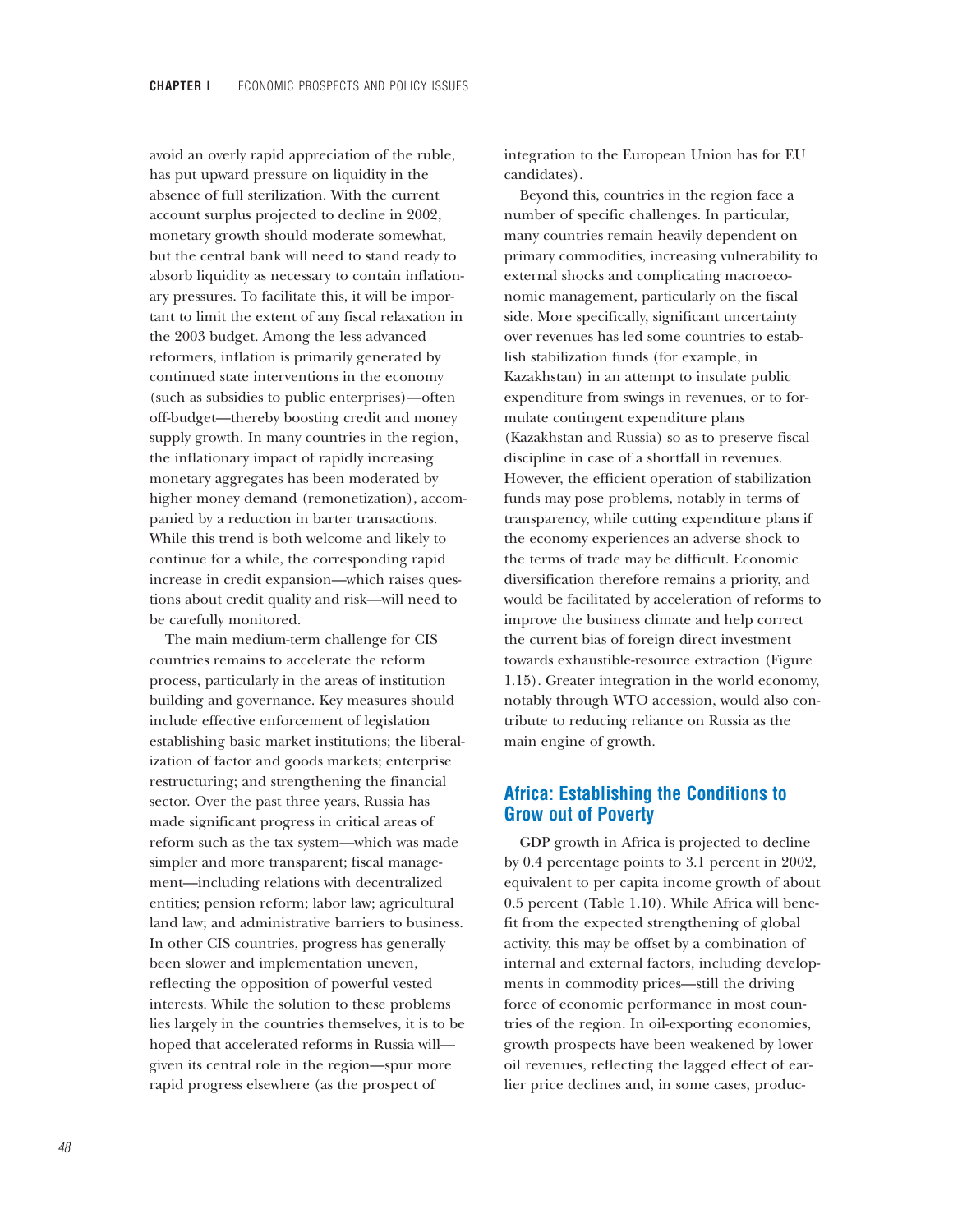avoid an overly rapid appreciation of the ruble, has put upward pressure on liquidity in the absence of full sterilization. With the current account surplus projected to decline in 2002, monetary growth should moderate somewhat, but the central bank will need to stand ready to absorb liquidity as necessary to contain inflationary pressures. To facilitate this, it will be important to limit the extent of any fiscal relaxation in the 2003 budget. Among the less advanced reformers, inflation is primarily generated by continued state interventions in the economy (such as subsidies to public enterprises)—often off-budget—thereby boosting credit and money supply growth. In many countries in the region, the inflationary impact of rapidly increasing monetary aggregates has been moderated by higher money demand (remonetization), accompanied by a reduction in barter transactions. While this trend is both welcome and likely to continue for a while, the corresponding rapid increase in credit expansion—which raises questions about credit quality and risk—will need to be carefully monitored.

The main medium-term challenge for CIS countries remains to accelerate the reform process, particularly in the areas of institution building and governance. Key measures should include effective enforcement of legislation establishing basic market institutions; the liberalization of factor and goods markets; enterprise restructuring; and strengthening the financial sector. Over the past three years, Russia has made significant progress in critical areas of reform such as the tax system—which was made simpler and more transparent; fiscal management—including relations with decentralized entities; pension reform; labor law; agricultural land law; and administrative barriers to business. In other CIS countries, progress has generally been slower and implementation uneven, reflecting the opposition of powerful vested interests. While the solution to these problems lies largely in the countries themselves, it is to be hoped that accelerated reforms in Russia will—given its central role in the region—spur more rapid progress elsewhere (as the prospect of integration to the European Union has for EU candidates).

Beyond this, countries in the region face a number of specific challenges. In particular, many countries remain heavily dependent on primary commodities, increasing vulnerability to external shocks and complicating macroeconomic management, particularly on the fiscal side. More specifically, significant uncertainty over revenues has led some countries to establish stabilization funds (for example, in Kazakhstan) in an attempt to insulate public expenditure from swings in revenues, or to formulate contingent expenditure plans (Kazakhstan and Russia) so as to preserve fiscal discipline in case of a shortfall in revenues. However, the efficient operation of stabilization funds may pose problems, notably in terms of transparency, while cutting expenditure plans if the economy experiences an adverse shock to the terms of trade may be difficult. Economic diversification therefore remains a priority, and would be facilitated by acceleration of reforms to improve the business climate and help correct the current bias of foreign direct investment towards exhaustible-resource extraction (Figure 1.15). Greater integration in the world economy, notably through WTO accession, would also contribute to reducing reliance on Russia as the main engine of growth.

## Africa: Establishing the Conditions to Grow out of Poverty

GDP growth in Africa is projected to decline by 0.4 percentage points to 3.1 percent in 2002, equivalent to per capita income growth of about 0.5 percent (Table 1.10). While Africa will benefit from the expected strengthening of global activity, this may be offset by a combination of internal and external factors, including developments in commodity prices—still the driving force of economic performance in most countries of the region. In oil-exporting economies, growth prospects have been weakened by lower oil revenues, reflecting the lagged effect of earlier price declines and, in some cases, produc-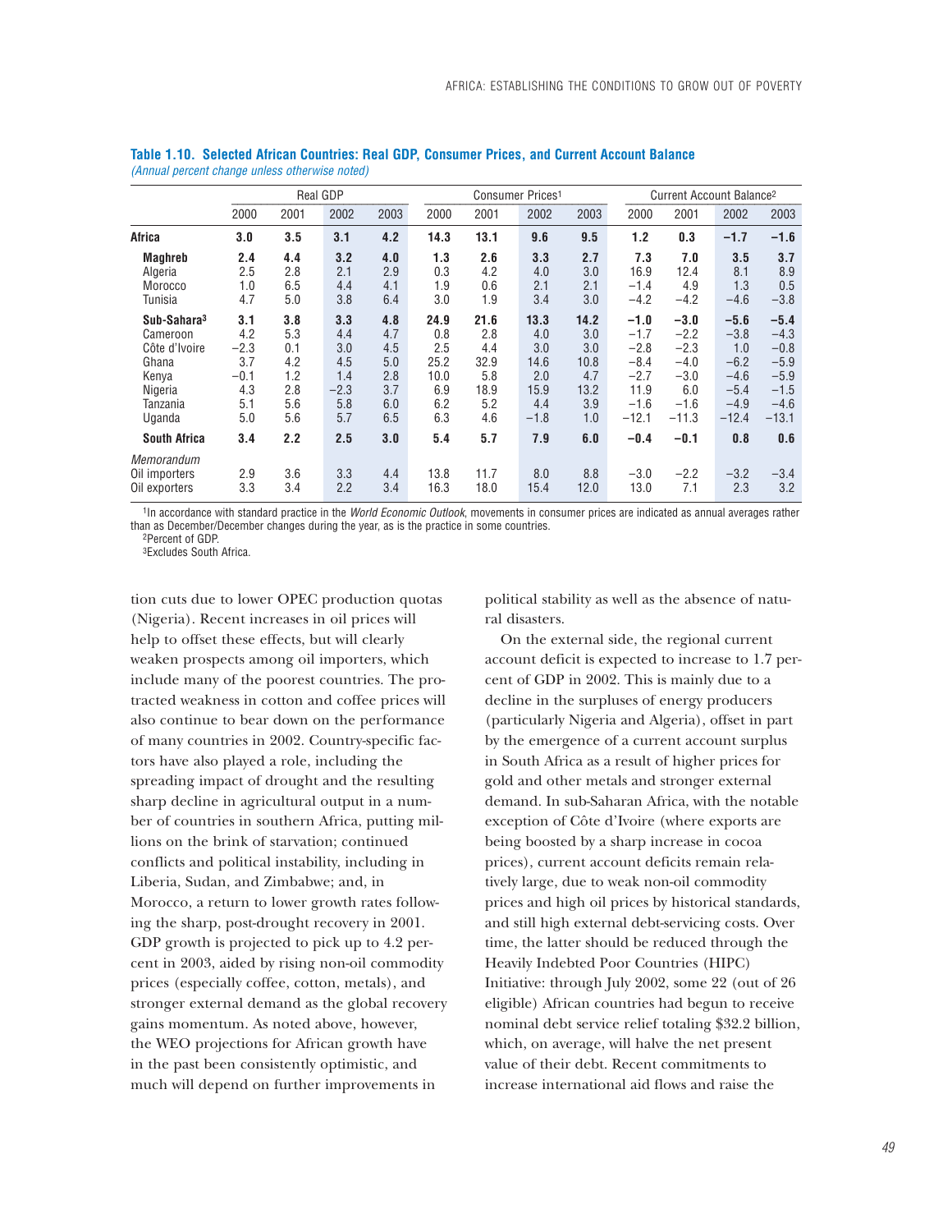**Table 1.10. Selected African Countries: Real GDP, Consumer Prices, and Current Account Balance**
*(Annual percent change unless otherwise noted)*

| | Real GDP | | | | Consumer Prices[1] | | | | Current Account Balance[2] | | | |
|---|---|---|---|---|---|---|---|---|---|---|---|---|
| | 2000 | 2001 | 2002 | 2003 | 2000 | 2001 | 2002 | 2003 | 2000 | 2001 | 2002 | 2003 |
| **Africa** | **3.0** | **3.5** | **3.1** | **4.2** | **14.3** | **13.1** | **9.6** | **9.5** | **1.2** | **0.3** | **–1.7** | **–1.6** |
| **Maghreb** | **2.4** | **4.4** | **3.2** | **4.0** | **1.3** | **2.6** | **3.3** | **2.7** | **7.3** | **7.0** | **3.5** | **3.7** |
| Algeria | 2.5 | 2.8 | 2.1 | 2.9 | 0.3 | 4.2 | 4.0 | 3.0 | 16.9 | 12.4 | 8.1 | 8.9 |
| Morocco | 1.0 | 6.5 | 4.4 | 4.1 | 1.9 | 0.6 | 2.1 | 2.1 | –1.4 | 4.9 | 1.3 | 0.5 |
| Tunisia | 4.7 | 5.0 | 3.8 | 6.4 | 3.0 | 1.9 | 3.4 | 3.0 | –4.2 | –4.2 | –4.6 | –3.8 |
| **Sub-Sahara[3]** | **3.1** | **3.8** | **3.3** | **4.8** | **24.9** | **21.6** | **13.3** | **14.2** | **–1.0** | **–3.0** | **–5.6** | **–5.4** |
| Cameroon | 4.2 | 5.3 | 4.4 | 4.7 | 0.8 | 2.8 | 4.0 | 3.0 | –1.7 | –2.2 | –3.8 | –4.3 |
| Côte d'Ivoire | –2.3 | 0.1 | 3.0 | 4.5 | 2.5 | 4.4 | 3.0 | 3.0 | –2.8 | –2.3 | 1.0 | –0.8 |
| Ghana | 3.7 | 4.2 | 4.5 | 5.0 | 25.2 | 32.9 | 14.6 | 10.8 | –8.4 | –4.0 | –6.2 | –5.9 |
| Kenya | –0.1 | 1.2 | 1.4 | 2.8 | 10.0 | 5.8 | 2.0 | 4.7 | –2.7 | –3.0 | –4.6 | –5.9 |
| Nigeria | 4.3 | 2.8 | –2.3 | 3.7 | 6.9 | 18.9 | 15.9 | 13.2 | 11.9 | 6.0 | –5.4 | –1.5 |
| Tanzania | 5.1 | 5.6 | 5.8 | 6.0 | 6.2 | 5.2 | 4.4 | 3.9 | –1.6 | –1.6 | –4.9 | –4.6 |
| Uganda | 5.0 | 5.6 | 5.7 | 6.5 | 6.3 | 4.6 | –1.8 | 1.0 | –12.1 | –11.3 | –12.4 | –13.1 |
| **South Africa** | **3.4** | **2.2** | **2.5** | **3.0** | **5.4** | **5.7** | **7.9** | **6.0** | **–0.4** | **–0.1** | **0.8** | **0.6** |
| *Memorandum* | | | | | | | | | | | | |
| Oil importers | 2.9 | 3.6 | 3.3 | 4.4 | 13.8 | 11.7 | 8.0 | 8.8 | –3.0 | –2.2 | –3.2 | –3.4 |
| Oil exporters | 3.3 | 3.4 | 2.2 | 3.4 | 16.3 | 18.0 | 15.4 | 12.0 | 13.0 | 7.1 | 2.3 | 3.2 |

[1]In accordance with standard practice in the *World Economic Outlook*, movements in consumer prices are indicated as annual averages rather than as December/December changes during the year, as is the practice in some countries.
[2]Percent of GDP.
[3]Excludes South Africa.

tion cuts due to lower OPEC production quotas (Nigeria). Recent increases in oil prices will help to offset these effects, but will clearly weaken prospects among oil importers, which include many of the poorest countries. The protracted weakness in cotton and coffee prices will also continue to bear down on the performance of many countries in 2002. Country-specific factors have also played a role, including the spreading impact of drought and the resulting sharp decline in agricultural output in a number of countries in southern Africa, putting millions on the brink of starvation; continued conflicts and political instability, including in Liberia, Sudan, and Zimbabwe; and, in Morocco, a return to lower growth rates following the sharp, post-drought recovery in 2001. GDP growth is projected to pick up to 4.2 percent in 2003, aided by rising non-oil commodity prices (especially coffee, cotton, metals), and stronger external demand as the global recovery gains momentum. As noted above, however, the WEO projections for African growth have in the past been consistently optimistic, and much will depend on further improvements in political stability as well as the absence of natural disasters.

On the external side, the regional current account deficit is expected to increase to 1.7 percent of GDP in 2002. This is mainly due to a decline in the surpluses of energy producers (particularly Nigeria and Algeria), offset in part by the emergence of a current account surplus in South Africa as a result of higher prices for gold and other metals and stronger external demand. In sub-Saharan Africa, with the notable exception of Côte d'Ivoire (where exports are being boosted by a sharp increase in cocoa prices), current account deficits remain relatively large, due to weak non-oil commodity prices and high oil prices by historical standards, and still high external debt-servicing costs. Over time, the latter should be reduced through the Heavily Indebted Poor Countries (HIPC) Initiative: through July 2002, some 22 (out of 26 eligible) African countries had begun to receive nominal debt service relief totaling $32.2 billion, which, on average, will halve the net present value of their debt. Recent commitments to increase international aid flows and raise the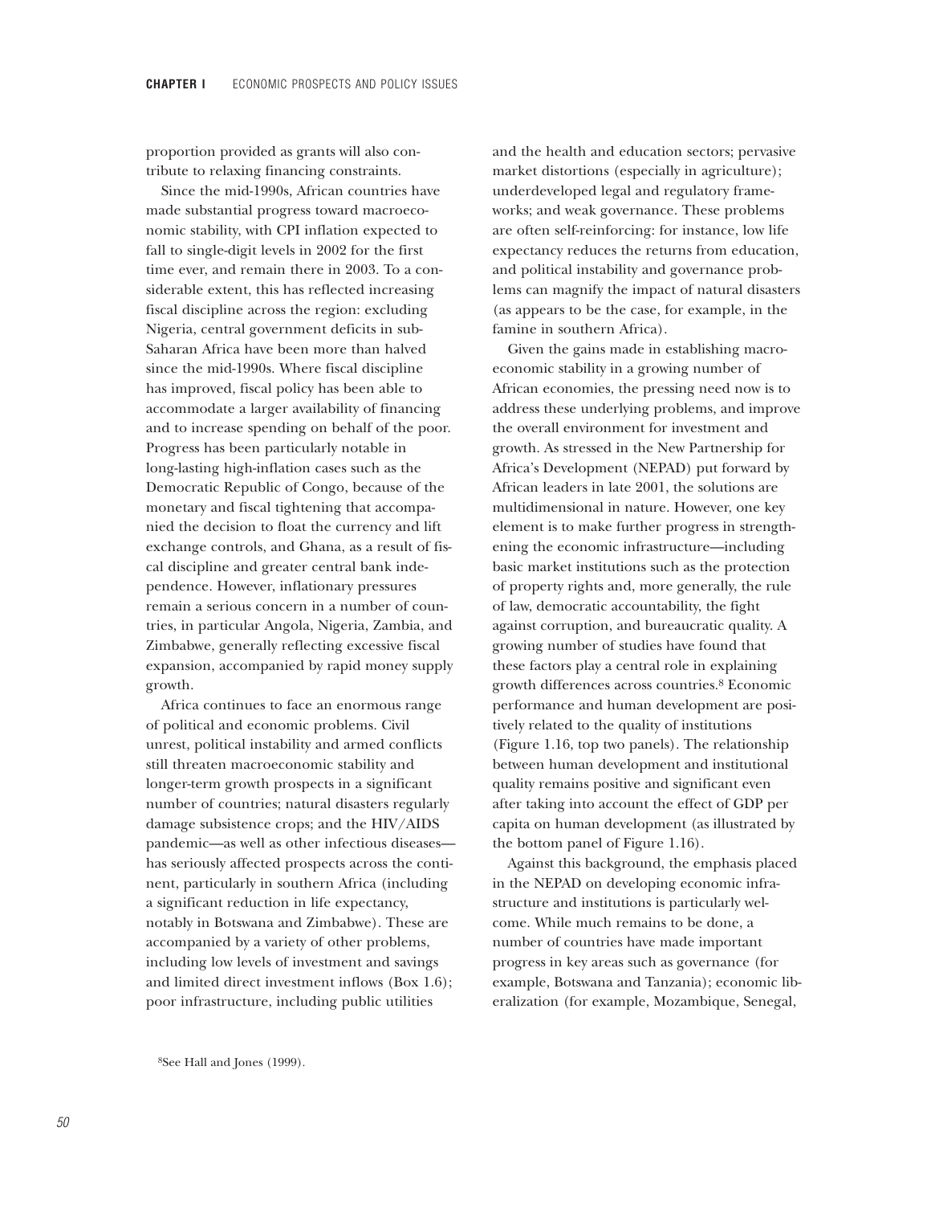proportion provided as grants will also contribute to relaxing financing constraints.

Since the mid-1990s, African countries have made substantial progress toward macroeconomic stability, with CPI inflation expected to fall to single-digit levels in 2002 for the first time ever, and remain there in 2003. To a considerable extent, this has reflected increasing fiscal discipline across the region: excluding Nigeria, central government deficits in sub-Saharan Africa have been more than halved since the mid-1990s. Where fiscal discipline has improved, fiscal policy has been able to accommodate a larger availability of financing and to increase spending on behalf of the poor. Progress has been particularly notable in long-lasting high-inflation cases such as the Democratic Republic of Congo, because of the monetary and fiscal tightening that accompanied the decision to float the currency and lift exchange controls, and Ghana, as a result of fiscal discipline and greater central bank independence. However, inflationary pressures remain a serious concern in a number of countries, in particular Angola, Nigeria, Zambia, and Zimbabwe, generally reflecting excessive fiscal expansion, accompanied by rapid money supply growth.

Africa continues to face an enormous range of political and economic problems. Civil unrest, political instability and armed conflicts still threaten macroeconomic stability and longer-term growth prospects in a significant number of countries; natural disasters regularly damage subsistence crops; and the HIV/AIDS pandemic—as well as other infectious diseases—has seriously affected prospects across the continent, particularly in southern Africa (including a significant reduction in life expectancy, notably in Botswana and Zimbabwe). These are accompanied by a variety of other problems, including low levels of investment and savings and limited direct investment inflows (Box 1.6); poor infrastructure, including public utilities and the health and education sectors; pervasive market distortions (especially in agriculture); underdeveloped legal and regulatory frameworks; and weak governance. These problems are often self-reinforcing: for instance, low life expectancy reduces the returns from education, and political instability and governance problems can magnify the impact of natural disasters (as appears to be the case, for example, in the famine in southern Africa).

Given the gains made in establishing macroeconomic stability in a growing number of African economies, the pressing need now is to address these underlying problems, and improve the overall environment for investment and growth. As stressed in the New Partnership for Africa's Development (NEPAD) put forward by African leaders in late 2001, the solutions are multidimensional in nature. However, one key element is to make further progress in strengthening the economic infrastructure—including basic market institutions such as the protection of property rights and, more generally, the rule of law, democratic accountability, the fight against corruption, and bureaucratic quality. A growing number of studies have found that these factors play a central role in explaining growth differences across countries.[8] Economic performance and human development are positively related to the quality of institutions (Figure 1.16, top two panels). The relationship between human development and institutional quality remains positive and significant even after taking into account the effect of GDP per capita on human development (as illustrated by the bottom panel of Figure 1.16).

Against this background, the emphasis placed in the NEPAD on developing economic infrastructure and institutions is particularly welcome. While much remains to be done, a number of countries have made important progress in key areas such as governance (for example, Botswana and Tanzania); economic liberalization (for example, Mozambique, Senegal,

[8] See Hall and Jones (1999).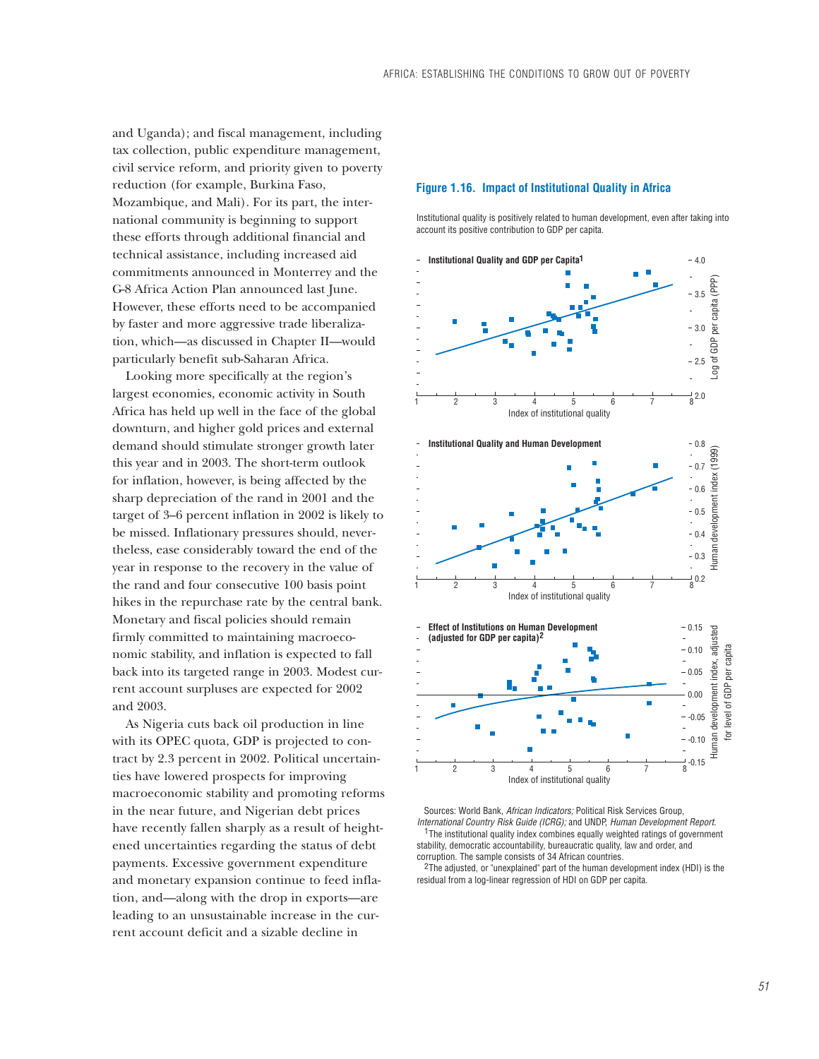and Uganda); and fiscal management, including tax collection, public expenditure management, civil service reform, and priority given to poverty reduction (for example, Burkina Faso, Mozambique, and Mali). For its part, the international community is beginning to support these efforts through additional financial and technical assistance, including increased aid commitments announced in Monterrey and the G-8 Africa Action Plan announced last June. However, these efforts need to be accompanied by faster and more aggressive trade liberalization, which—as discussed in Chapter II—would particularly benefit sub-Saharan Africa.

Looking more specifically at the region's largest economies, economic activity in South Africa has held up well in the face of the global downturn, and higher gold prices and external demand should stimulate stronger growth later this year and in 2003. The short-term outlook for inflation, however, is being affected by the sharp depreciation of the rand in 2001 and the target of 3–6 percent inflation in 2002 is likely to be missed. Inflationary pressures should, nevertheless, ease considerably toward the end of the year in response to the recovery in the value of the rand and four consecutive 100 basis point hikes in the repurchase rate by the central bank. Monetary and fiscal policies should remain firmly committed to maintaining macroeconomic stability, and inflation is expected to fall back into its targeted range in 2003. Modest current account surpluses are expected for 2002 and 2003.

As Nigeria cuts back oil production in line with its OPEC quota, GDP is projected to contract by 2.3 percent in 2002. Political uncertainties have lowered prospects for improving macroeconomic stability and promoting reforms in the near future, and Nigerian debt prices have recently fallen sharply as a result of heightened uncertainties regarding the status of debt payments. Excessive government expenditure and monetary expansion continue to feed inflation, and—along with the drop in exports—are leading to an unsustainable increase in the current account deficit and a sizable decline in

**Figure 1.16. Impact of Institutional Quality in Africa**

Institutional quality is positively related to human development, even after taking into account its positive contribution to GDP per capita.

**Institutional Quality and GDP per Capita[1]**

**Institutional Quality and Human Development**

**Effect of Institutions on Human Development (adjusted for GDP per capita)[2]**

Sources: World Bank, *African Indicators;* Political Risk Services Group, *International Country Risk Guide (ICRG);* and UNDP, *Human Development Report.*

[1]The institutional quality index combines equally weighted ratings of government stability, democratic accountability, bureaucratic quality, law and order, and corruption. The sample consists of 34 African countries.

[2]The adjusted, or "unexplained" part of the human development index (HDI) is the residual from a log-linear regression of HDI on GDP per capita.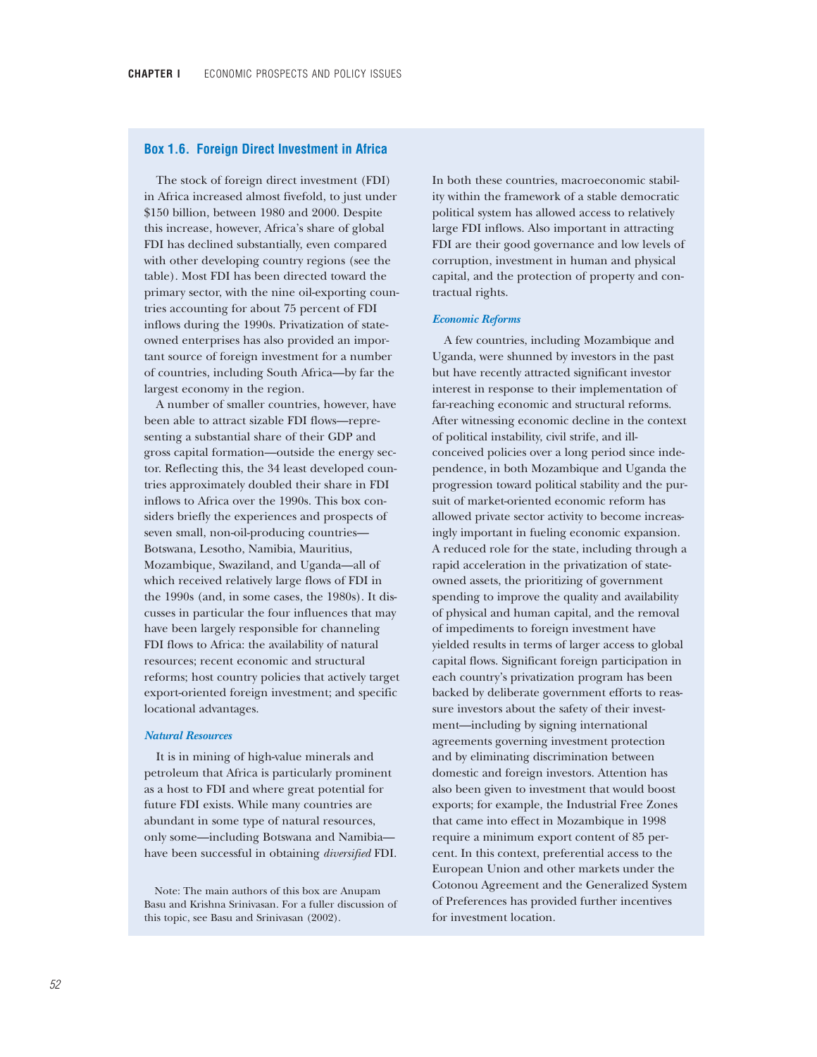## Box 1.6. Foreign Direct Investment in Africa

The stock of foreign direct investment (FDI) in Africa increased almost fivefold, to just under $150 billion, between 1980 and 2000. Despite this increase, however, Africa's share of global FDI has declined substantially, even compared with other developing country regions (see the table). Most FDI has been directed toward the primary sector, with the nine oil-exporting countries accounting for about 75 percent of FDI inflows during the 1990s. Privatization of state-owned enterprises has also provided an important source of foreign investment for a number of countries, including South Africa—by far the largest economy in the region.

A number of smaller countries, however, have been able to attract sizable FDI flows—representing a substantial share of their GDP and gross capital formation—outside the energy sector. Reflecting this, the 34 least developed countries approximately doubled their share in FDI inflows to Africa over the 1990s. This box considers briefly the experiences and prospects of seven small, non-oil-producing countries—Botswana, Lesotho, Namibia, Mauritius, Mozambique, Swaziland, and Uganda—all of which received relatively large flows of FDI in the 1990s (and, in some cases, the 1980s). It discusses in particular the four influences that may have been largely responsible for channeling FDI flows to Africa: the availability of natural resources; recent economic and structural reforms; host country policies that actively target export-oriented foreign investment; and specific locational advantages.

### *Natural Resources*

It is in mining of high-value minerals and petroleum that Africa is particularly prominent as a host to FDI and where great potential for future FDI exists. While many countries are abundant in some type of natural resources, only some—including Botswana and Namibia—have been successful in obtaining *diversified* FDI. In both these countries, macroeconomic stability within the framework of a stable democratic political system has allowed access to relatively large FDI inflows. Also important in attracting FDI are their good governance and low levels of corruption, investment in human and physical capital, and the protection of property and contractual rights.

### *Economic Reforms*

A few countries, including Mozambique and Uganda, were shunned by investors in the past but have recently attracted significant investor interest in response to their implementation of far-reaching economic and structural reforms. After witnessing economic decline in the context of political instability, civil strife, and ill-conceived policies over a long period since independence, in both Mozambique and Uganda the progression toward political stability and the pursuit of market-oriented economic reform has allowed private sector activity to become increasingly important in fueling economic expansion. A reduced role for the state, including through a rapid acceleration in the privatization of state-owned assets, the prioritizing of government spending to improve the quality and availability of physical and human capital, and the removal of impediments to foreign investment have yielded results in terms of larger access to global capital flows. Significant foreign participation in each country's privatization program has been backed by deliberate government efforts to reassure investors about the safety of their investment—including by signing international agreements governing investment protection and by eliminating discrimination between domestic and foreign investors. Attention has also been given to investment that would boost exports; for example, the Industrial Free Zones that came into effect in Mozambique in 1998 require a minimum export content of 85 percent. In this context, preferential access to the European Union and other markets under the Cotonou Agreement and the Generalized System of Preferences has provided further incentives for investment location.

Note: The main authors of this box are Anupam Basu and Krishna Srinivasan. For a fuller discussion of this topic, see Basu and Srinivasan (2002).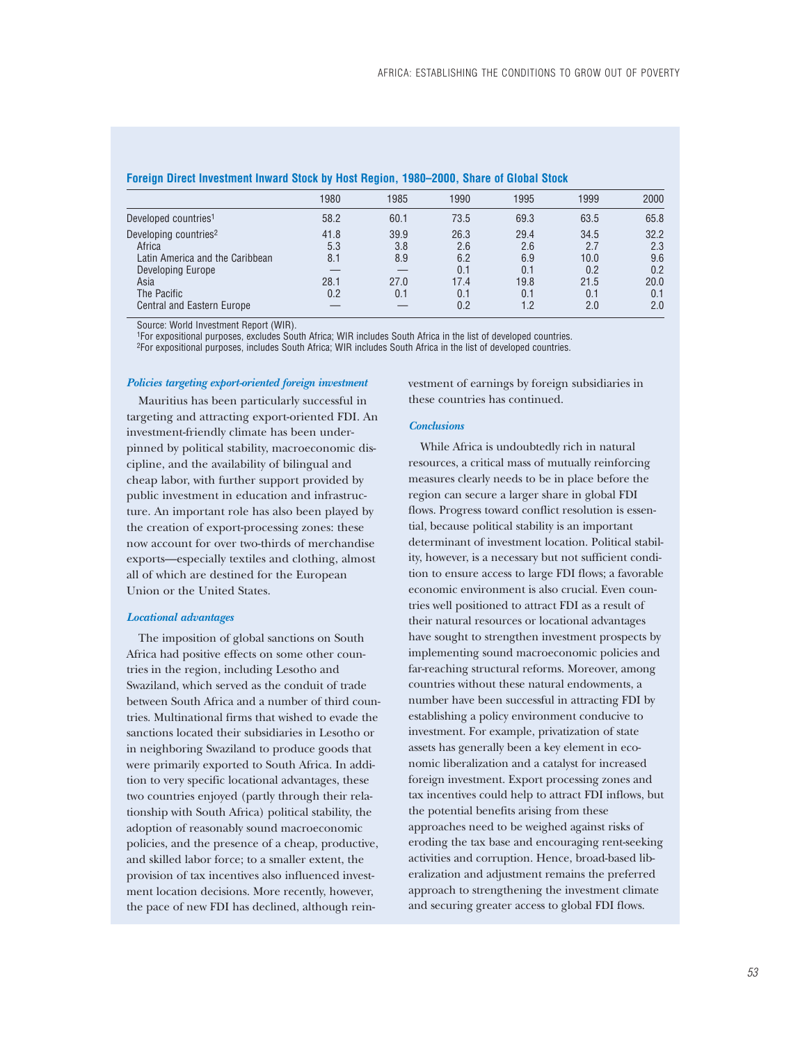**Foreign Direct Investment Inward Stock by Host Region, 1980–2000, Share of Global Stock**

| | 1980 | 1985 | 1990 | 1995 | 1999 | 2000 |
|---|---|---|---|---|---|---|
| Developed countries[1] | 58.2 | 60.1 | 73.5 | 69.3 | 63.5 | 65.8 |
| Developing countries[2] | 41.8 | 39.9 | 26.3 | 29.4 | 34.5 | 32.2 |
| Africa | 5.3 | 3.8 | 2.6 | 2.6 | 2.7 | 2.3 |
| Latin America and the Caribbean | 8.1 | 8.9 | 6.2 | 6.9 | 10.0 | 9.6 |
| Developing Europe | — | — | 0.1 | 0.1 | 0.2 | 0.2 |
| Asia | 28.1 | 27.0 | 17.4 | 19.8 | 21.5 | 20.0 |
| The Pacific | 0.2 | 0.1 | 0.1 | 0.1 | 0.1 | 0.1 |
| Central and Eastern Europe | — | — | 0.2 | 1.2 | 2.0 | 2.0 |

Source: World Investment Report (WIR).
[1]For expositional purposes, excludes South Africa; WIR includes South Africa in the list of developed countries.
[2]For expositional purposes, includes South Africa; WIR includes South Africa in the list of developed countries.

*Policies targeting export-oriented foreign investment*

Mauritius has been particularly successful in targeting and attracting export-oriented FDI. An investment-friendly climate has been underpinned by political stability, macroeconomic discipline, and the availability of bilingual and cheap labor, with further support provided by public investment in education and infrastructure. An important role has also been played by the creation of export-processing zones: these now account for over two-thirds of merchandise exports—especially textiles and clothing, almost all of which are destined for the European Union or the United States.

*Locational advantages*

The imposition of global sanctions on South Africa had positive effects on some other countries in the region, including Lesotho and Swaziland, which served as the conduit of trade between South Africa and a number of third countries. Multinational firms that wished to evade the sanctions located their subsidiaries in Lesotho or in neighboring Swaziland to produce goods that were primarily exported to South Africa. In addition to very specific locational advantages, these two countries enjoyed (partly through their relationship with South Africa) political stability, the adoption of reasonably sound macroeconomic policies, and the presence of a cheap, productive, and skilled labor force; to a smaller extent, the provision of tax incentives also influenced investment location decisions. More recently, however, the pace of new FDI has declined, although reinvestment of earnings by foreign subsidiaries in these countries has continued.

*Conclusions*

While Africa is undoubtedly rich in natural resources, a critical mass of mutually reinforcing measures clearly needs to be in place before the region can secure a larger share in global FDI flows. Progress toward conflict resolution is essential, because political stability is an important determinant of investment location. Political stability, however, is a necessary but not sufficient condition to ensure access to large FDI flows; a favorable economic environment is also crucial. Even countries well positioned to attract FDI as a result of their natural resources or locational advantages have sought to strengthen investment prospects by implementing sound macroeconomic policies and far-reaching structural reforms. Moreover, among countries without these natural endowments, a number have been successful in attracting FDI by establishing a policy environment conducive to investment. For example, privatization of state assets has generally been a key element in economic liberalization and a catalyst for increased foreign investment. Export processing zones and tax incentives could help to attract FDI inflows, but the potential benefits arising from these approaches need to be weighed against risks of eroding the tax base and encouraging rent-seeking activities and corruption. Hence, broad-based liberalization and adjustment remains the preferred approach to strengthening the investment climate and securing greater access to global FDI flows.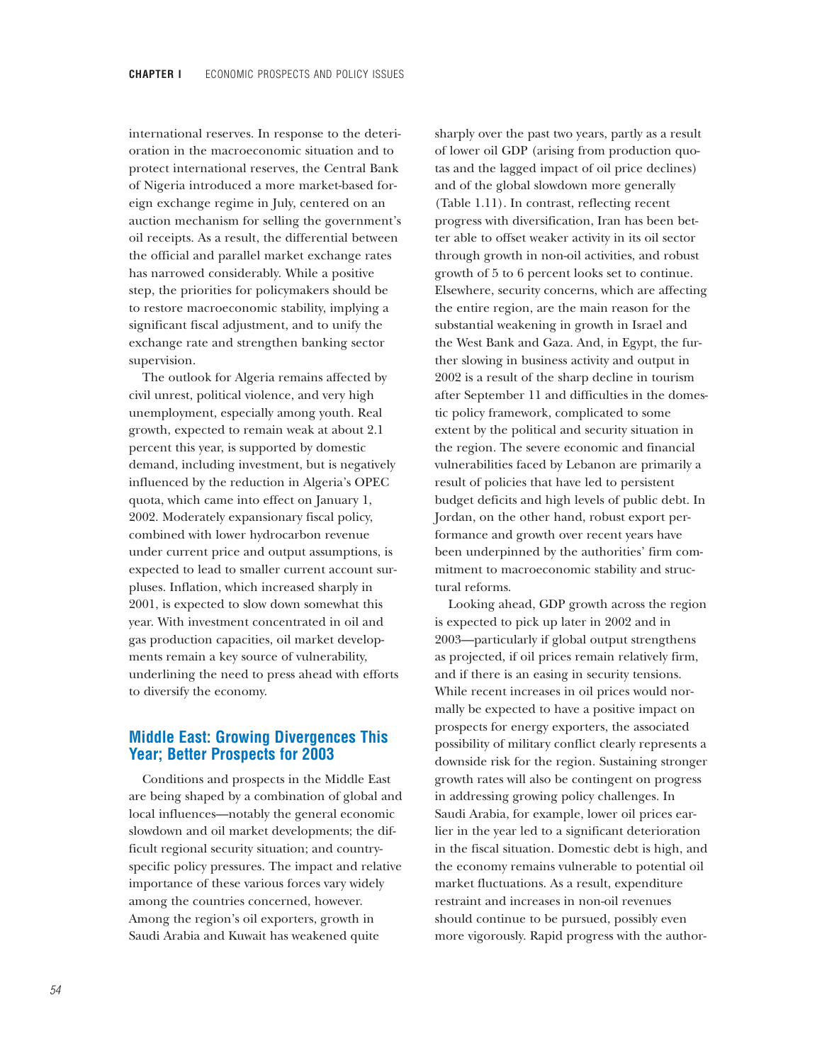international reserves. In response to the deterioration in the macroeconomic situation and to protect international reserves, the Central Bank of Nigeria introduced a more market-based foreign exchange regime in July, centered on an auction mechanism for selling the government's oil receipts. As a result, the differential between the official and parallel market exchange rates has narrowed considerably. While a positive step, the priorities for policymakers should be to restore macroeconomic stability, implying a significant fiscal adjustment, and to unify the exchange rate and strengthen banking sector supervision.

The outlook for Algeria remains affected by civil unrest, political violence, and very high unemployment, especially among youth. Real growth, expected to remain weak at about 2.1 percent this year, is supported by domestic demand, including investment, but is negatively influenced by the reduction in Algeria's OPEC quota, which came into effect on January 1, 2002. Moderately expansionary fiscal policy, combined with lower hydrocarbon revenue under current price and output assumptions, is expected to lead to smaller current account surpluses. Inflation, which increased sharply in 2001, is expected to slow down somewhat this year. With investment concentrated in oil and gas production capacities, oil market developments remain a key source of vulnerability, underlining the need to press ahead with efforts to diversify the economy.

## Middle East: Growing Divergences This Year; Better Prospects for 2003

Conditions and prospects in the Middle East are being shaped by a combination of global and local influences—notably the general economic slowdown and oil market developments; the difficult regional security situation; and country-specific policy pressures. The impact and relative importance of these various forces vary widely among the countries concerned, however. Among the region's oil exporters, growth in Saudi Arabia and Kuwait has weakened quite sharply over the past two years, partly as a result of lower oil GDP (arising from production quotas and the lagged impact of oil price declines) and of the global slowdown more generally (Table 1.11). In contrast, reflecting recent progress with diversification, Iran has been better able to offset weaker activity in its oil sector through growth in non-oil activities, and robust growth of 5 to 6 percent looks set to continue. Elsewhere, security concerns, which are affecting the entire region, are the main reason for the substantial weakening in growth in Israel and the West Bank and Gaza. And, in Egypt, the further slowing in business activity and output in 2002 is a result of the sharp decline in tourism after September 11 and difficulties in the domestic policy framework, complicated to some extent by the political and security situation in the region. The severe economic and financial vulnerabilities faced by Lebanon are primarily a result of policies that have led to persistent budget deficits and high levels of public debt. In Jordan, on the other hand, robust export performance and growth over recent years have been underpinned by the authorities' firm commitment to macroeconomic stability and structural reforms.

Looking ahead, GDP growth across the region is expected to pick up later in 2002 and in 2003—particularly if global output strengthens as projected, if oil prices remain relatively firm, and if there is an easing in security tensions. While recent increases in oil prices would normally be expected to have a positive impact on prospects for energy exporters, the associated possibility of military conflict clearly represents a downside risk for the region. Sustaining stronger growth rates will also be contingent on progress in addressing growing policy challenges. In Saudi Arabia, for example, lower oil prices earlier in the year led to a significant deterioration in the fiscal situation. Domestic debt is high, and the economy remains vulnerable to potential oil market fluctuations. As a result, expenditure restraint and increases in non-oil revenues should continue to be pursued, possibly even more vigorously. Rapid progress with the author-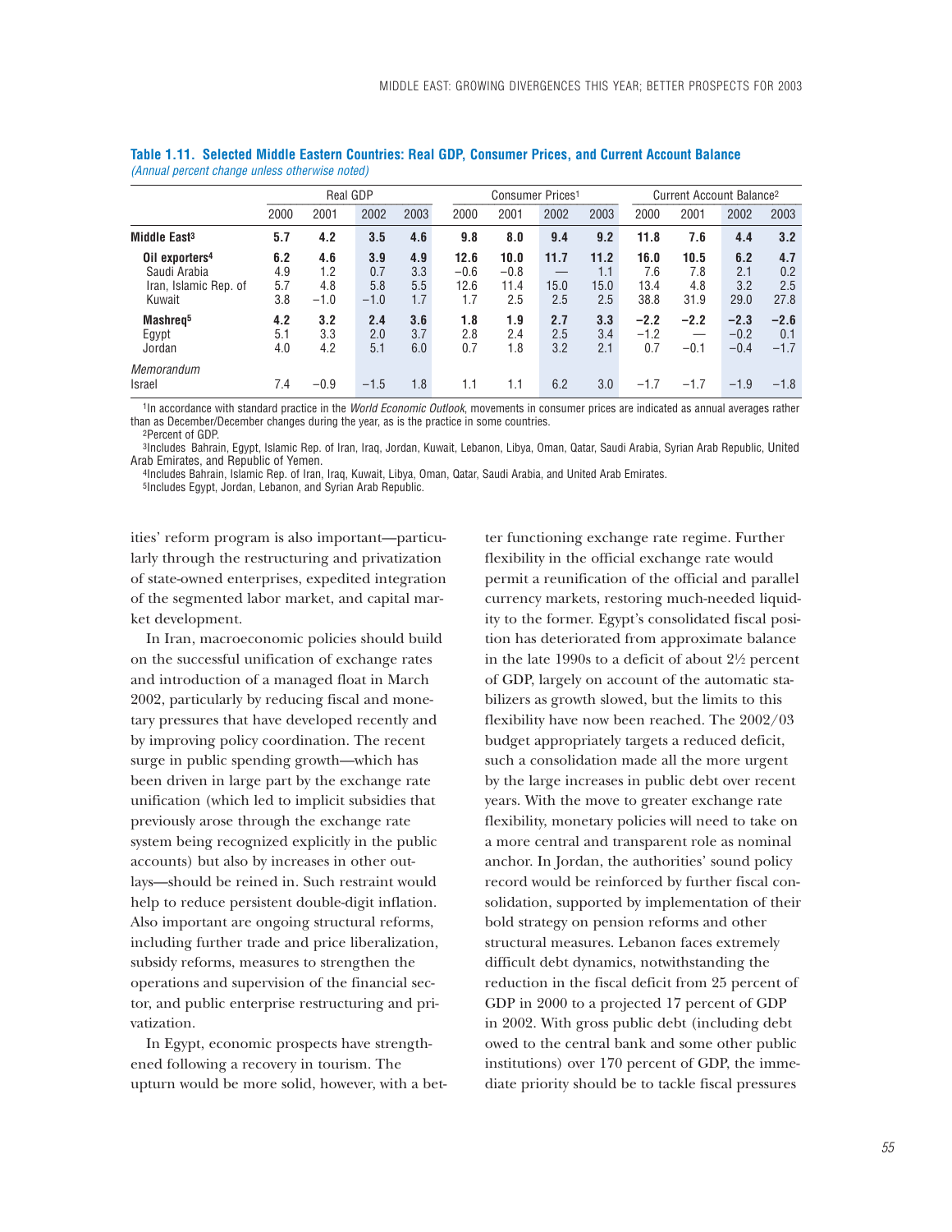**Table 1.11. Selected Middle Eastern Countries: Real GDP, Consumer Prices, and Current Account Balance**
*(Annual percent change unless otherwise noted)*

| | Real GDP | | | | Consumer Prices[1] | | | | Current Account Balance[2] | | | |
|---|---|---|---|---|---|---|---|---|---|---|---|---|
| | 2000 | 2001 | 2002 | 2003 | 2000 | 2001 | 2002 | 2003 | 2000 | 2001 | 2002 | 2003 |
| **Middle East[3]** | **5.7** | **4.2** | **3.5** | **4.6** | **9.8** | **8.0** | **9.4** | **9.2** | **11.8** | **7.6** | **4.4** | **3.2** |
| **Oil exporters[4]** | **6.2** | **4.6** | **3.9** | **4.9** | **12.6** | **10.0** | **11.7** | **11.2** | **16.0** | **10.5** | **6.2** | **4.7** |
| Saudi Arabia | 4.9 | 1.2 | 0.7 | 3.3 | −0.6 | −0.8 | — | 1.1 | 7.6 | 7.8 | 2.1 | 0.2 |
| Iran, Islamic Rep. of | 5.7 | 4.8 | 5.8 | 5.5 | 12.6 | 11.4 | 15.0 | 15.0 | 13.4 | 4.8 | 3.2 | 2.5 |
| Kuwait | 3.8 | −1.0 | −1.0 | 1.7 | 1.7 | 2.5 | 2.5 | 2.5 | 38.8 | 31.9 | 29.0 | 27.8 |
| **Mashreq[5]** | **4.2** | **3.2** | **2.4** | **3.6** | **1.8** | **1.9** | **2.7** | **3.3** | **−2.2** | **−2.2** | **−2.3** | **−2.6** |
| Egypt | 5.1 | 3.3 | 2.0 | 3.7 | 2.8 | 2.4 | 2.5 | 3.4 | −1.2 | — | −0.2 | 0.1 |
| Jordan | 4.0 | 4.2 | 5.1 | 6.0 | 0.7 | 1.8 | 3.2 | 2.1 | 0.7 | −0.1 | −0.4 | −1.7 |
| *Memorandum* | | | | | | | | | | | | |
| Israel | 7.4 | −0.9 | −1.5 | 1.8 | 1.1 | 1.1 | 6.2 | 3.0 | −1.7 | −1.7 | −1.9 | −1.8 |

[1]In accordance with standard practice in the *World Economic Outlook*, movements in consumer prices are indicated as annual averages rather than as December/December changes during the year, as is the practice in some countries.
[2]Percent of GDP.
[3]Includes Bahrain, Egypt, Islamic Rep. of Iran, Iraq, Jordan, Kuwait, Lebanon, Libya, Oman, Qatar, Saudi Arabia, Syrian Arab Republic, United Arab Emirates, and Republic of Yemen.
[4]Includes Bahrain, Islamic Rep. of Iran, Iraq, Kuwait, Libya, Oman, Qatar, Saudi Arabia, and United Arab Emirates.
[5]Includes Egypt, Jordan, Lebanon, and Syrian Arab Republic.

ities' reform program is also important—particularly through the restructuring and privatization of state-owned enterprises, expedited integration of the segmented labor market, and capital market development.

In Iran, macroeconomic policies should build on the successful unification of exchange rates and introduction of a managed float in March 2002, particularly by reducing fiscal and monetary pressures that have developed recently and by improving policy coordination. The recent surge in public spending growth—which has been driven in large part by the exchange rate unification (which led to implicit subsidies that previously arose through the exchange rate system being recognized explicitly in the public accounts) but also by increases in other outlays—should be reined in. Such restraint would help to reduce persistent double-digit inflation. Also important are ongoing structural reforms, including further trade and price liberalization, subsidy reforms, measures to strengthen the operations and supervision of the financial sector, and public enterprise restructuring and privatization.

In Egypt, economic prospects have strengthened following a recovery in tourism. The upturn would be more solid, however, with a better functioning exchange rate regime. Further flexibility in the official exchange rate would permit a reunification of the official and parallel currency markets, restoring much-needed liquidity to the former. Egypt's consolidated fiscal position has deteriorated from approximate balance in the late 1990s to a deficit of about 2½ percent of GDP, largely on account of the automatic stabilizers as growth slowed, but the limits to this flexibility have now been reached. The 2002/03 budget appropriately targets a reduced deficit, such a consolidation made all the more urgent by the large increases in public debt over recent years. With the move to greater exchange rate flexibility, monetary policies will need to take on a more central and transparent role as nominal anchor. In Jordan, the authorities' sound policy record would be reinforced by further fiscal consolidation, supported by implementation of their bold strategy on pension reforms and other structural measures. Lebanon faces extremely difficult debt dynamics, notwithstanding the reduction in the fiscal deficit from 25 percent of GDP in 2000 to a projected 17 percent of GDP in 2002. With gross public debt (including debt owed to the central bank and some other public institutions) over 170 percent of GDP, the immediate priority should be to tackle fiscal pressures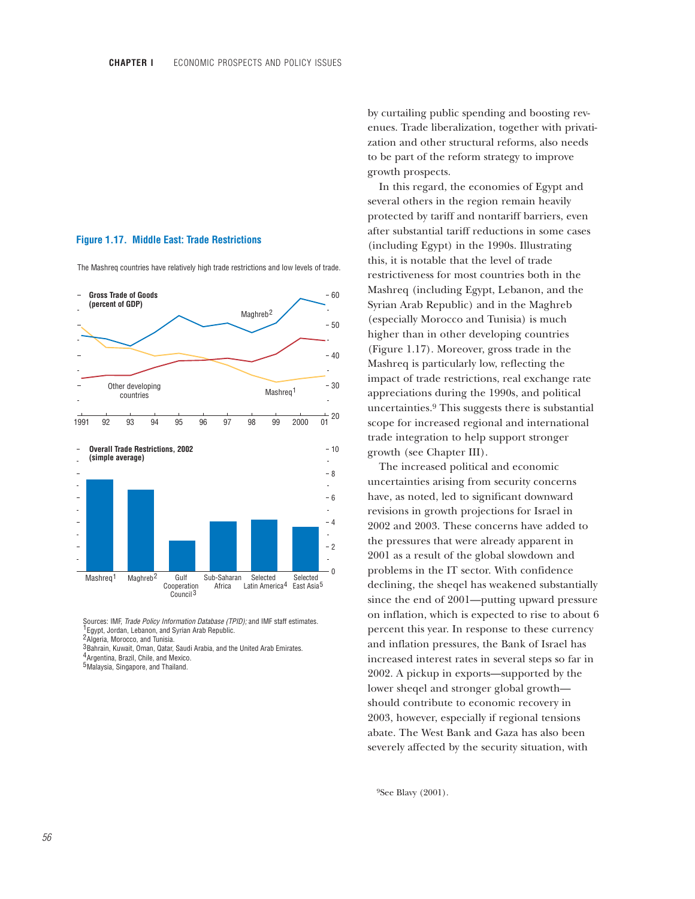**Figure 1.17. Middle East: Trade Restrictions**

The Mashreq countries have relatively high trade restrictions and low levels of trade.

**Gross Trade of Goods (percent of GDP)**

Maghreb[2]

Other developing countries

Mashreq[1]

1991 92 93 94 95 96 97 98 99 2000 01

**Overall Trade Restrictions, 2002 (simple average)**

Mashreq[1] | Maghreb[2] | Gulf Cooperation Council[3] | Sub-Saharan Africa | Selected Latin America[4] | Selected East Asia[5]

Sources: IMF, *Trade Policy Information Database (TPID);* and IMF staff estimates.
[1]Egypt, Jordan, Lebanon, and Syrian Arab Republic.
[2]Algeria, Morocco, and Tunisia.
[3]Bahrain, Kuwait, Oman, Qatar, Saudi Arabia, and the United Arab Emirates.
[4]Argentina, Brazil, Chile, and Mexico.
[5]Malaysia, Singapore, and Thailand.

by curtailing public spending and boosting revenues. Trade liberalization, together with privatization and other structural reforms, also needs to be part of the reform strategy to improve growth prospects.

In this regard, the economies of Egypt and several others in the region remain heavily protected by tariff and nontariff barriers, even after substantial tariff reductions in some cases (including Egypt) in the 1990s. Illustrating this, it is notable that the level of trade restrictiveness for most countries both in the Mashreq (including Egypt, Lebanon, and the Syrian Arab Republic) and in the Maghreb (especially Morocco and Tunisia) is much higher than in other developing countries (Figure 1.17). Moreover, gross trade in the Mashreq is particularly low, reflecting the impact of trade restrictions, real exchange rate appreciations during the 1990s, and political uncertainties.[9] This suggests there is substantial scope for increased regional and international trade integration to help support stronger growth (see Chapter III).

The increased political and economic uncertainties arising from security concerns have, as noted, led to significant downward revisions in growth projections for Israel in 2002 and 2003. These concerns have added to the pressures that were already apparent in 2001 as a result of the global slowdown and problems in the IT sector. With confidence declining, the sheqel has weakened substantially since the end of 2001—putting upward pressure on inflation, which is expected to rise to about 6 percent this year. In response to these currency and inflation pressures, the Bank of Israel has increased interest rates in several steps so far in 2002. A pickup in exports—supported by the lower sheqel and stronger global growth—should contribute to economic recovery in 2003, however, especially if regional tensions abate. The West Bank and Gaza has also been severely affected by the security situation, with

[9]See Blavy (2001).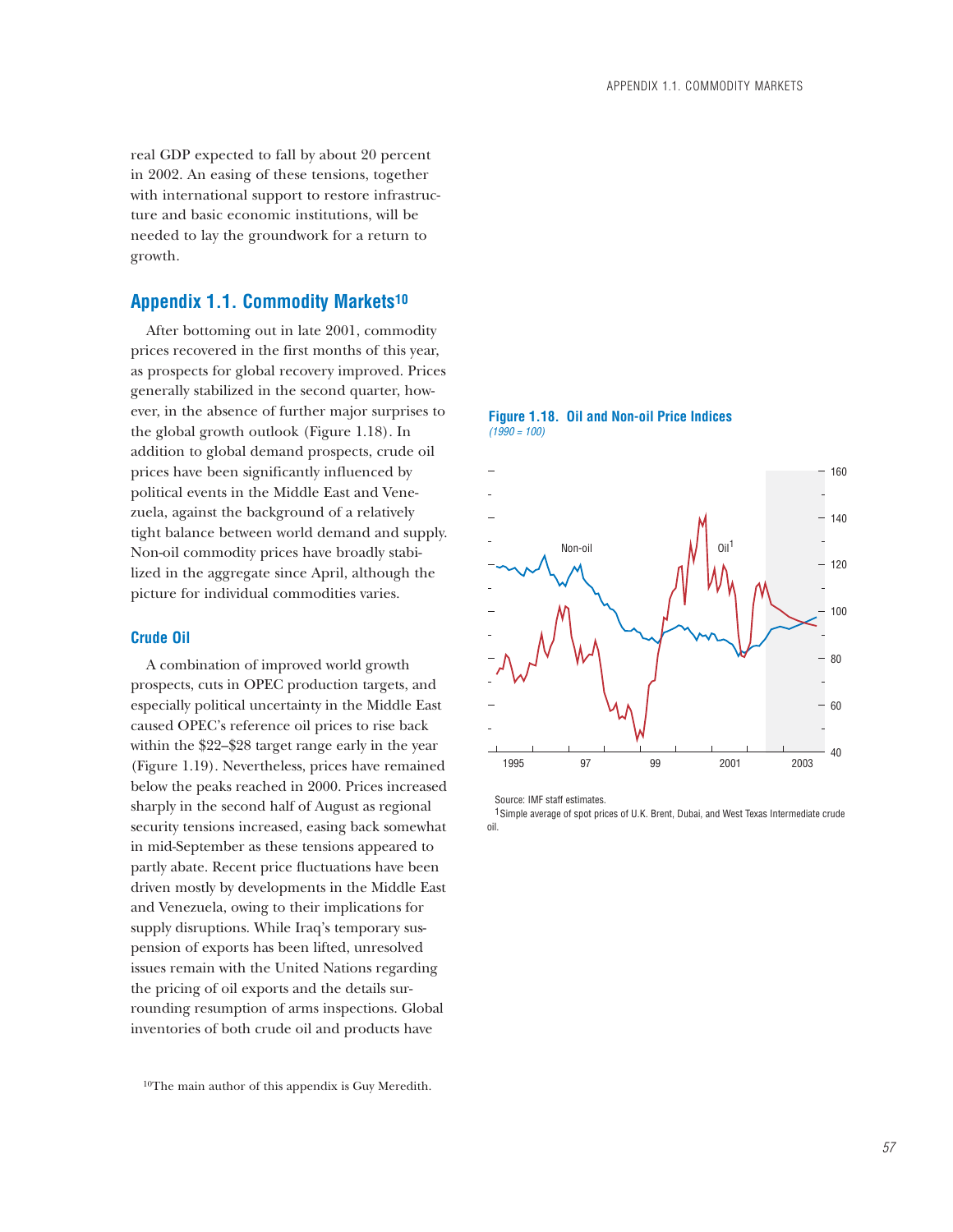real GDP expected to fall by about 20 percent in 2002. An easing of these tensions, together with international support to restore infrastructure and basic economic institutions, will be needed to lay the groundwork for a return to growth.

## Appendix 1.1. Commodity Markets[10]

After bottoming out in late 2001, commodity prices recovered in the first months of this year, as prospects for global recovery improved. Prices generally stabilized in the second quarter, however, in the absence of further major surprises to the global growth outlook (Figure 1.18). In addition to global demand prospects, crude oil prices have been significantly influenced by political events in the Middle East and Venezuela, against the background of a relatively tight balance between world demand and supply. Non-oil commodity prices have broadly stabilized in the aggregate since April, although the picture for individual commodities varies.

### Crude Oil

A combination of improved world growth prospects, cuts in OPEC production targets, and especially political uncertainty in the Middle East caused OPEC's reference oil prices to rise back within the $22–$28 target range early in the year (Figure 1.19). Nevertheless, prices have remained below the peaks reached in 2000. Prices increased sharply in the second half of August as regional security tensions increased, easing back somewhat in mid-September as these tensions appeared to partly abate. Recent price fluctuations have been driven mostly by developments in the Middle East and Venezuela, owing to their implications for supply disruptions. While Iraq's temporary suspension of exports has been lifted, unresolved issues remain with the United Nations regarding the pricing of oil exports and the details surrounding resumption of arms inspections. Global inventories of both crude oil and products have

**Figure 1.18. Oil and Non-oil Price Indices**
*(1990 = 100)*

Source: IMF staff estimates.
[1]Simple average of spot prices of U.K. Brent, Dubai, and West Texas Intermediate crude oil.

[10]The main author of this appendix is Guy Meredith.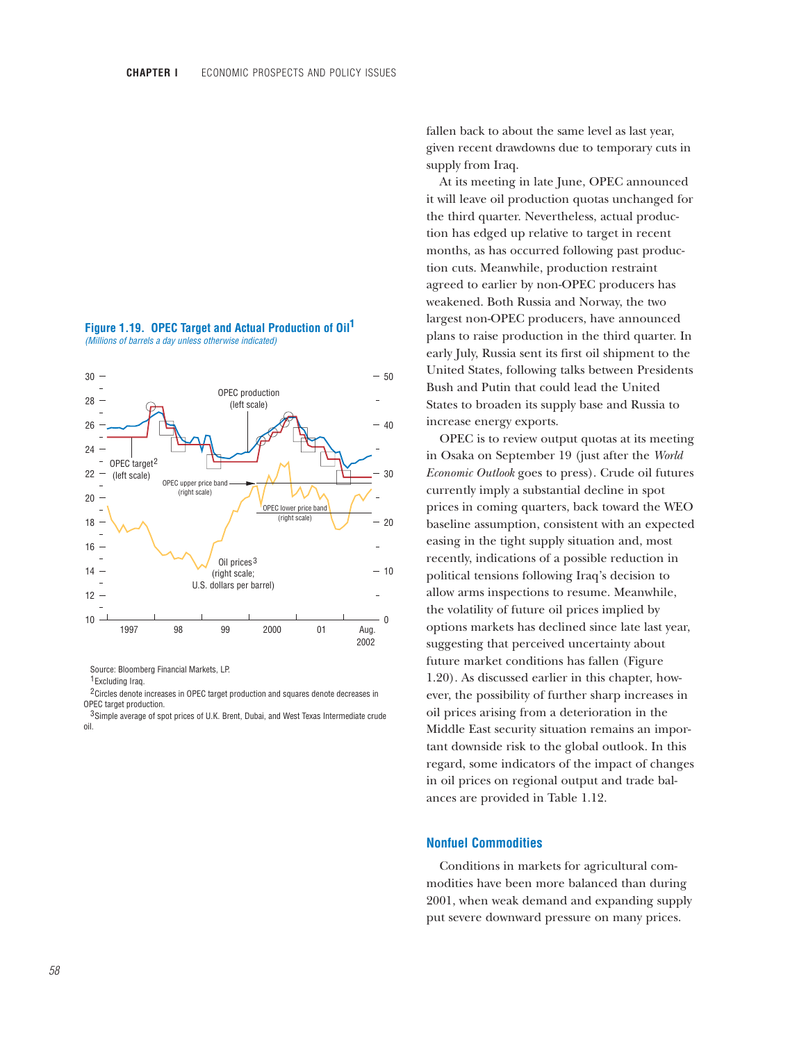**Figure 1.19. OPEC Target and Actual Production of Oil**[1]
*(Millions of barrels a day unless otherwise indicated)*

Source: Bloomberg Financial Markets, LP.
[1]Excluding Iraq.
[2]Circles denote increases in OPEC target production and squares denote decreases in OPEC target production.
[3]Simple average of spot prices of U.K. Brent, Dubai, and West Texas Intermediate crude oil.

fallen back to about the same level as last year, given recent drawdowns due to temporary cuts in supply from Iraq.

At its meeting in late June, OPEC announced it will leave oil production quotas unchanged for the third quarter. Nevertheless, actual production has edged up relative to target in recent months, as has occurred following past production cuts. Meanwhile, production restraint agreed to earlier by non-OPEC producers has weakened. Both Russia and Norway, the two largest non-OPEC producers, have announced plans to raise production in the third quarter. In early July, Russia sent its first oil shipment to the United States, following talks between Presidents Bush and Putin that could lead the United States to broaden its supply base and Russia to increase energy exports.

OPEC is to review output quotas at its meeting in Osaka on September 19 (just after the *World Economic Outlook* goes to press). Crude oil futures currently imply a substantial decline in spot prices in coming quarters, back toward the WEO baseline assumption, consistent with an expected easing in the tight supply situation and, most recently, indications of a possible reduction in political tensions following Iraq's decision to allow arms inspections to resume. Meanwhile, the volatility of future oil prices implied by options markets has declined since late last year, suggesting that perceived uncertainty about future market conditions has fallen (Figure 1.20). As discussed earlier in this chapter, however, the possibility of further sharp increases in oil prices arising from a deterioration in the Middle East security situation remains an important downside risk to the global outlook. In this regard, some indicators of the impact of changes in oil prices on regional output and trade balances are provided in Table 1.12.

## Nonfuel Commodities

Conditions in markets for agricultural commodities have been more balanced than during 2001, when weak demand and expanding supply put severe downward pressure on many prices.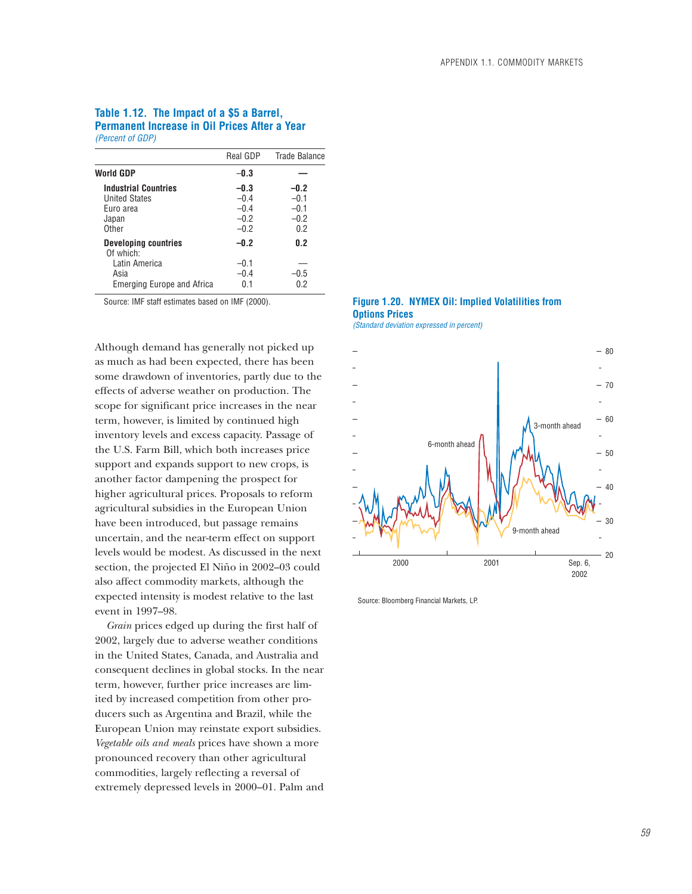**Table 1.12. The Impact of a $5 a Barrel, Permanent Increase in Oil Prices After a Year**
*(Percent of GDP)*

| | Real GDP | Trade Balance |
|---|---|---|
| **World GDP** | **–0.3** | **—** |
| **Industrial Countries** | **–0.3** | **–0.2** |
| United States | –0.4 | –0.1 |
| Euro area | –0.4 | –0.1 |
| Japan | –0.2 | –0.2 |
| Other | –0.2 | 0.2 |
| **Developing countries** | **–0.2** | **0.2** |
| Of which: | | |
| Latin America | –0.1 | — |
| Asia | –0.4 | –0.5 |
| Emerging Europe and Africa | 0.1 | 0.2 |

Source: IMF staff estimates based on IMF (2000).

Although demand has generally not picked up as much as had been expected, there has been some drawdown of inventories, partly due to the effects of adverse weather on production. The scope for significant price increases in the near term, however, is limited by continued high inventory levels and excess capacity. Passage of the U.S. Farm Bill, which both increases price support and expands support to new crops, is another factor dampening the prospect for higher agricultural prices. Proposals to reform agricultural subsidies in the European Union have been introduced, but passage remains uncertain, and the near-term effect on support levels would be modest. As discussed in the next section, the projected El Niño in 2002–03 could also affect commodity markets, although the expected intensity is modest relative to the last event in 1997–98.

*Grain* prices edged up during the first half of 2002, largely due to adverse weather conditions in the United States, Canada, and Australia and consequent declines in global stocks. In the near term, however, further price increases are limited by increased competition from other producers such as Argentina and Brazil, while the European Union may reinstate export subsidies. *Vegetable oils and meals* prices have shown a more pronounced recovery than other agricultural commodities, largely reflecting a reversal of extremely depressed levels in 2000–01. Palm and

**Figure 1.20. NYMEX Oil: Implied Volatilities from Options Prices**
*(Standard deviation expressed in percent)*

Source: Bloomberg Financial Markets, LP.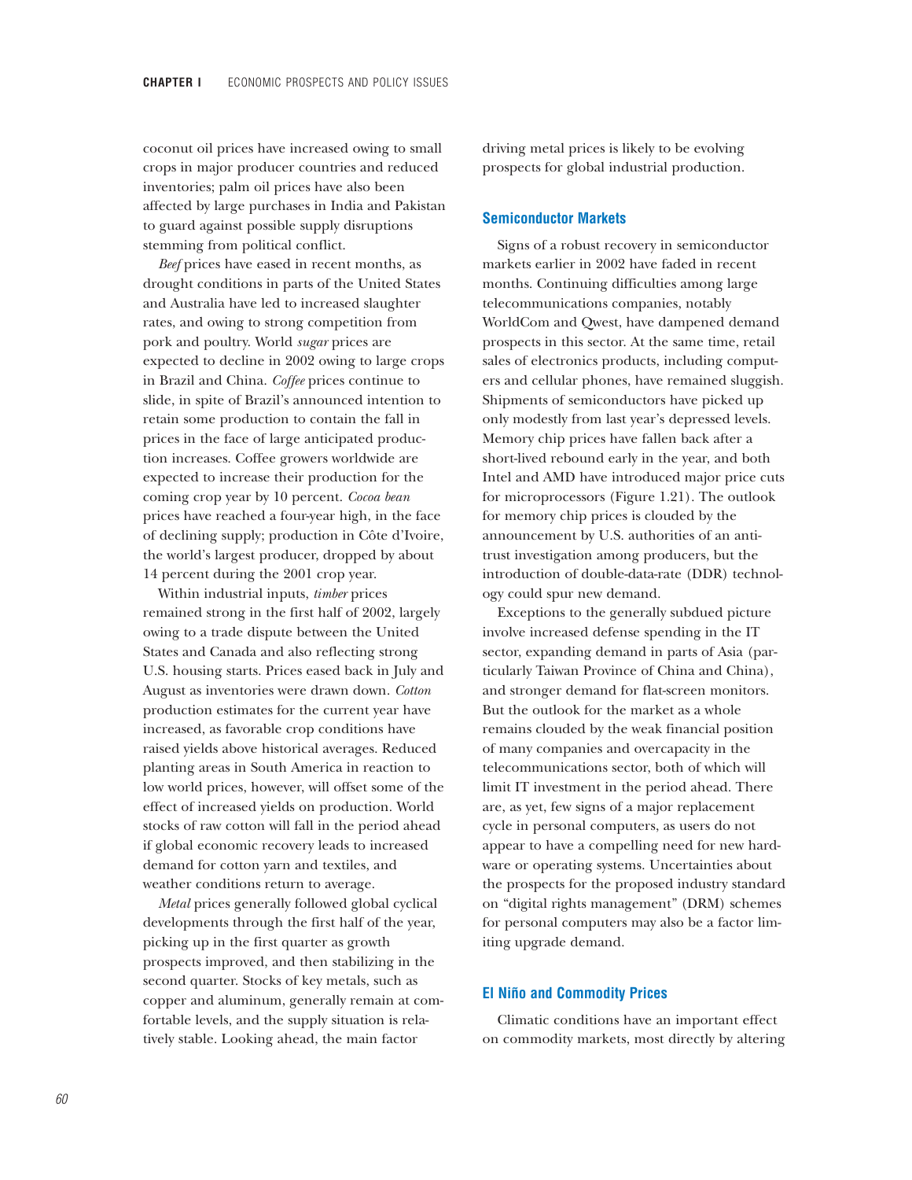coconut oil prices have increased owing to small crops in major producer countries and reduced inventories; palm oil prices have also been affected by large purchases in India and Pakistan to guard against possible supply disruptions stemming from political conflict.

*Beef* prices have eased in recent months, as drought conditions in parts of the United States and Australia have led to increased slaughter rates, and owing to strong competition from pork and poultry. World *sugar* prices are expected to decline in 2002 owing to large crops in Brazil and China. *Coffee* prices continue to slide, in spite of Brazil's announced intention to retain some production to contain the fall in prices in the face of large anticipated production increases. Coffee growers worldwide are expected to increase their production for the coming crop year by 10 percent. *Cocoa bean* prices have reached a four-year high, in the face of declining supply; production in Côte d'Ivoire, the world's largest producer, dropped by about 14 percent during the 2001 crop year.

Within industrial inputs, *timber* prices remained strong in the first half of 2002, largely owing to a trade dispute between the United States and Canada and also reflecting strong U.S. housing starts. Prices eased back in July and August as inventories were drawn down. *Cotton* production estimates for the current year have increased, as favorable crop conditions have raised yields above historical averages. Reduced planting areas in South America in reaction to low world prices, however, will offset some of the effect of increased yields on production. World stocks of raw cotton will fall in the period ahead if global economic recovery leads to increased demand for cotton yarn and textiles, and weather conditions return to average.

*Metal* prices generally followed global cyclical developments through the first half of the year, picking up in the first quarter as growth prospects improved, and then stabilizing in the second quarter. Stocks of key metals, such as copper and aluminum, generally remain at comfortable levels, and the supply situation is relatively stable. Looking ahead, the main factor driving metal prices is likely to be evolving prospects for global industrial production.

### Semiconductor Markets

Signs of a robust recovery in semiconductor markets earlier in 2002 have faded in recent months. Continuing difficulties among large telecommunications companies, notably WorldCom and Qwest, have dampened demand prospects in this sector. At the same time, retail sales of electronics products, including computers and cellular phones, have remained sluggish. Shipments of semiconductors have picked up only modestly from last year's depressed levels. Memory chip prices have fallen back after a short-lived rebound early in the year, and both Intel and AMD have introduced major price cuts for microprocessors (Figure 1.21). The outlook for memory chip prices is clouded by the announcement by U.S. authorities of an antitrust investigation among producers, but the introduction of double-data-rate (DDR) technology could spur new demand.

Exceptions to the generally subdued picture involve increased defense spending in the IT sector, expanding demand in parts of Asia (particularly Taiwan Province of China and China), and stronger demand for flat-screen monitors. But the outlook for the market as a whole remains clouded by the weak financial position of many companies and overcapacity in the telecommunications sector, both of which will limit IT investment in the period ahead. There are, as yet, few signs of a major replacement cycle in personal computers, as users do not appear to have a compelling need for new hardware or operating systems. Uncertainties about the prospects for the proposed industry standard on "digital rights management" (DRM) schemes for personal computers may also be a factor limiting upgrade demand.

### El Niño and Commodity Prices

Climatic conditions have an important effect on commodity markets, most directly by altering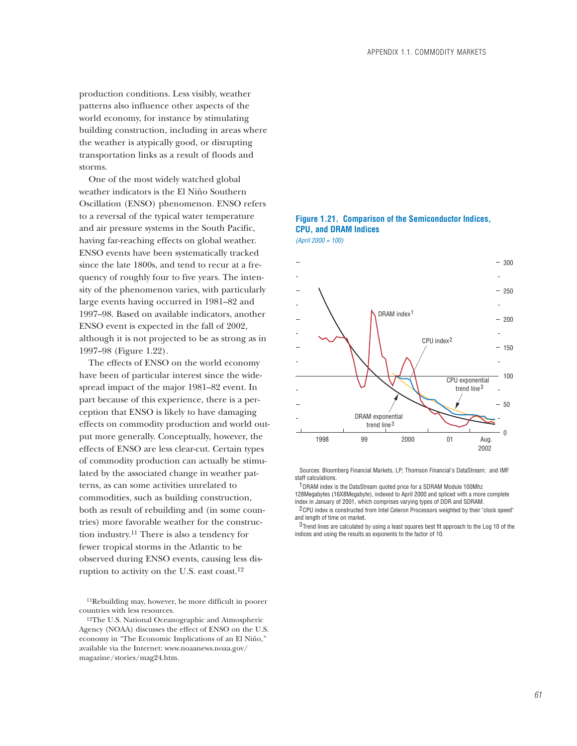production conditions. Less visibly, weather patterns also influence other aspects of the world economy, for instance by stimulating building construction, including in areas where the weather is atypically good, or disrupting transportation links as a result of floods and storms.

One of the most widely watched global weather indicators is the El Niño Southern Oscillation (ENSO) phenomenon. ENSO refers to a reversal of the typical water temperature and air pressure systems in the South Pacific, having far-reaching effects on global weather. ENSO events have been systematically tracked since the late 1800s, and tend to recur at a frequency of roughly four to five years. The intensity of the phenomenon varies, with particularly large events having occurred in 1981–82 and 1997–98. Based on available indicators, another ENSO event is expected in the fall of 2002, although it is not projected to be as strong as in 1997–98 (Figure 1.22).

The effects of ENSO on the world economy have been of particular interest since the widespread impact of the major 1981–82 event. In part because of this experience, there is a perception that ENSO is likely to have damaging effects on commodity production and world output more generally. Conceptually, however, the effects of ENSO are less clear-cut. Certain types of commodity production can actually be stimulated by the associated change in weather patterns, as can some activities unrelated to commodities, such as building construction, both as result of rebuilding and (in some countries) more favorable weather for the construction industry.[11] There is also a tendency for fewer tropical storms in the Atlantic to be observed during ENSO events, causing less disruption to activity on the U.S. east coast.[12]

[11]Rebuilding may, however, be more difficult in poorer countries with less resources.

[12]The U.S. National Oceanographic and Atmospheric Agency (NOAA) discusses the effect of ENSO on the U.S. economy in "The Economic Implications of an El Niño," available via the Internet: www.noaanews.noaa.gov/magazine/stories/mag24.htm.

**Figure 1.21. Comparison of the Semiconductor Indices, CPU, and DRAM Indices**

*(April 2000 = 100)*

Sources: Bloomberg Financial Markets, LP; Thomson Financial's DataStream; and IMF staff calculations.

[1]DRAM index is the DataStream quoted price for a SDRAM Module 100Mhz 128Megabytes (16X8Megabyte), indexed to April 2000 and spliced with a more complete index in January of 2001, which comprises varying types of DDR and SDRAM.

[2]CPU index is constructed from Intel Celeron Processors weighted by their "clock speed" and length of time on market.

[3]Trend lines are calculated by using a least squares best fit approach to the Log 10 of the indices and using the results as exponents to the factor of 10.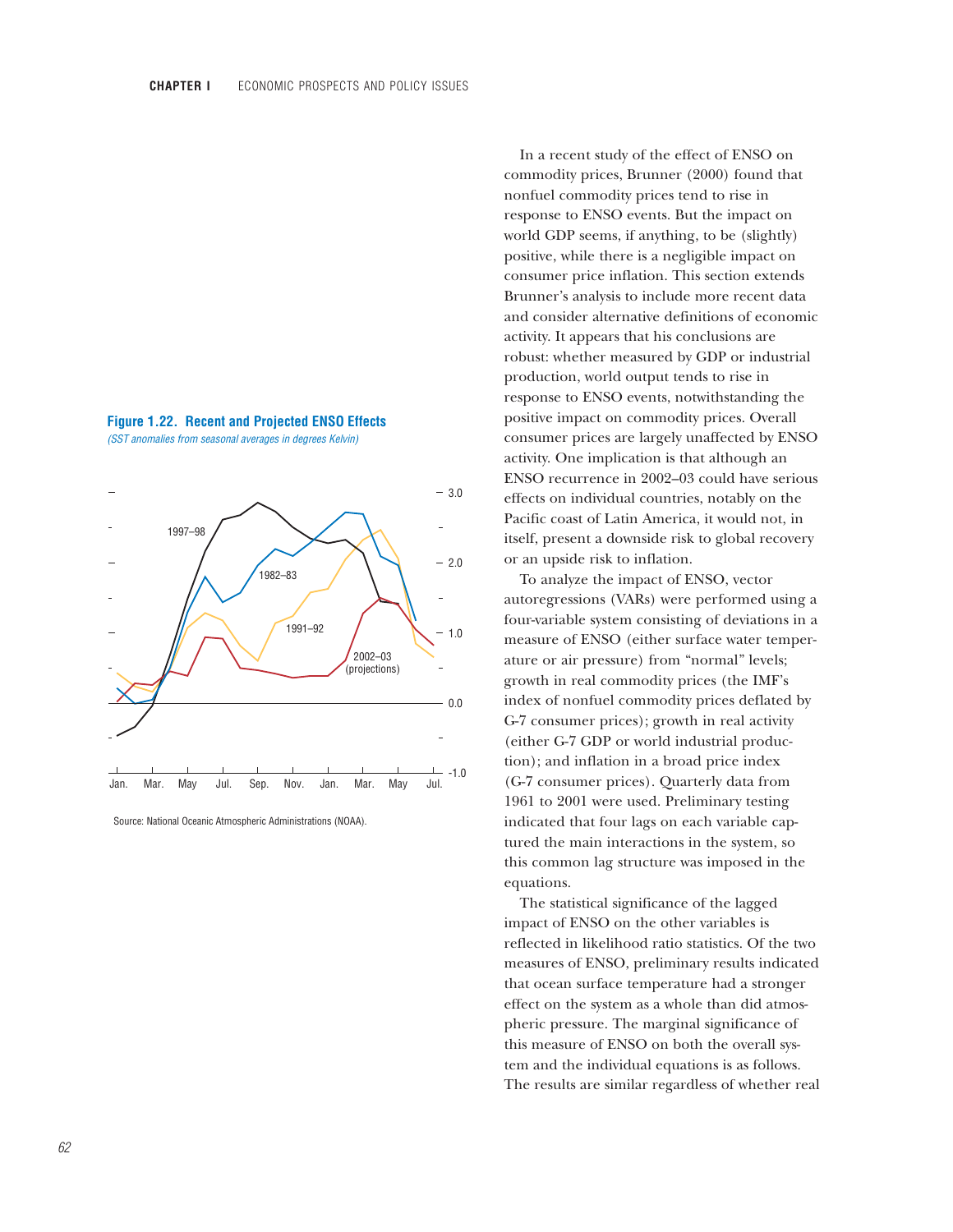**Figure 1.22. Recent and Projected ENSO Effects**

*(SST anomalies from seasonal averages in degrees Kelvin)*

Source: National Oceanic Atmospheric Administrations (NOAA).

In a recent study of the effect of ENSO on commodity prices, Brunner (2000) found that nonfuel commodity prices tend to rise in response to ENSO events. But the impact on world GDP seems, if anything, to be (slightly) positive, while there is a negligible impact on consumer price inflation. This section extends Brunner's analysis to include more recent data and consider alternative definitions of economic activity. It appears that his conclusions are robust: whether measured by GDP or industrial production, world output tends to rise in response to ENSO events, notwithstanding the positive impact on commodity prices. Overall consumer prices are largely unaffected by ENSO activity. One implication is that although an ENSO recurrence in 2002–03 could have serious effects on individual countries, notably on the Pacific coast of Latin America, it would not, in itself, present a downside risk to global recovery or an upside risk to inflation.

To analyze the impact of ENSO, vector autoregressions (VARs) were performed using a four-variable system consisting of deviations in a measure of ENSO (either surface water temperature or air pressure) from "normal" levels; growth in real commodity prices (the IMF's index of nonfuel commodity prices deflated by G-7 consumer prices); growth in real activity (either G-7 GDP or world industrial production); and inflation in a broad price index (G-7 consumer prices). Quarterly data from 1961 to 2001 were used. Preliminary testing indicated that four lags on each variable captured the main interactions in the system, so this common lag structure was imposed in the equations.

The statistical significance of the lagged impact of ENSO on the other variables is reflected in likelihood ratio statistics. Of the two measures of ENSO, preliminary results indicated that ocean surface temperature had a stronger effect on the system as a whole than did atmospheric pressure. The marginal significance of this measure of ENSO on both the overall system and the individual equations is as follows. The results are similar regardless of whether real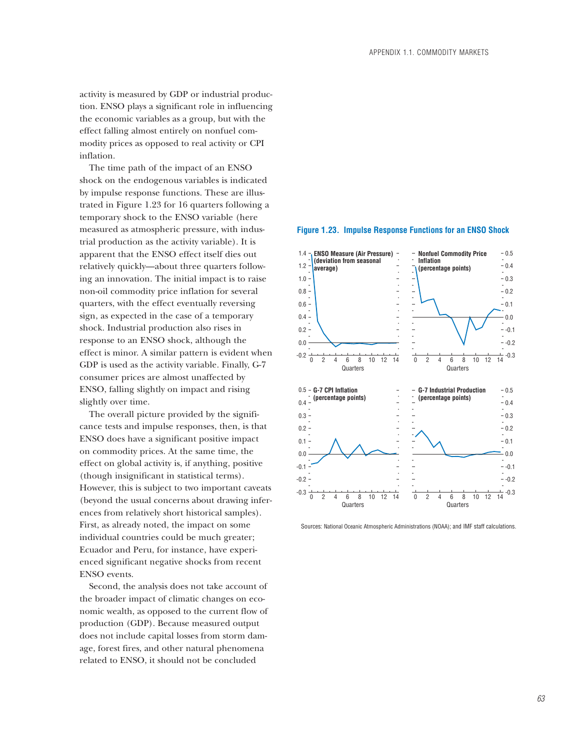activity is measured by GDP or industrial production. ENSO plays a significant role in influencing the economic variables as a group, but with the effect falling almost entirely on nonfuel commodity prices as opposed to real activity or CPI inflation.

The time path of the impact of an ENSO shock on the endogenous variables is indicated by impulse response functions. These are illustrated in Figure 1.23 for 16 quarters following a temporary shock to the ENSO variable (here measured as atmospheric pressure, with industrial production as the activity variable). It is apparent that the ENSO effect itself dies out relatively quickly—about three quarters following an innovation. The initial impact is to raise non-oil commodity price inflation for several quarters, with the effect eventually reversing sign, as expected in the case of a temporary shock. Industrial production also rises in response to an ENSO shock, although the effect is minor. A similar pattern is evident when GDP is used as the activity variable. Finally, G-7 consumer prices are almost unaffected by ENSO, falling slightly on impact and rising slightly over time.

The overall picture provided by the significance tests and impulse responses, then, is that ENSO does have a significant positive impact on commodity prices. At the same time, the effect on global activity is, if anything, positive (though insignificant in statistical terms). However, this is subject to two important caveats (beyond the usual concerns about drawing inferences from relatively short historical samples). First, as already noted, the impact on some individual countries could be much greater; Ecuador and Peru, for instance, have experienced significant negative shocks from recent ENSO events.

Second, the analysis does not take account of the broader impact of climatic changes on economic wealth, as opposed to the current flow of production (GDP). Because measured output does not include capital losses from storm damage, forest fires, and other natural phenomena related to ENSO, it should not be concluded

**Figure 1.23. Impulse Response Functions for an ENSO Shock**

Sources: National Oceanic Atmospheric Administrations (NOAA); and IMF staff calculations.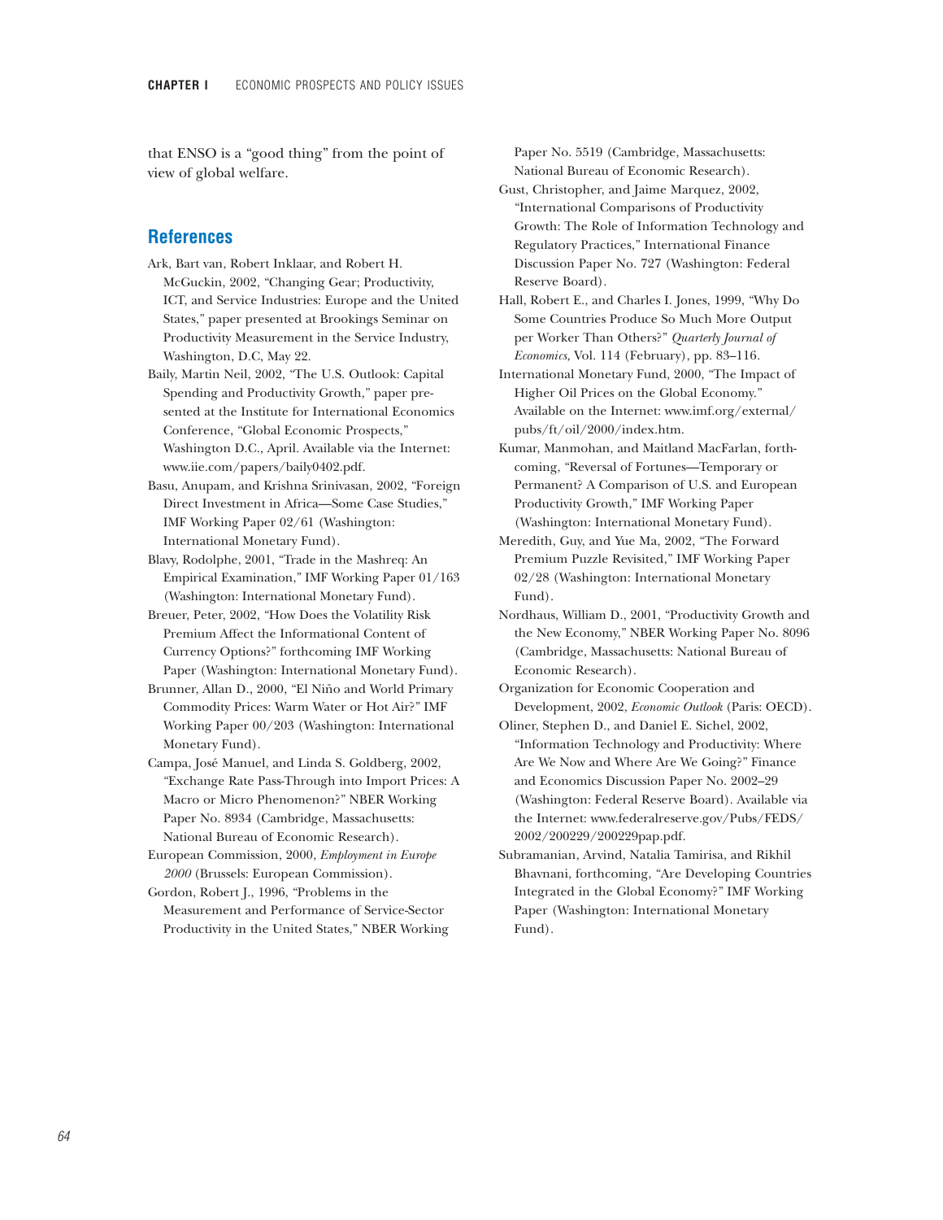that ENSO is a "good thing" from the point of view of global welfare.

## References

Ark, Bart van, Robert Inklaar, and Robert H. McGuckin, 2002, "Changing Gear; Productivity, ICT, and Service Industries: Europe and the United States," paper presented at Brookings Seminar on Productivity Measurement in the Service Industry, Washington, D.C, May 22.

Baily, Martin Neil, 2002, "The U.S. Outlook: Capital Spending and Productivity Growth," paper presented at the Institute for International Economics Conference, "Global Economic Prospects," Washington D.C., April. Available via the Internet: www.iie.com/papers/baily0402.pdf.

Basu, Anupam, and Krishna Srinivasan, 2002, "Foreign Direct Investment in Africa—Some Case Studies," IMF Working Paper 02/61 (Washington: International Monetary Fund).

Blavy, Rodolphe, 2001, "Trade in the Mashreq: An Empirical Examination," IMF Working Paper 01/163 (Washington: International Monetary Fund).

Breuer, Peter, 2002, "How Does the Volatility Risk Premium Affect the Informational Content of Currency Options?" forthcoming IMF Working Paper (Washington: International Monetary Fund).

Brunner, Allan D., 2000, "El Niño and World Primary Commodity Prices: Warm Water or Hot Air?" IMF Working Paper 00/203 (Washington: International Monetary Fund).

Campa, José Manuel, and Linda S. Goldberg, 2002, "Exchange Rate Pass-Through into Import Prices: A Macro or Micro Phenomenon?" NBER Working Paper No. 8934 (Cambridge, Massachusetts: National Bureau of Economic Research).

European Commission, 2000, *Employment in Europe 2000* (Brussels: European Commission).

Gordon, Robert J., 1996, "Problems in the Measurement and Performance of Service-Sector Productivity in the United States," NBER Working Paper No. 5519 (Cambridge, Massachusetts: National Bureau of Economic Research).

Gust, Christopher, and Jaime Marquez, 2002, "International Comparisons of Productivity Growth: The Role of Information Technology and Regulatory Practices," International Finance Discussion Paper No. 727 (Washington: Federal Reserve Board).

Hall, Robert E., and Charles I. Jones, 1999, "Why Do Some Countries Produce So Much More Output per Worker Than Others?" *Quarterly Journal of Economics,* Vol. 114 (February), pp. 83–116.

International Monetary Fund, 2000, "The Impact of Higher Oil Prices on the Global Economy." Available on the Internet: www.imf.org/external/pubs/ft/oil/2000/index.htm.

Kumar, Manmohan, and Maitland MacFarlan, forthcoming, "Reversal of Fortunes—Temporary or Permanent? A Comparison of U.S. and European Productivity Growth," IMF Working Paper (Washington: International Monetary Fund).

Meredith, Guy, and Yue Ma, 2002, "The Forward Premium Puzzle Revisited," IMF Working Paper 02/28 (Washington: International Monetary Fund).

Nordhaus, William D., 2001, "Productivity Growth and the New Economy," NBER Working Paper No. 8096 (Cambridge, Massachusetts: National Bureau of Economic Research).

Organization for Economic Cooperation and Development, 2002, *Economic Outlook* (Paris: OECD).

Oliner, Stephen D., and Daniel E. Sichel, 2002, "Information Technology and Productivity: Where Are We Now and Where Are We Going?" Finance and Economics Discussion Paper No. 2002–29 (Washington: Federal Reserve Board). Available via the Internet: www.federalreserve.gov/Pubs/FEDS/2002/200229/200229pap.pdf.

Subramanian, Arvind, Natalia Tamirisa, and Rikhil Bhavnani, forthcoming, "Are Developing Countries Integrated in the Global Economy?" IMF Working Paper (Washington: International Monetary Fund).